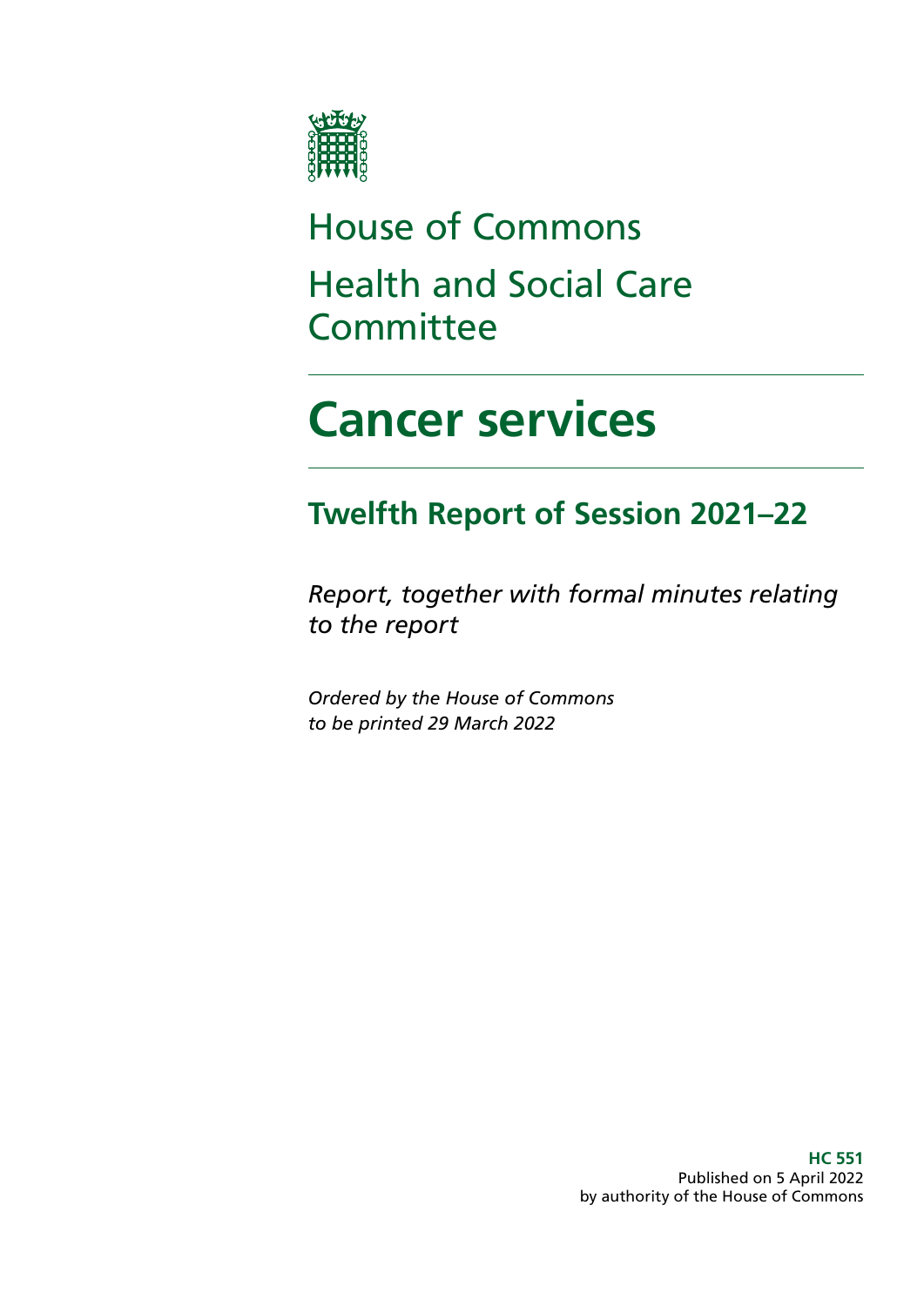House of Commons

Health and Social Care Committee

# Cancer services

## Twelfth Report of Session 2021–22

*Report, together with formal minutes relating to the report*

*Ordered by the House of Commons to be printed 29 March 2022*

**HC 551**
Published on 5 April 2022
by authority of the House of Commons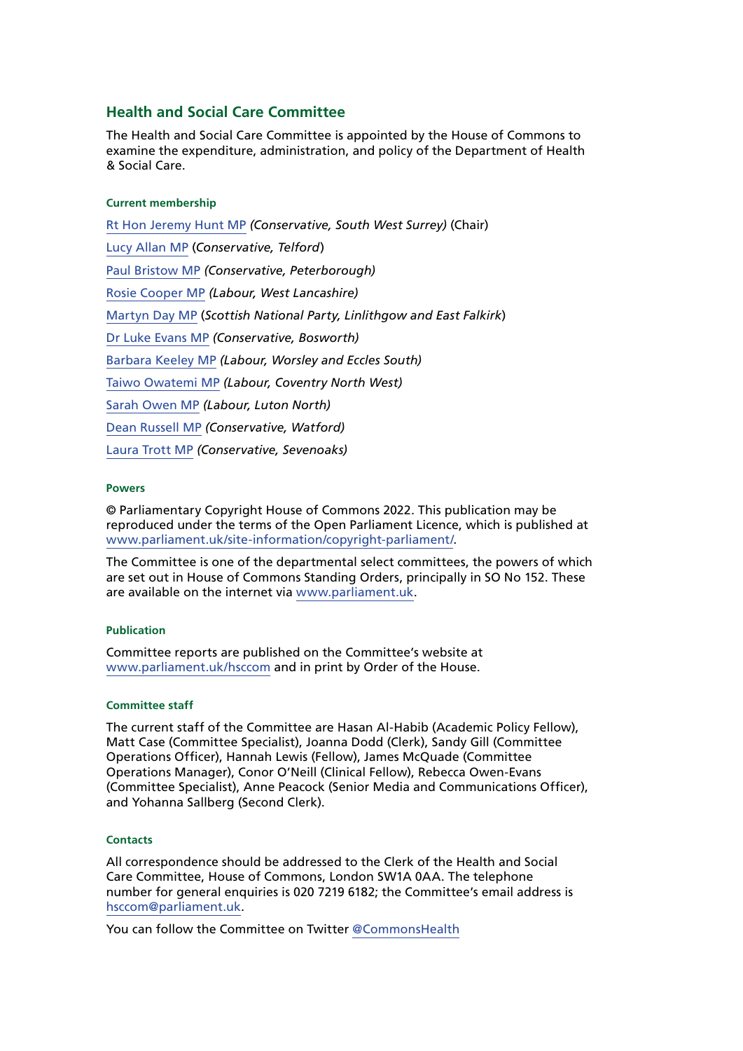## Health and Social Care Committee

The Health and Social Care Committee is appointed by the House of Commons to examine the expenditure, administration, and policy of the Department of Health & Social Care.

### Current membership

Rt Hon Jeremy Hunt MP *(Conservative, South West Surrey)* (Chair)

Lucy Allan MP (*Conservative, Telford*)

Paul Bristow MP *(Conservative, Peterborough)*

Rosie Cooper MP *(Labour, West Lancashire)*

Martyn Day MP (*Scottish National Party, Linlithgow and East Falkirk*)

Dr Luke Evans MP *(Conservative, Bosworth)*

Barbara Keeley MP *(Labour, Worsley and Eccles South)*

Taiwo Owatemi MP *(Labour, Coventry North West)*

Sarah Owen MP *(Labour, Luton North)*

Dean Russell MP *(Conservative, Watford)*

Laura Trott MP *(Conservative, Sevenoaks)*

### Powers

© Parliamentary Copyright House of Commons 2022. This publication may be reproduced under the terms of the Open Parliament Licence, which is published at www.parliament.uk/site-information/copyright-parliament/.

The Committee is one of the departmental select committees, the powers of which are set out in House of Commons Standing Orders, principally in SO No 152. These are available on the internet via www.parliament.uk.

### Publication

Committee reports are published on the Committee's website at www.parliament.uk/hsccom and in print by Order of the House.

### Committee staff

The current staff of the Committee are Hasan Al-Habib (Academic Policy Fellow), Matt Case (Committee Specialist), Joanna Dodd (Clerk), Sandy Gill (Committee Operations Officer), Hannah Lewis (Fellow), James McQuade (Committee Operations Manager), Conor O'Neill (Clinical Fellow), Rebecca Owen-Evans (Committee Specialist), Anne Peacock (Senior Media and Communications Officer), and Yohanna Sallberg (Second Clerk).

### Contacts

All correspondence should be addressed to the Clerk of the Health and Social Care Committee, House of Commons, London SW1A 0AA. The telephone number for general enquiries is 020 7219 6182; the Committee's email address is hsccom@parliament.uk.

You can follow the Committee on Twitter @CommonsHealth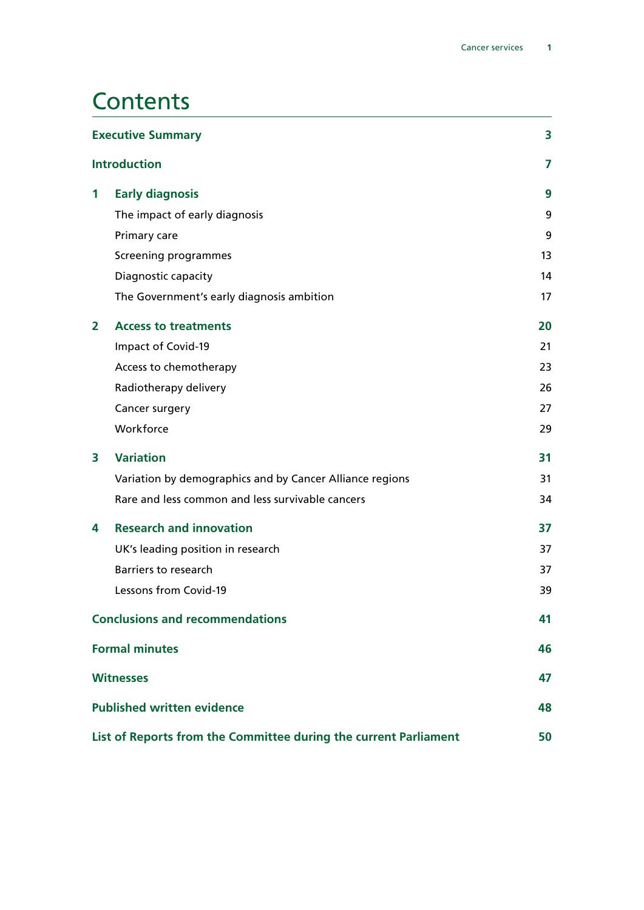# Contents

| | | |
|---|---|---|
| **Executive Summary** | | **3** |
| **Introduction** | | **7** |
| **1** | **Early diagnosis** | **9** |
| | The impact of early diagnosis | 9 |
| | Primary care | 9 |
| | Screening programmes | 13 |
| | Diagnostic capacity | 14 |
| | The Government's early diagnosis ambition | 17 |
| **2** | **Access to treatments** | **20** |
| | Impact of Covid-19 | 21 |
| | Access to chemotherapy | 23 |
| | Radiotherapy delivery | 26 |
| | Cancer surgery | 27 |
| | Workforce | 29 |
| **3** | **Variation** | **31** |
| | Variation by demographics and by Cancer Alliance regions | 31 |
| | Rare and less common and less survivable cancers | 34 |
| **4** | **Research and innovation** | **37** |
| | UK's leading position in research | 37 |
| | Barriers to research | 37 |
| | Lessons from Covid-19 | 39 |
| **Conclusions and recommendations** | | **41** |
| **Formal minutes** | | **46** |
| **Witnesses** | | **47** |
| **Published written evidence** | | **48** |
| **List of Reports from the Committee during the current Parliament** | | **50** |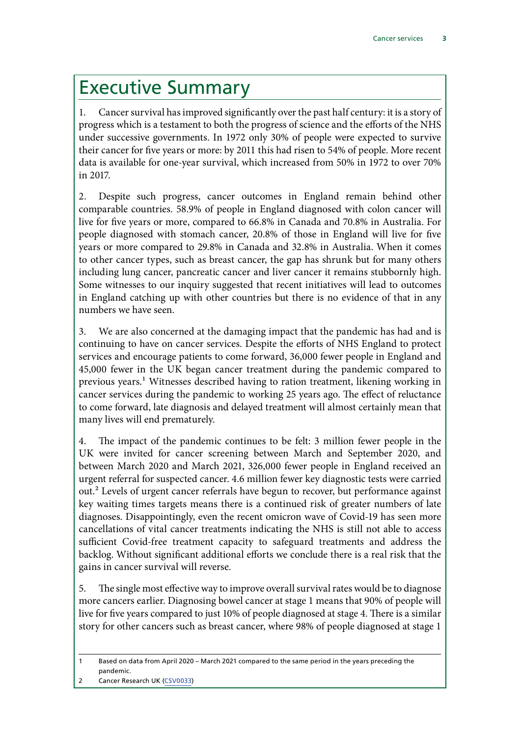# Executive Summary

1. Cancer survival has improved significantly over the past half century: it is a story of progress which is a testament to both the progress of science and the efforts of the NHS under successive governments. In 1972 only 30% of people were expected to survive their cancer for five years or more: by 2011 this had risen to 54% of people. More recent data is available for one-year survival, which increased from 50% in 1972 to over 70% in 2017.

2. Despite such progress, cancer outcomes in England remain behind other comparable countries. 58.9% of people in England diagnosed with colon cancer will live for five years or more, compared to 66.8% in Canada and 70.8% in Australia. For people diagnosed with stomach cancer, 20.8% of those in England will live for five years or more compared to 29.8% in Canada and 32.8% in Australia. When it comes to other cancer types, such as breast cancer, the gap has shrunk but for many others including lung cancer, pancreatic cancer and liver cancer it remains stubbornly high. Some witnesses to our inquiry suggested that recent initiatives will lead to outcomes in England catching up with other countries but there is no evidence of that in any numbers we have seen.

3. We are also concerned at the damaging impact that the pandemic has had and is continuing to have on cancer services. Despite the efforts of NHS England to protect services and encourage patients to come forward, 36,000 fewer people in England and 45,000 fewer in the UK began cancer treatment during the pandemic compared to previous years.[1] Witnesses described having to ration treatment, likening working in cancer services during the pandemic to working 25 years ago. The effect of reluctance to come forward, late diagnosis and delayed treatment will almost certainly mean that many lives will end prematurely.

4. The impact of the pandemic continues to be felt: 3 million fewer people in the UK were invited for cancer screening between March and September 2020, and between March 2020 and March 2021, 326,000 fewer people in England received an urgent referral for suspected cancer. 4.6 million fewer key diagnostic tests were carried out.[2] Levels of urgent cancer referrals have begun to recover, but performance against key waiting times targets means there is a continued risk of greater numbers of late diagnoses. Disappointingly, even the recent omicron wave of Covid-19 has seen more cancellations of vital cancer treatments indicating the NHS is still not able to access sufficient Covid-free treatment capacity to safeguard treatments and address the backlog. Without significant additional efforts we conclude there is a real risk that the gains in cancer survival will reverse.

5. The single most effective way to improve overall survival rates would be to diagnose more cancers earlier. Diagnosing bowel cancer at stage 1 means that 90% of people will live for five years compared to just 10% of people diagnosed at stage 4. There is a similar story for other cancers such as breast cancer, where 98% of people diagnosed at stage 1

---

1 Based on data from April 2020 – March 2021 compared to the same period in the years preceding the pandemic.

2 Cancer Research UK (CSV0033)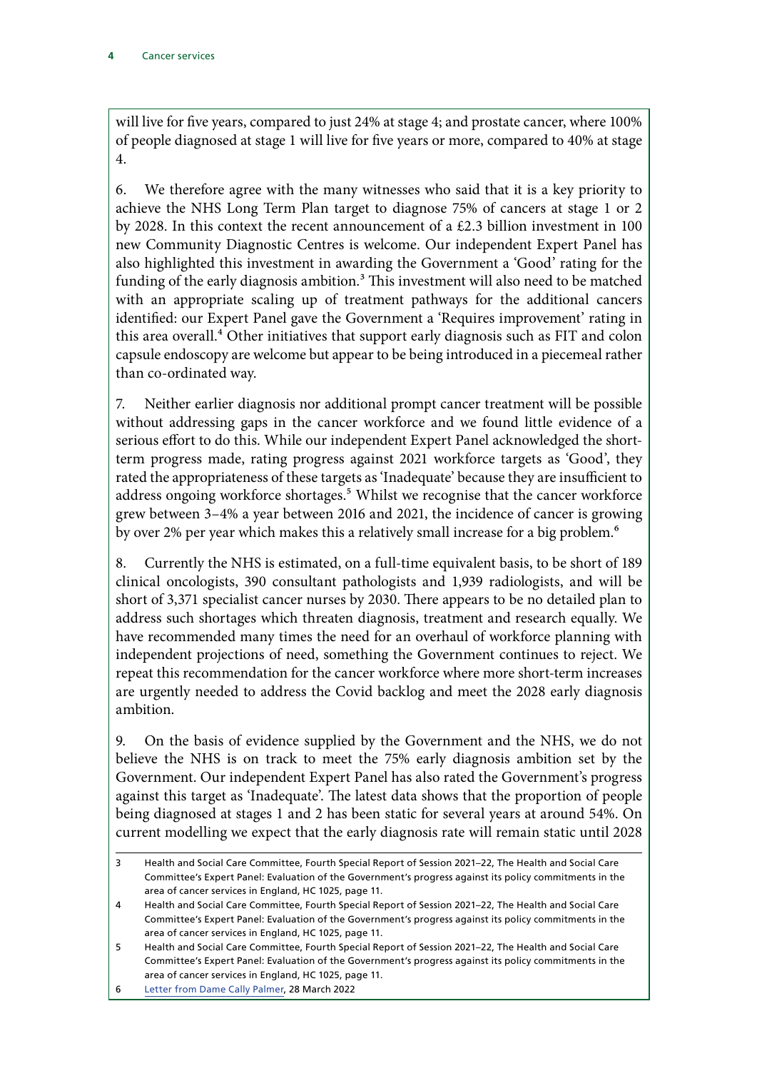will live for five years, compared to just 24% at stage 4; and prostate cancer, where 100% of people diagnosed at stage 1 will live for five years or more, compared to 40% at stage 4.

6. We therefore agree with the many witnesses who said that it is a key priority to achieve the NHS Long Term Plan target to diagnose 75% of cancers at stage 1 or 2 by 2028. In this context the recent announcement of a £2.3 billion investment in 100 new Community Diagnostic Centres is welcome. Our independent Expert Panel has also highlighted this investment in awarding the Government a 'Good' rating for the funding of the early diagnosis ambition.[3] This investment will also need to be matched with an appropriate scaling up of treatment pathways for the additional cancers identified: our Expert Panel gave the Government a 'Requires improvement' rating in this area overall.[4] Other initiatives that support early diagnosis such as FIT and colon capsule endoscopy are welcome but appear to be being introduced in a piecemeal rather than co-ordinated way.

7. Neither earlier diagnosis nor additional prompt cancer treatment will be possible without addressing gaps in the cancer workforce and we found little evidence of a serious effort to do this. While our independent Expert Panel acknowledged the short-term progress made, rating progress against 2021 workforce targets as 'Good', they rated the appropriateness of these targets as 'Inadequate' because they are insufficient to address ongoing workforce shortages.[5] Whilst we recognise that the cancer workforce grew between 3–4% a year between 2016 and 2021, the incidence of cancer is growing by over 2% per year which makes this a relatively small increase for a big problem.[6]

8. Currently the NHS is estimated, on a full-time equivalent basis, to be short of 189 clinical oncologists, 390 consultant pathologists and 1,939 radiologists, and will be short of 3,371 specialist cancer nurses by 2030. There appears to be no detailed plan to address such shortages which threaten diagnosis, treatment and research equally. We have recommended many times the need for an overhaul of workforce planning with independent projections of need, something the Government continues to reject. We repeat this recommendation for the cancer workforce where more short-term increases are urgently needed to address the Covid backlog and meet the 2028 early diagnosis ambition.

9. On the basis of evidence supplied by the Government and the NHS, we do not believe the NHS is on track to meet the 75% early diagnosis ambition set by the Government. Our independent Expert Panel has also rated the Government's progress against this target as 'Inadequate'. The latest data shows that the proportion of people being diagnosed at stages 1 and 2 has been static for several years at around 54%. On current modelling we expect that the early diagnosis rate will remain static until 2028

---

3 Health and Social Care Committee, Fourth Special Report of Session 2021–22, The Health and Social Care Committee's Expert Panel: Evaluation of the Government's progress against its policy commitments in the area of cancer services in England, HC 1025, page 11.

4 Health and Social Care Committee, Fourth Special Report of Session 2021–22, The Health and Social Care Committee's Expert Panel: Evaluation of the Government's progress against its policy commitments in the area of cancer services in England, HC 1025, page 11.

5 Health and Social Care Committee, Fourth Special Report of Session 2021–22, The Health and Social Care Committee's Expert Panel: Evaluation of the Government's progress against its policy commitments in the area of cancer services in England, HC 1025, page 11.

6 Letter from Dame Cally Palmer, 28 March 2022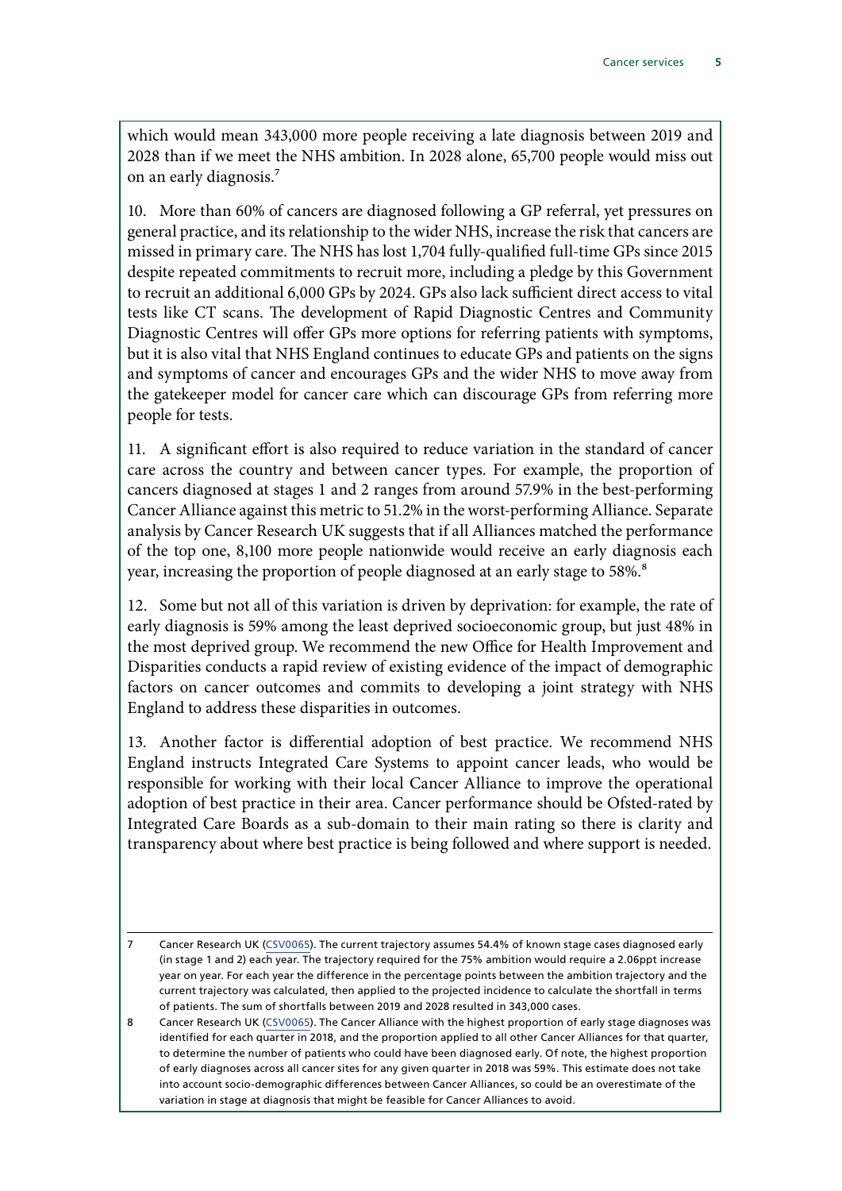which would mean 343,000 more people receiving a late diagnosis between 2019 and 2028 than if we meet the NHS ambition. In 2028 alone, 65,700 people would miss out on an early diagnosis.[7]

10. More than 60% of cancers are diagnosed following a GP referral, yet pressures on general practice, and its relationship to the wider NHS, increase the risk that cancers are missed in primary care. The NHS has lost 1,704 fully-qualified full-time GPs since 2015 despite repeated commitments to recruit more, including a pledge by this Government to recruit an additional 6,000 GPs by 2024. GPs also lack sufficient direct access to vital tests like CT scans. The development of Rapid Diagnostic Centres and Community Diagnostic Centres will offer GPs more options for referring patients with symptoms, but it is also vital that NHS England continues to educate GPs and patients on the signs and symptoms of cancer and encourages GPs and the wider NHS to move away from the gatekeeper model for cancer care which can discourage GPs from referring more people for tests.

11. A significant effort is also required to reduce variation in the standard of cancer care across the country and between cancer types. For example, the proportion of cancers diagnosed at stages 1 and 2 ranges from around 57.9% in the best-performing Cancer Alliance against this metric to 51.2% in the worst-performing Alliance. Separate analysis by Cancer Research UK suggests that if all Alliances matched the performance of the top one, 8,100 more people nationwide would receive an early diagnosis each year, increasing the proportion of people diagnosed at an early stage to 58%.[8]

12. Some but not all of this variation is driven by deprivation: for example, the rate of early diagnosis is 59% among the least deprived socioeconomic group, but just 48% in the most deprived group. We recommend the new Office for Health Improvement and Disparities conducts a rapid review of existing evidence of the impact of demographic factors on cancer outcomes and commits to developing a joint strategy with NHS England to address these disparities in outcomes.

13. Another factor is differential adoption of best practice. We recommend NHS England instructs Integrated Care Systems to appoint cancer leads, who would be responsible for working with their local Cancer Alliance to improve the operational adoption of best practice in their area. Cancer performance should be Ofsted-rated by Integrated Care Boards as a sub-domain to their main rating so there is clarity and transparency about where best practice is being followed and where support is needed.

---

7 Cancer Research UK (CSV0065). The current trajectory assumes 54.4% of known stage cases diagnosed early (in stage 1 and 2) each year. The trajectory required for the 75% ambition would require a 2.06ppt increase year on year. For each year the difference in the percentage points between the ambition trajectory and the current trajectory was calculated, then applied to the projected incidence to calculate the shortfall in terms of patients. The sum of shortfalls between 2019 and 2028 resulted in 343,000 cases.

8 Cancer Research UK (CSV0065). The Cancer Alliance with the highest proportion of early stage diagnoses was identified for each quarter in 2018, and the proportion applied to all other Cancer Alliances for that quarter, to determine the number of patients who could have been diagnosed early. Of note, the highest proportion of early diagnoses across all cancer sites for any given quarter in 2018 was 59%. This estimate does not take into account socio-demographic differences between Cancer Alliances, so could be an overestimate of the variation in stage at diagnosis that might be feasible for Cancer Alliances to avoid.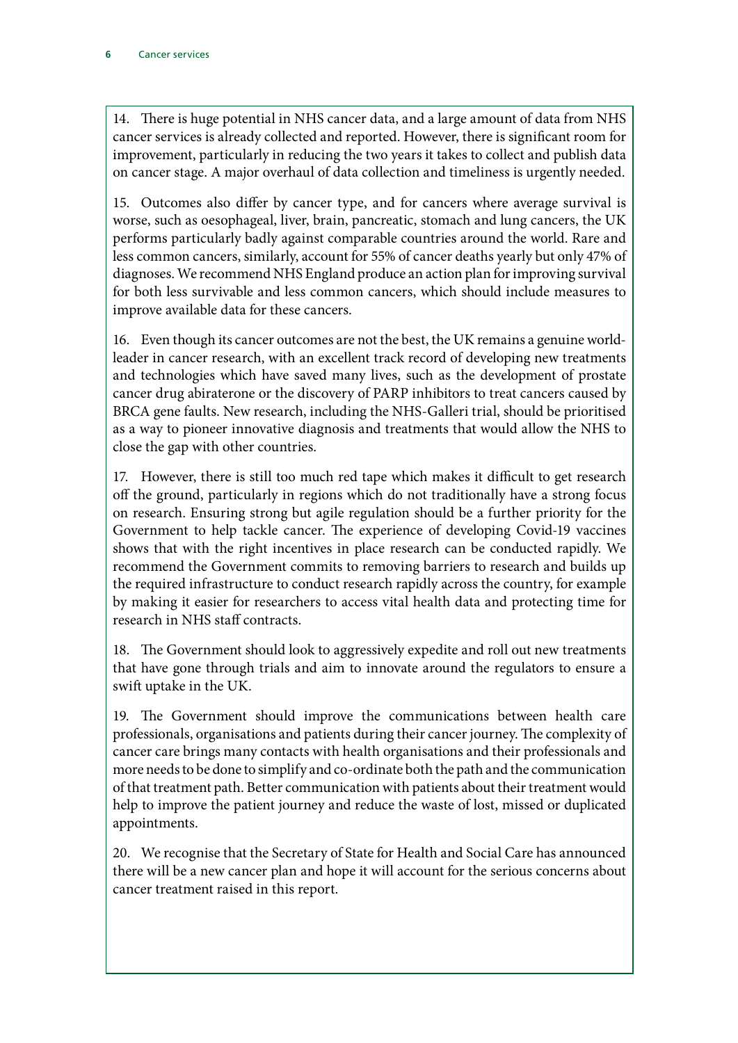14. There is huge potential in NHS cancer data, and a large amount of data from NHS cancer services is already collected and reported. However, there is significant room for improvement, particularly in reducing the two years it takes to collect and publish data on cancer stage. A major overhaul of data collection and timeliness is urgently needed.

15. Outcomes also differ by cancer type, and for cancers where average survival is worse, such as oesophageal, liver, brain, pancreatic, stomach and lung cancers, the UK performs particularly badly against comparable countries around the world. Rare and less common cancers, similarly, account for 55% of cancer deaths yearly but only 47% of diagnoses. We recommend NHS England produce an action plan for improving survival for both less survivable and less common cancers, which should include measures to improve available data for these cancers.

16. Even though its cancer outcomes are not the best, the UK remains a genuine world-leader in cancer research, with an excellent track record of developing new treatments and technologies which have saved many lives, such as the development of prostate cancer drug abiraterone or the discovery of PARP inhibitors to treat cancers caused by BRCA gene faults. New research, including the NHS-Galleri trial, should be prioritised as a way to pioneer innovative diagnosis and treatments that would allow the NHS to close the gap with other countries.

17. However, there is still too much red tape which makes it difficult to get research off the ground, particularly in regions which do not traditionally have a strong focus on research. Ensuring strong but agile regulation should be a further priority for the Government to help tackle cancer. The experience of developing Covid-19 vaccines shows that with the right incentives in place research can be conducted rapidly. We recommend the Government commits to removing barriers to research and builds up the required infrastructure to conduct research rapidly across the country, for example by making it easier for researchers to access vital health data and protecting time for research in NHS staff contracts.

18. The Government should look to aggressively expedite and roll out new treatments that have gone through trials and aim to innovate around the regulators to ensure a swift uptake in the UK.

19. The Government should improve the communications between health care professionals, organisations and patients during their cancer journey. The complexity of cancer care brings many contacts with health organisations and their professionals and more needs to be done to simplify and co-ordinate both the path and the communication of that treatment path. Better communication with patients about their treatment would help to improve the patient journey and reduce the waste of lost, missed or duplicated appointments.

20. We recognise that the Secretary of State for Health and Social Care has announced there will be a new cancer plan and hope it will account for the serious concerns about cancer treatment raised in this report.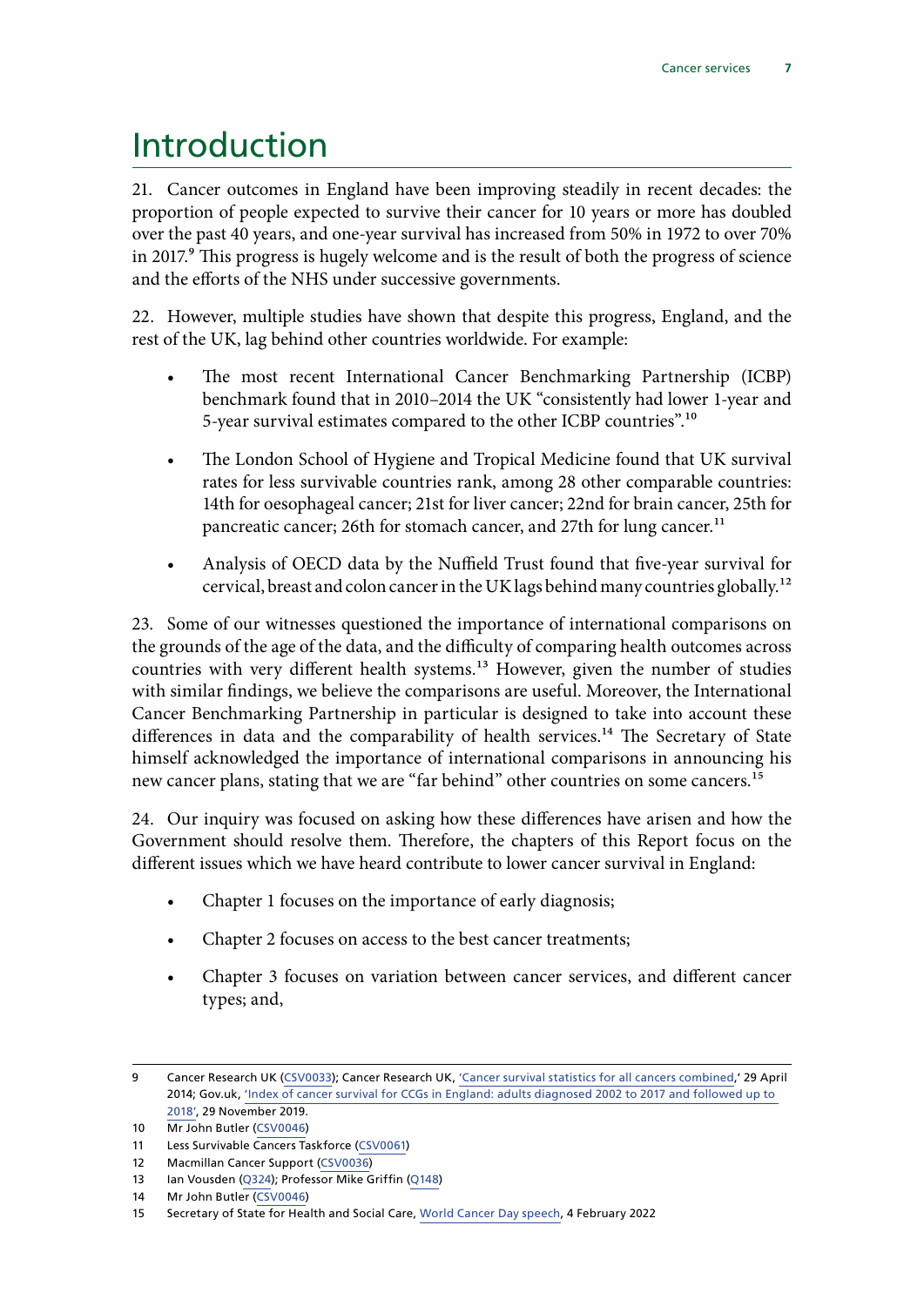# Introduction

21. Cancer outcomes in England have been improving steadily in recent decades: the proportion of people expected to survive their cancer for 10 years or more has doubled over the past 40 years, and one-year survival has increased from 50% in 1972 to over 70% in 2017.[9] This progress is hugely welcome and is the result of both the progress of science and the efforts of the NHS under successive governments.

22. However, multiple studies have shown that despite this progress, England, and the rest of the UK, lag behind other countries worldwide. For example:

- The most recent International Cancer Benchmarking Partnership (ICBP) benchmark found that in 2010–2014 the UK "consistently had lower 1-year and 5-year survival estimates compared to the other ICBP countries".[10]
- The London School of Hygiene and Tropical Medicine found that UK survival rates for less survivable countries rank, among 28 other comparable countries: 14th for oesophageal cancer; 21st for liver cancer; 22nd for brain cancer, 25th for pancreatic cancer; 26th for stomach cancer, and 27th for lung cancer.[11]
- Analysis of OECD data by the Nuffield Trust found that five-year survival for cervical, breast and colon cancer in the UK lags behind many countries globally.[12]

23. Some of our witnesses questioned the importance of international comparisons on the grounds of the age of the data, and the difficulty of comparing health outcomes across countries with very different health systems.[13] However, given the number of studies with similar findings, we believe the comparisons are useful. Moreover, the International Cancer Benchmarking Partnership in particular is designed to take into account these differences in data and the comparability of health services.[14] The Secretary of State himself acknowledged the importance of international comparisons in announcing his new cancer plans, stating that we are "far behind" other countries on some cancers.[15]

24. Our inquiry was focused on asking how these differences have arisen and how the Government should resolve them. Therefore, the chapters of this Report focus on the different issues which we have heard contribute to lower cancer survival in England:

- Chapter 1 focuses on the importance of early diagnosis;
- Chapter 2 focuses on access to the best cancer treatments;
- Chapter 3 focuses on variation between cancer services, and different cancer types; and,

---

9 Cancer Research UK (CSV0033); Cancer Research UK, 'Cancer survival statistics for all cancers combined,' 29 April 2014; Gov.uk, 'Index of cancer survival for CCGs in England: adults diagnosed 2002 to 2017 and followed up to 2018', 29 November 2019.

10 Mr John Butler (CSV0046)

11 Less Survivable Cancers Taskforce (CSV0061)

12 Macmillan Cancer Support (CSV0036)

13 Ian Vousden (Q324); Professor Mike Griffin (Q148)

14 Mr John Butler (CSV0046)

15 Secretary of State for Health and Social Care, World Cancer Day speech, 4 February 2022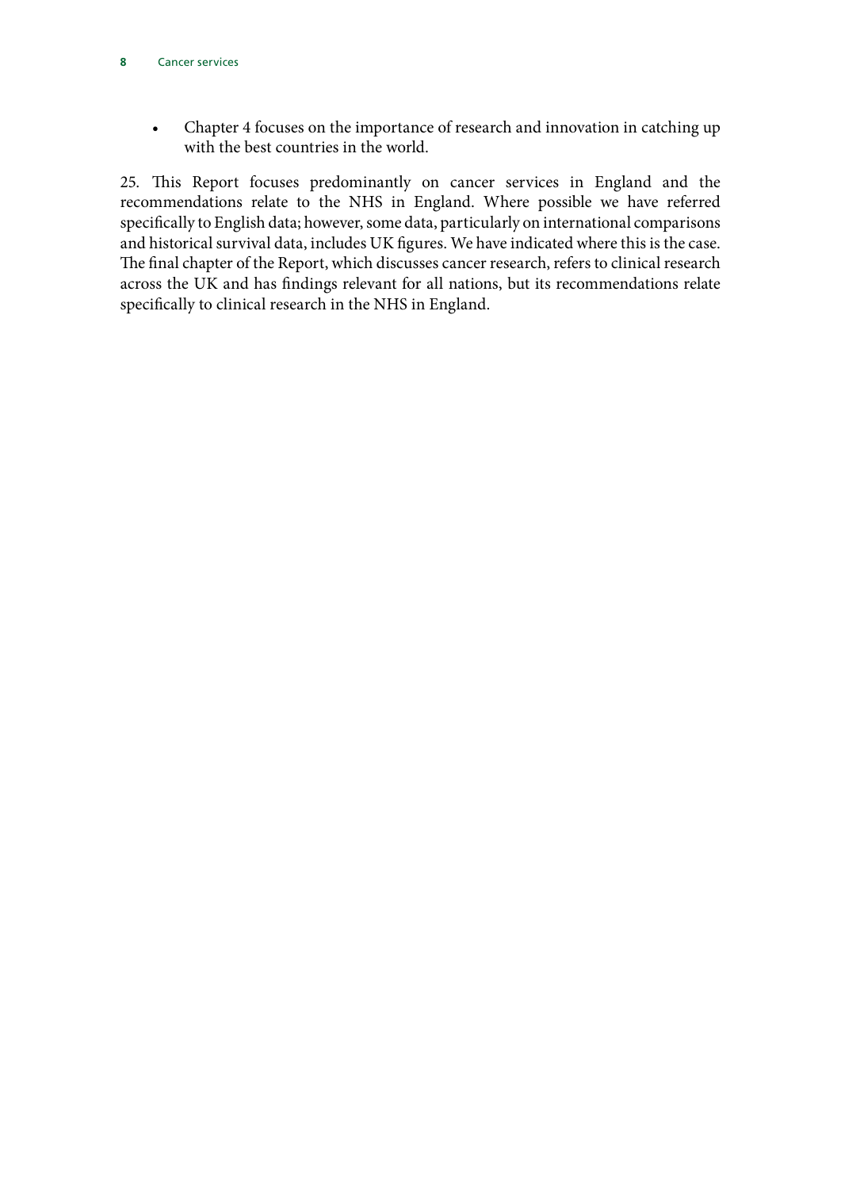- Chapter 4 focuses on the importance of research and innovation in catching up with the best countries in the world.

25. This Report focuses predominantly on cancer services in England and the recommendations relate to the NHS in England. Where possible we have referred specifically to English data; however, some data, particularly on international comparisons and historical survival data, includes UK figures. We have indicated where this is the case. The final chapter of the Report, which discusses cancer research, refers to clinical research across the UK and has findings relevant for all nations, but its recommendations relate specifically to clinical research in the NHS in England.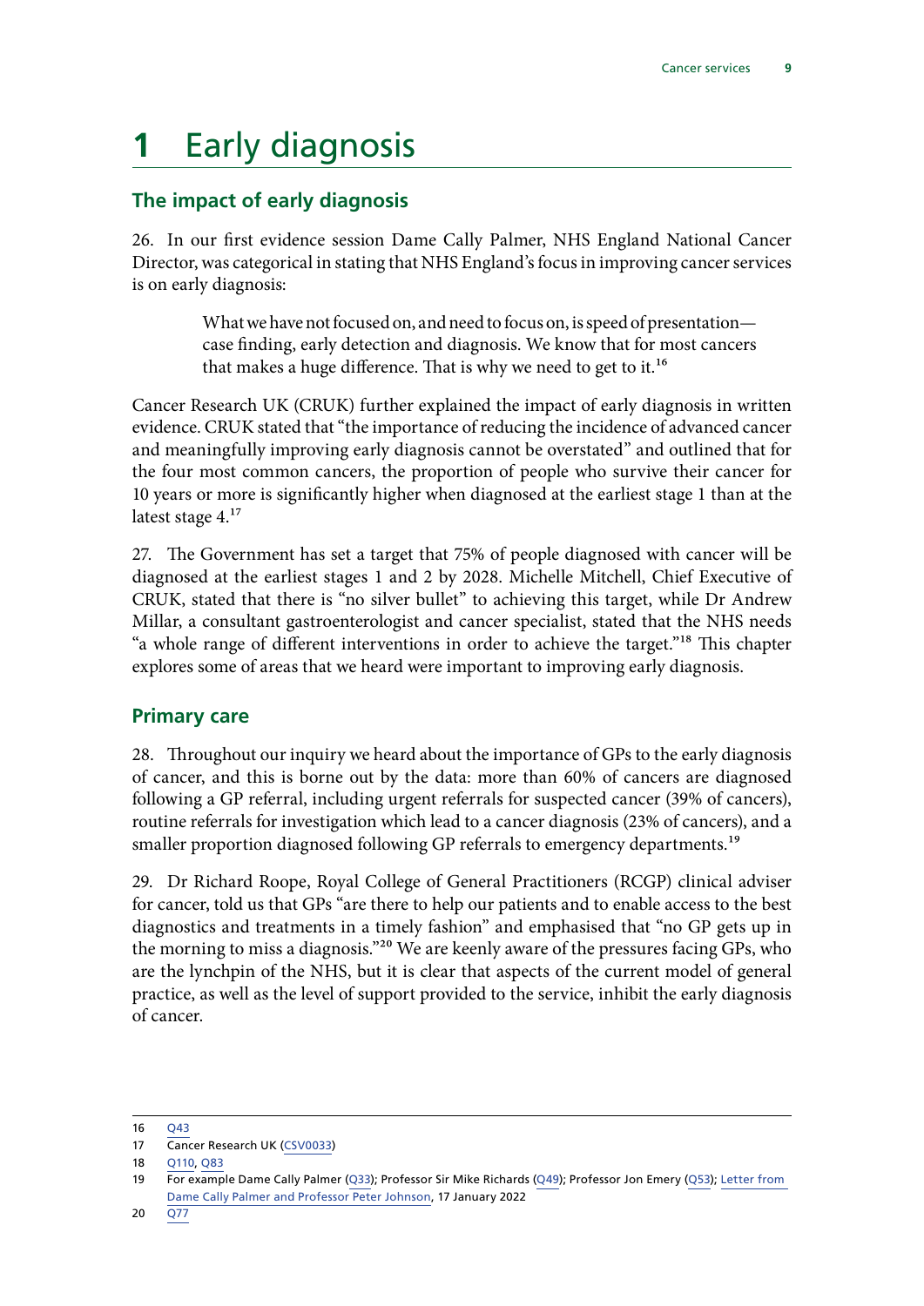# 1 Early diagnosis

## The impact of early diagnosis

26. In our first evidence session Dame Cally Palmer, NHS England National Cancer Director, was categorical in stating that NHS England's focus in improving cancer services is on early diagnosis:

> What we have not focused on, and need to focus on, is speed of presentation—case finding, early detection and diagnosis. We know that for most cancers that makes a huge difference. That is why we need to get to it.[16]

Cancer Research UK (CRUK) further explained the impact of early diagnosis in written evidence. CRUK stated that "the importance of reducing the incidence of advanced cancer and meaningfully improving early diagnosis cannot be overstated" and outlined that for the four most common cancers, the proportion of people who survive their cancer for 10 years or more is significantly higher when diagnosed at the earliest stage 1 than at the latest stage 4.[17]

27. The Government has set a target that 75% of people diagnosed with cancer will be diagnosed at the earliest stages 1 and 2 by 2028. Michelle Mitchell, Chief Executive of CRUK, stated that there is "no silver bullet" to achieving this target, while Dr Andrew Millar, a consultant gastroenterologist and cancer specialist, stated that the NHS needs "a whole range of different interventions in order to achieve the target."[18] This chapter explores some of areas that we heard were important to improving early diagnosis.

## Primary care

28. Throughout our inquiry we heard about the importance of GPs to the early diagnosis of cancer, and this is borne out by the data: more than 60% of cancers are diagnosed following a GP referral, including urgent referrals for suspected cancer (39% of cancers), routine referrals for investigation which lead to a cancer diagnosis (23% of cancers), and a smaller proportion diagnosed following GP referrals to emergency departments.[19]

29. Dr Richard Roope, Royal College of General Practitioners (RCGP) clinical adviser for cancer, told us that GPs "are there to help our patients and to enable access to the best diagnostics and treatments in a timely fashion" and emphasised that "no GP gets up in the morning to miss a diagnosis."[20] We are keenly aware of the pressures facing GPs, who are the lynchpin of the NHS, but it is clear that aspects of the current model of general practice, as well as the level of support provided to the service, inhibit the early diagnosis of cancer.

---

16 Q43

17 Cancer Research UK (CSV0033)

18 Q110, Q83

19 For example Dame Cally Palmer (Q33); Professor Sir Mike Richards (Q49); Professor Jon Emery (Q53); Letter from Dame Cally Palmer and Professor Peter Johnson, 17 January 2022

20 Q77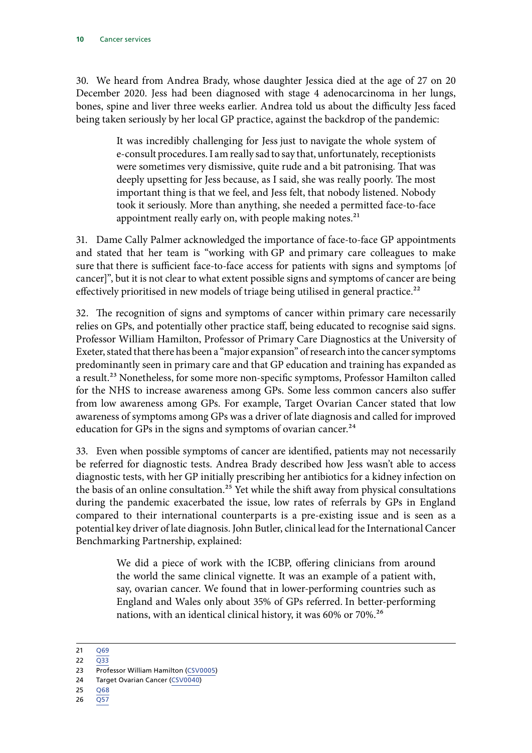30. We heard from Andrea Brady, whose daughter Jessica died at the age of 27 on 20 December 2020. Jess had been diagnosed with stage 4 adenocarcinoma in her lungs, bones, spine and liver three weeks earlier. Andrea told us about the difficulty Jess faced being taken seriously by her local GP practice, against the backdrop of the pandemic:

> It was incredibly challenging for Jess just to navigate the whole system of e-consult procedures. I am really sad to say that, unfortunately, receptionists were sometimes very dismissive, quite rude and a bit patronising. That was deeply upsetting for Jess because, as I said, she was really poorly. The most important thing is that we feel, and Jess felt, that nobody listened. Nobody took it seriously. More than anything, she needed a permitted face-to-face appointment really early on, with people making notes.[21]

31. Dame Cally Palmer acknowledged the importance of face-to-face GP appointments and stated that her team is "working with GP and primary care colleagues to make sure that there is sufficient face-to-face access for patients with signs and symptoms [of cancer]", but it is not clear to what extent possible signs and symptoms of cancer are being effectively prioritised in new models of triage being utilised in general practice.[22]

32. The recognition of signs and symptoms of cancer within primary care necessarily relies on GPs, and potentially other practice staff, being educated to recognise said signs. Professor William Hamilton, Professor of Primary Care Diagnostics at the University of Exeter, stated that there has been a "major expansion" of research into the cancer symptoms predominantly seen in primary care and that GP education and training has expanded as a result.[23] Nonetheless, for some more non-specific symptoms, Professor Hamilton called for the NHS to increase awareness among GPs. Some less common cancers also suffer from low awareness among GPs. For example, Target Ovarian Cancer stated that low awareness of symptoms among GPs was a driver of late diagnosis and called for improved education for GPs in the signs and symptoms of ovarian cancer.[24]

33. Even when possible symptoms of cancer are identified, patients may not necessarily be referred for diagnostic tests. Andrea Brady described how Jess wasn't able to access diagnostic tests, with her GP initially prescribing her antibiotics for a kidney infection on the basis of an online consultation.[25] Yet while the shift away from physical consultations during the pandemic exacerbated the issue, low rates of referrals by GPs in England compared to their international counterparts is a pre-existing issue and is seen as a potential key driver of late diagnosis. John Butler, clinical lead for the International Cancer Benchmarking Partnership, explained:

> We did a piece of work with the ICBP, offering clinicians from around the world the same clinical vignette. It was an example of a patient with, say, ovarian cancer. We found that in lower-performing countries such as England and Wales only about 35% of GPs referred. In better-performing nations, with an identical clinical history, it was 60% or 70%.[26]

---

21 Q69
22 Q33
23 Professor William Hamilton (CSV0005)
24 Target Ovarian Cancer (CSV0040)
25 Q68
26 Q57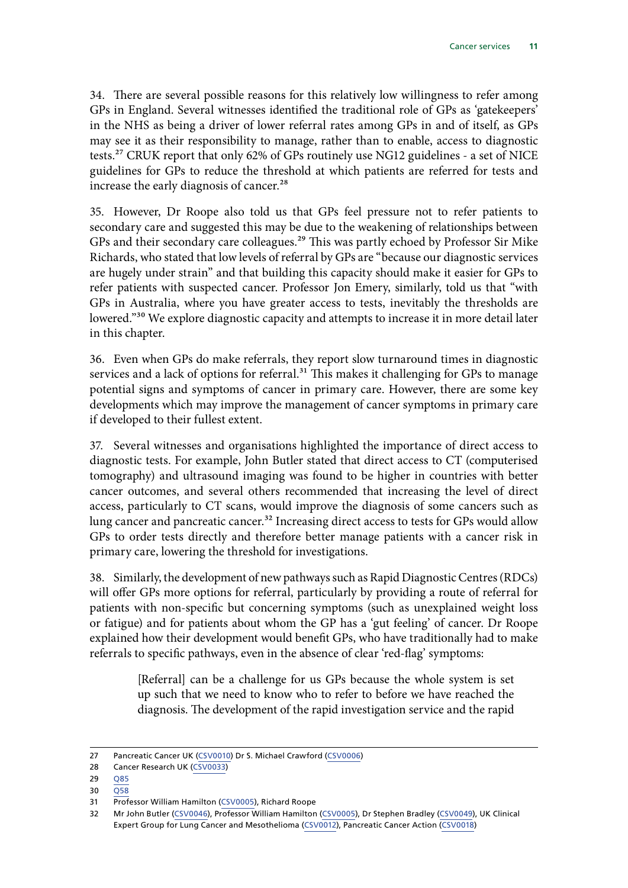34. There are several possible reasons for this relatively low willingness to refer among GPs in England. Several witnesses identified the traditional role of GPs as 'gatekeepers' in the NHS as being a driver of lower referral rates among GPs in and of itself, as GPs may see it as their responsibility to manage, rather than to enable, access to diagnostic tests.[27] CRUK report that only 62% of GPs routinely use NG12 guidelines - a set of NICE guidelines for GPs to reduce the threshold at which patients are referred for tests and increase the early diagnosis of cancer.[28]

35. However, Dr Roope also told us that GPs feel pressure not to refer patients to secondary care and suggested this may be due to the weakening of relationships between GPs and their secondary care colleagues.[29] This was partly echoed by Professor Sir Mike Richards, who stated that low levels of referral by GPs are "because our diagnostic services are hugely under strain" and that building this capacity should make it easier for GPs to refer patients with suspected cancer. Professor Jon Emery, similarly, told us that "with GPs in Australia, where you have greater access to tests, inevitably the thresholds are lowered."[30] We explore diagnostic capacity and attempts to increase it in more detail later in this chapter.

36. Even when GPs do make referrals, they report slow turnaround times in diagnostic services and a lack of options for referral.[31] This makes it challenging for GPs to manage potential signs and symptoms of cancer in primary care. However, there are some key developments which may improve the management of cancer symptoms in primary care if developed to their fullest extent.

37. Several witnesses and organisations highlighted the importance of direct access to diagnostic tests. For example, John Butler stated that direct access to CT (computerised tomography) and ultrasound imaging was found to be higher in countries with better cancer outcomes, and several others recommended that increasing the level of direct access, particularly to CT scans, would improve the diagnosis of some cancers such as lung cancer and pancreatic cancer.[32] Increasing direct access to tests for GPs would allow GPs to order tests directly and therefore better manage patients with a cancer risk in primary care, lowering the threshold for investigations.

38. Similarly, the development of new pathways such as Rapid Diagnostic Centres (RDCs) will offer GPs more options for referral, particularly by providing a route of referral for patients with non-specific but concerning symptoms (such as unexplained weight loss or fatigue) and for patients about whom the GP has a 'gut feeling' of cancer. Dr Roope explained how their development would benefit GPs, who have traditionally had to make referrals to specific pathways, even in the absence of clear 'red-flag' symptoms:

> [Referral] can be a challenge for us GPs because the whole system is set up such that we need to know who to refer to before we have reached the diagnosis. The development of the rapid investigation service and the rapid

---

27 Pancreatic Cancer UK (CSV0010) Dr S. Michael Crawford (CSV0006)

28 Cancer Research UK (CSV0033)

29 Q85

30 Q58

31 Professor William Hamilton (CSV0005), Richard Roope

32 Mr John Butler (CSV0046), Professor William Hamilton (CSV0005), Dr Stephen Bradley (CSV0049), UK Clinical Expert Group for Lung Cancer and Mesothelioma (CSV0012), Pancreatic Cancer Action (CSV0018)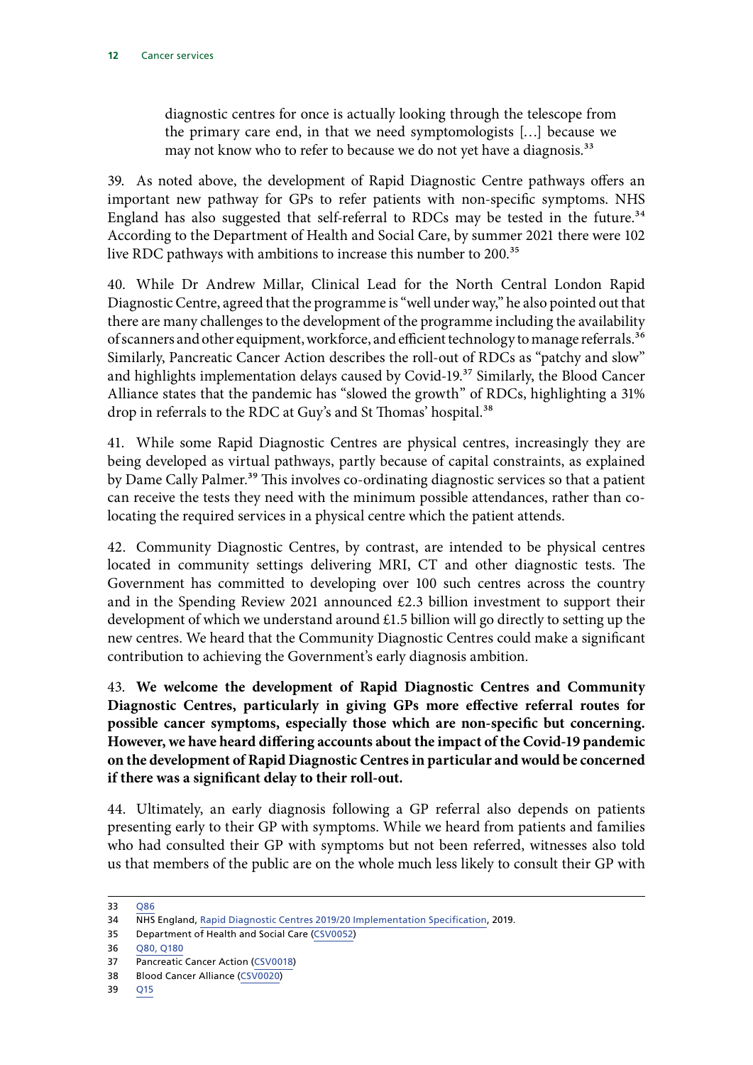diagnostic centres for once is actually looking through the telescope from the primary care end, in that we need symptomologists […] because we may not know who to refer to because we do not yet have a diagnosis.[33]

39. As noted above, the development of Rapid Diagnostic Centre pathways offers an important new pathway for GPs to refer patients with non-specific symptoms. NHS England has also suggested that self-referral to RDCs may be tested in the future.[34] According to the Department of Health and Social Care, by summer 2021 there were 102 live RDC pathways with ambitions to increase this number to 200.[35]

40. While Dr Andrew Millar, Clinical Lead for the North Central London Rapid Diagnostic Centre, agreed that the programme is "well under way," he also pointed out that there are many challenges to the development of the programme including the availability of scanners and other equipment, workforce, and efficient technology to manage referrals.[36] Similarly, Pancreatic Cancer Action describes the roll-out of RDCs as "patchy and slow" and highlights implementation delays caused by Covid-19.[37] Similarly, the Blood Cancer Alliance states that the pandemic has "slowed the growth" of RDCs, highlighting a 31% drop in referrals to the RDC at Guy's and St Thomas' hospital.[38]

41. While some Rapid Diagnostic Centres are physical centres, increasingly they are being developed as virtual pathways, partly because of capital constraints, as explained by Dame Cally Palmer.[39] This involves co-ordinating diagnostic services so that a patient can receive the tests they need with the minimum possible attendances, rather than co-locating the required services in a physical centre which the patient attends.

42. Community Diagnostic Centres, by contrast, are intended to be physical centres located in community settings delivering MRI, CT and other diagnostic tests. The Government has committed to developing over 100 such centres across the country and in the Spending Review 2021 announced £2.3 billion investment to support their development of which we understand around £1.5 billion will go directly to setting up the new centres. We heard that the Community Diagnostic Centres could make a significant contribution to achieving the Government's early diagnosis ambition.

43. **We welcome the development of Rapid Diagnostic Centres and Community Diagnostic Centres, particularly in giving GPs more effective referral routes for possible cancer symptoms, especially those which are non-specific but concerning. However, we have heard differing accounts about the impact of the Covid-19 pandemic on the development of Rapid Diagnostic Centres in particular and would be concerned if there was a significant delay to their roll-out.**

44. Ultimately, an early diagnosis following a GP referral also depends on patients presenting early to their GP with symptoms. While we heard from patients and families who had consulted their GP with symptoms but not been referred, witnesses also told us that members of the public are on the whole much less likely to consult their GP with

33 Q86

34 NHS England, Rapid Diagnostic Centres 2019/20 Implementation Specification, 2019.

35 Department of Health and Social Care (CSV0052)

36 Q80, Q180

37 Pancreatic Cancer Action (CSV0018)

38 Blood Cancer Alliance (CSV0020)

39 Q15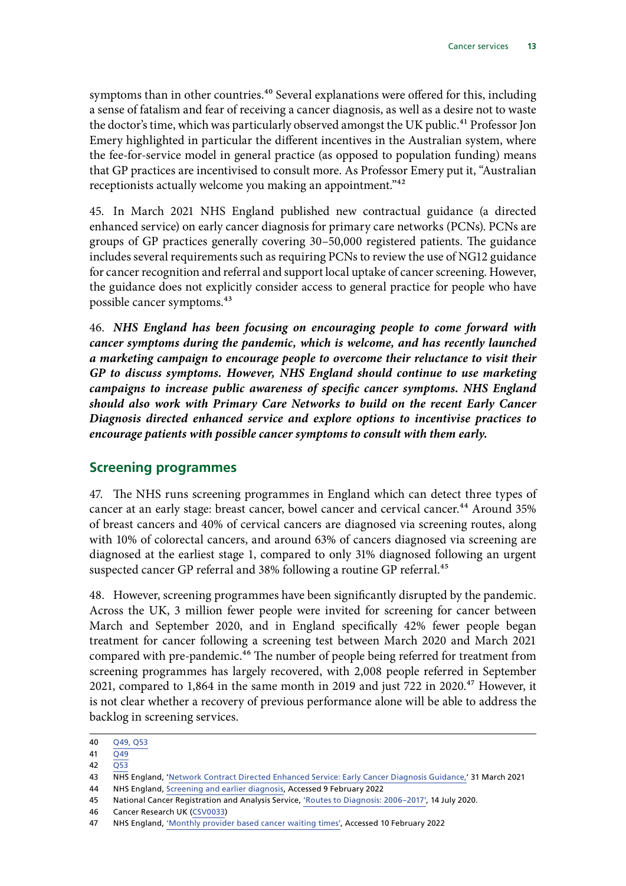symptoms than in other countries.[40] Several explanations were offered for this, including a sense of fatalism and fear of receiving a cancer diagnosis, as well as a desire not to waste the doctor's time, which was particularly observed amongst the UK public.[41] Professor Jon Emery highlighted in particular the different incentives in the Australian system, where the fee-for-service model in general practice (as opposed to population funding) means that GP practices are incentivised to consult more. As Professor Emery put it, "Australian receptionists actually welcome you making an appointment."[42]

45. In March 2021 NHS England published new contractual guidance (a directed enhanced service) on early cancer diagnosis for primary care networks (PCNs). PCNs are groups of GP practices generally covering 30–50,000 registered patients. The guidance includes several requirements such as requiring PCNs to review the use of NG12 guidance for cancer recognition and referral and support local uptake of cancer screening. However, the guidance does not explicitly consider access to general practice for people who have possible cancer symptoms.[43]

46. ***NHS England has been focusing on encouraging people to come forward with cancer symptoms during the pandemic, which is welcome, and has recently launched a marketing campaign to encourage people to overcome their reluctance to visit their GP to discuss symptoms. However, NHS England should continue to use marketing campaigns to increase public awareness of specific cancer symptoms. NHS England should also work with Primary Care Networks to build on the recent Early Cancer Diagnosis directed enhanced service and explore options to incentivise practices to encourage patients with possible cancer symptoms to consult with them early.***

## Screening programmes

47. The NHS runs screening programmes in England which can detect three types of cancer at an early stage: breast cancer, bowel cancer and cervical cancer.[44] Around 35% of breast cancers and 40% of cervical cancers are diagnosed via screening routes, along with 10% of colorectal cancers, and around 63% of cancers diagnosed via screening are diagnosed at the earliest stage 1, compared to only 31% diagnosed following an urgent suspected cancer GP referral and 38% following a routine GP referral.[45]

48. However, screening programmes have been significantly disrupted by the pandemic. Across the UK, 3 million fewer people were invited for screening for cancer between March and September 2020, and in England specifically 42% fewer people began treatment for cancer following a screening test between March 2020 and March 2021 compared with pre-pandemic.[46] The number of people being referred for treatment from screening programmes has largely recovered, with 2,008 people referred in September 2021, compared to 1,864 in the same month in 2019 and just 722 in 2020.[47] However, it is not clear whether a recovery of previous performance alone will be able to address the backlog in screening services.

---

40 Q49, Q53

41 Q49

42 Q53

43 NHS England, 'Network Contract Directed Enhanced Service: Early Cancer Diagnosis Guidance,' 31 March 2021

44 NHS England, Screening and earlier diagnosis, Accessed 9 February 2022

45 National Cancer Registration and Analysis Service, 'Routes to Diagnosis: 2006–2017', 14 July 2020.

46 Cancer Research UK (CSV0033)

47 NHS England, 'Monthly provider based cancer waiting times', Accessed 10 February 2022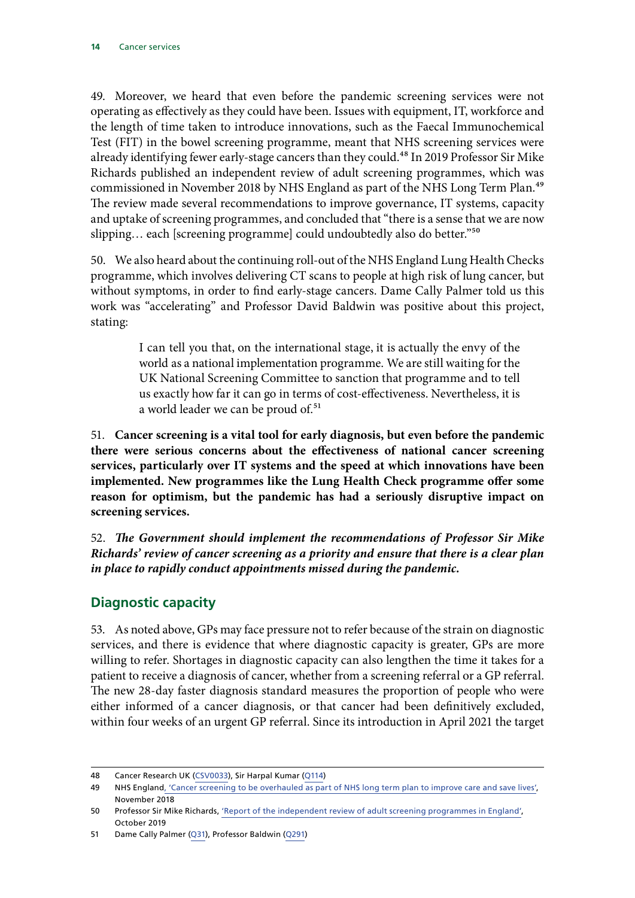49. Moreover, we heard that even before the pandemic screening services were not operating as effectively as they could have been. Issues with equipment, IT, workforce and the length of time taken to introduce innovations, such as the Faecal Immunochemical Test (FIT) in the bowel screening programme, meant that NHS screening services were already identifying fewer early-stage cancers than they could.[48] In 2019 Professor Sir Mike Richards published an independent review of adult screening programmes, which was commissioned in November 2018 by NHS England as part of the NHS Long Term Plan.[49] The review made several recommendations to improve governance, IT systems, capacity and uptake of screening programmes, and concluded that "there is a sense that we are now slipping… each [screening programme] could undoubtedly also do better."[50]

50. We also heard about the continuing roll-out of the NHS England Lung Health Checks programme, which involves delivering CT scans to people at high risk of lung cancer, but without symptoms, in order to find early-stage cancers. Dame Cally Palmer told us this work was "accelerating" and Professor David Baldwin was positive about this project, stating:

> I can tell you that, on the international stage, it is actually the envy of the world as a national implementation programme. We are still waiting for the UK National Screening Committee to sanction that programme and to tell us exactly how far it can go in terms of cost-effectiveness. Nevertheless, it is a world leader we can be proud of.[51]

51. **Cancer screening is a vital tool for early diagnosis, but even before the pandemic there were serious concerns about the effectiveness of national cancer screening services, particularly over IT systems and the speed at which innovations have been implemented. New programmes like the Lung Health Check programme offer some reason for optimism, but the pandemic has had a seriously disruptive impact on screening services.**

52. ***The Government should implement the recommendations of Professor Sir Mike Richards' review of cancer screening as a priority and ensure that there is a clear plan in place to rapidly conduct appointments missed during the pandemic.***

## Diagnostic capacity

53. As noted above, GPs may face pressure not to refer because of the strain on diagnostic services, and there is evidence that where diagnostic capacity is greater, GPs are more willing to refer. Shortages in diagnostic capacity can also lengthen the time it takes for a patient to receive a diagnosis of cancer, whether from a screening referral or a GP referral. The new 28-day faster diagnosis standard measures the proportion of people who were either informed of a cancer diagnosis, or that cancer had been definitively excluded, within four weeks of an urgent GP referral. Since its introduction in April 2021 the target

---

48 Cancer Research UK (CSV0033), Sir Harpal Kumar (Q114)

49 NHS England, 'Cancer screening to be overhauled as part of NHS long term plan to improve care and save lives', November 2018

50 Professor Sir Mike Richards, 'Report of the independent review of adult screening programmes in England', October 2019

51 Dame Cally Palmer (Q31), Professor Baldwin (Q291)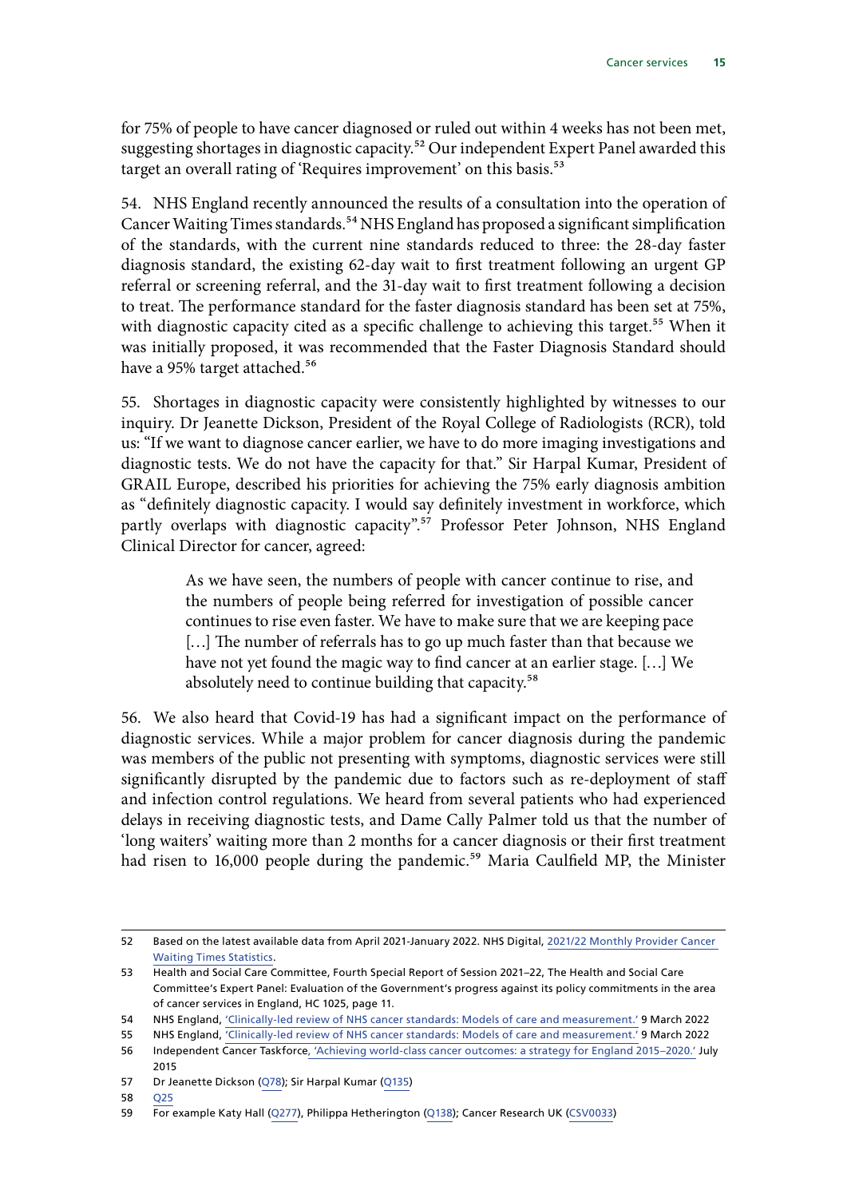for 75% of people to have cancer diagnosed or ruled out within 4 weeks has not been met, suggesting shortages in diagnostic capacity.[52] Our independent Expert Panel awarded this target an overall rating of 'Requires improvement' on this basis.[53]

54. NHS England recently announced the results of a consultation into the operation of Cancer Waiting Times standards.[54] NHS England has proposed a significant simplification of the standards, with the current nine standards reduced to three: the 28-day faster diagnosis standard, the existing 62-day wait to first treatment following an urgent GP referral or screening referral, and the 31-day wait to first treatment following a decision to treat. The performance standard for the faster diagnosis standard has been set at 75%, with diagnostic capacity cited as a specific challenge to achieving this target.[55] When it was initially proposed, it was recommended that the Faster Diagnosis Standard should have a 95% target attached.[56]

55. Shortages in diagnostic capacity were consistently highlighted by witnesses to our inquiry. Dr Jeanette Dickson, President of the Royal College of Radiologists (RCR), told us: "If we want to diagnose cancer earlier, we have to do more imaging investigations and diagnostic tests. We do not have the capacity for that." Sir Harpal Kumar, President of GRAIL Europe, described his priorities for achieving the 75% early diagnosis ambition as "definitely diagnostic capacity. I would say definitely investment in workforce, which partly overlaps with diagnostic capacity".[57] Professor Peter Johnson, NHS England Clinical Director for cancer, agreed:

> As we have seen, the numbers of people with cancer continue to rise, and the numbers of people being referred for investigation of possible cancer continues to rise even faster. We have to make sure that we are keeping pace […] The number of referrals has to go up much faster than that because we have not yet found the magic way to find cancer at an earlier stage. […] We absolutely need to continue building that capacity.[58]

56. We also heard that Covid-19 has had a significant impact on the performance of diagnostic services. While a major problem for cancer diagnosis during the pandemic was members of the public not presenting with symptoms, diagnostic services were still significantly disrupted by the pandemic due to factors such as re-deployment of staff and infection control regulations. We heard from several patients who had experienced delays in receiving diagnostic tests, and Dame Cally Palmer told us that the number of 'long waiters' waiting more than 2 months for a cancer diagnosis or their first treatment had risen to 16,000 people during the pandemic.[59] Maria Caulfield MP, the Minister

---

52 Based on the latest available data from April 2021-January 2022. NHS Digital, 2021/22 Monthly Provider Cancer Waiting Times Statistics.

53 Health and Social Care Committee, Fourth Special Report of Session 2021–22, The Health and Social Care Committee's Expert Panel: Evaluation of the Government's progress against its policy commitments in the area of cancer services in England, HC 1025, page 11.

54 NHS England, 'Clinically-led review of NHS cancer standards: Models of care and measurement.' 9 March 2022

55 NHS England, 'Clinically-led review of NHS cancer standards: Models of care and measurement.' 9 March 2022

56 Independent Cancer Taskforce, 'Achieving world-class cancer outcomes: a strategy for England 2015–2020.' July 2015

57 Dr Jeanette Dickson (Q78); Sir Harpal Kumar (Q135)

58 Q25

59 For example Katy Hall (Q277), Philippa Hetherington (Q138); Cancer Research UK (CSV0033)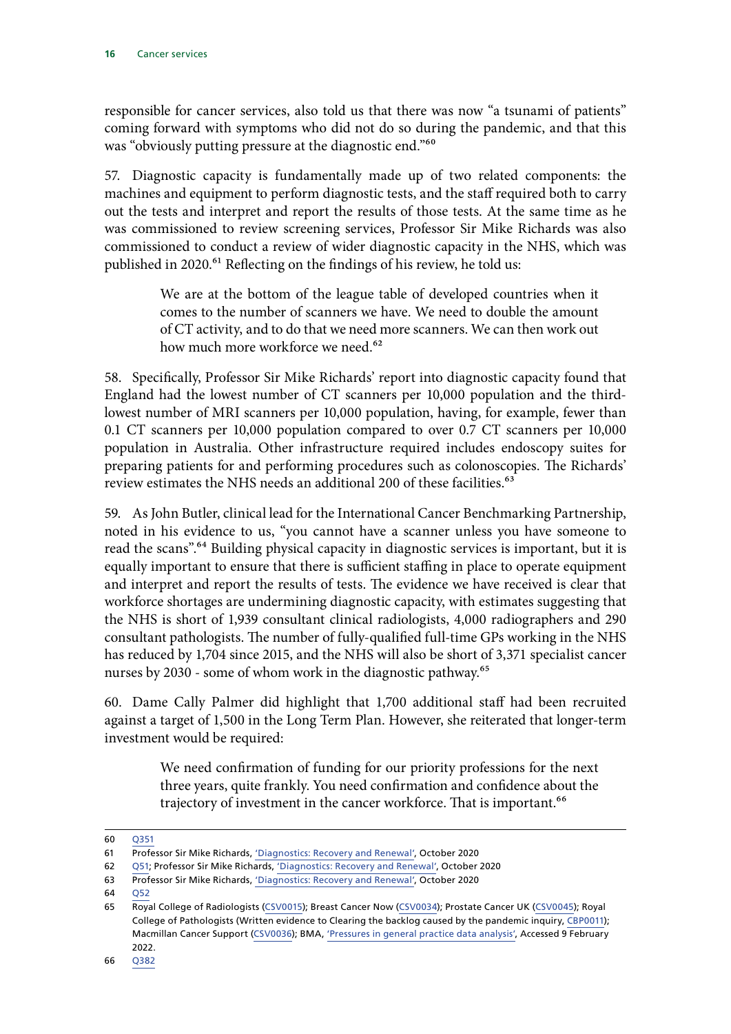responsible for cancer services, also told us that there was now "a tsunami of patients" coming forward with symptoms who did not do so during the pandemic, and that this was "obviously putting pressure at the diagnostic end."[60]

57. Diagnostic capacity is fundamentally made up of two related components: the machines and equipment to perform diagnostic tests, and the staff required both to carry out the tests and interpret and report the results of those tests. At the same time as he was commissioned to review screening services, Professor Sir Mike Richards was also commissioned to conduct a review of wider diagnostic capacity in the NHS, which was published in 2020.[61] Reflecting on the findings of his review, he told us:

> We are at the bottom of the league table of developed countries when it comes to the number of scanners we have. We need to double the amount of CT activity, and to do that we need more scanners. We can then work out how much more workforce we need.[62]

58. Specifically, Professor Sir Mike Richards' report into diagnostic capacity found that England had the lowest number of CT scanners per 10,000 population and the third-lowest number of MRI scanners per 10,000 population, having, for example, fewer than 0.1 CT scanners per 10,000 population compared to over 0.7 CT scanners per 10,000 population in Australia. Other infrastructure required includes endoscopy suites for preparing patients for and performing procedures such as colonoscopies. The Richards' review estimates the NHS needs an additional 200 of these facilities.[63]

59. As John Butler, clinical lead for the International Cancer Benchmarking Partnership, noted in his evidence to us, "you cannot have a scanner unless you have someone to read the scans".[64] Building physical capacity in diagnostic services is important, but it is equally important to ensure that there is sufficient staffing in place to operate equipment and interpret and report the results of tests. The evidence we have received is clear that workforce shortages are undermining diagnostic capacity, with estimates suggesting that the NHS is short of 1,939 consultant clinical radiologists, 4,000 radiographers and 290 consultant pathologists. The number of fully-qualified full-time GPs working in the NHS has reduced by 1,704 since 2015, and the NHS will also be short of 3,371 specialist cancer nurses by 2030 - some of whom work in the diagnostic pathway.[65]

60. Dame Cally Palmer did highlight that 1,700 additional staff had been recruited against a target of 1,500 in the Long Term Plan. However, she reiterated that longer-term investment would be required:

> We need confirmation of funding for our priority professions for the next three years, quite frankly. You need confirmation and confidence about the trajectory of investment in the cancer workforce. That is important.[66]

---

60 Q351

61 Professor Sir Mike Richards, 'Diagnostics: Recovery and Renewal', October 2020

62 Q51; Professor Sir Mike Richards, 'Diagnostics: Recovery and Renewal', October 2020

63 Professor Sir Mike Richards, 'Diagnostics: Recovery and Renewal', October 2020

64 Q52

65 Royal College of Radiologists (CSV0015); Breast Cancer Now (CSV0034); Prostate Cancer UK (CSV0045); Royal College of Pathologists (Written evidence to Clearing the backlog caused by the pandemic inquiry, CBP0011); Macmillan Cancer Support (CSV0036); BMA, 'Pressures in general practice data analysis', Accessed 9 February 2022.

66 Q382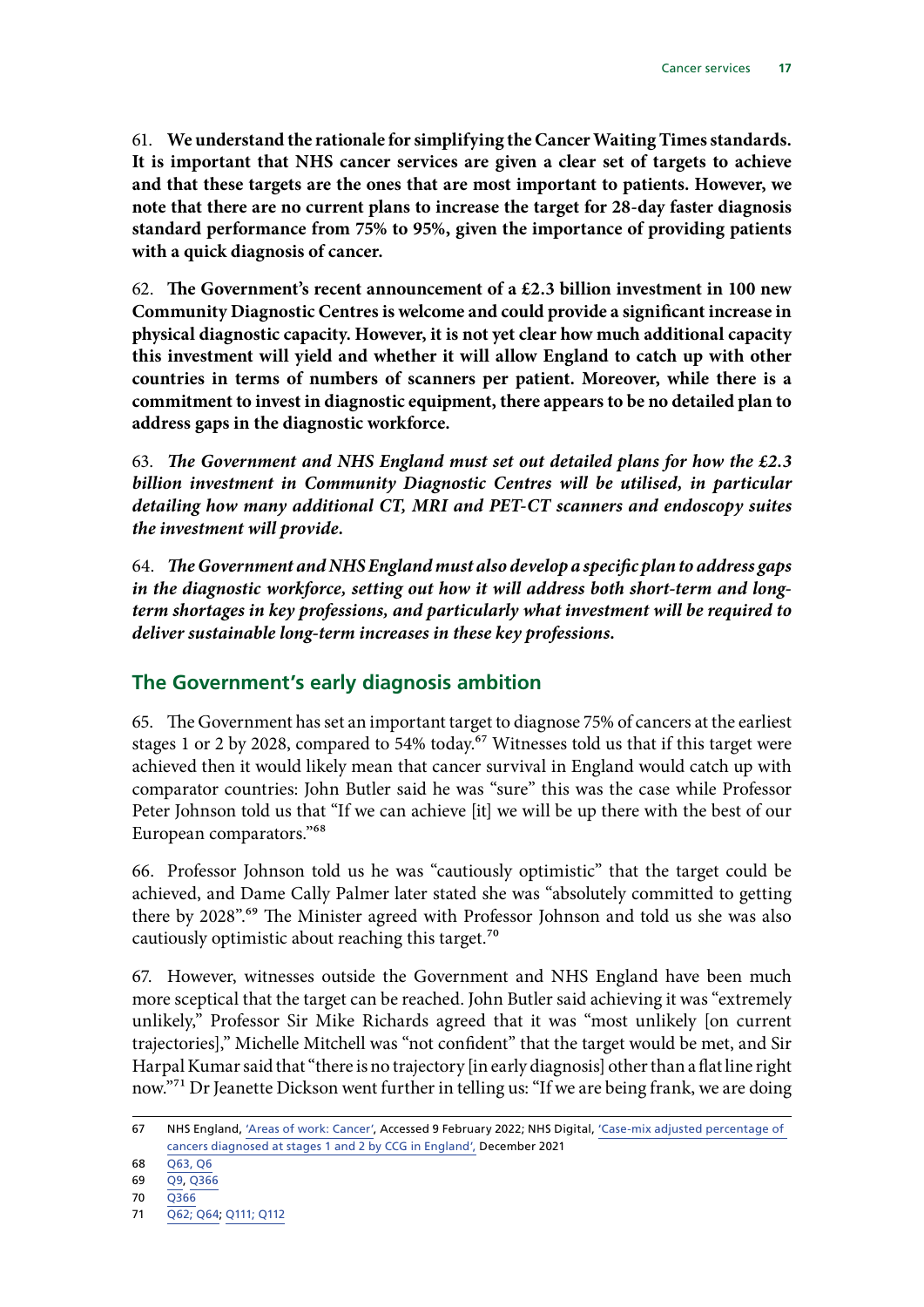61. **We understand the rationale for simplifying the Cancer Waiting Times standards. It is important that NHS cancer services are given a clear set of targets to achieve and that these targets are the ones that are most important to patients. However, we note that there are no current plans to increase the target for 28-day faster diagnosis standard performance from 75% to 95%, given the importance of providing patients with a quick diagnosis of cancer.**

62. **The Government's recent announcement of a £2.3 billion investment in 100 new Community Diagnostic Centres is welcome and could provide a significant increase in physical diagnostic capacity. However, it is not yet clear how much additional capacity this investment will yield and whether it will allow England to catch up with other countries in terms of numbers of scanners per patient. Moreover, while there is a commitment to invest in diagnostic equipment, there appears to be no detailed plan to address gaps in the diagnostic workforce.**

63. ***The Government and NHS England must set out detailed plans for how the £2.3 billion investment in Community Diagnostic Centres will be utilised, in particular detailing how many additional CT, MRI and PET-CT scanners and endoscopy suites the investment will provide.***

64. ***The Government and NHS England must also develop a specific plan to address gaps in the diagnostic workforce, setting out how it will address both short-term and long-term shortages in key professions, and particularly what investment will be required to deliver sustainable long-term increases in these key professions.***

## The Government's early diagnosis ambition

65. The Government has set an important target to diagnose 75% of cancers at the earliest stages 1 or 2 by 2028, compared to 54% today.[67] Witnesses told us that if this target were achieved then it would likely mean that cancer survival in England would catch up with comparator countries: John Butler said he was "sure" this was the case while Professor Peter Johnson told us that "If we can achieve [it] we will be up there with the best of our European comparators."[68]

66. Professor Johnson told us he was "cautiously optimistic" that the target could be achieved, and Dame Cally Palmer later stated she was "absolutely committed to getting there by 2028".[69] The Minister agreed with Professor Johnson and told us she was also cautiously optimistic about reaching this target.[70]

67. However, witnesses outside the Government and NHS England have been much more sceptical that the target can be reached. John Butler said achieving it was "extremely unlikely," Professor Sir Mike Richards agreed that it was "most unlikely [on current trajectories]," Michelle Mitchell was "not confident" that the target would be met, and Sir Harpal Kumar said that "there is no trajectory [in early diagnosis] other than a flat line right now."[71] Dr Jeanette Dickson went further in telling us: "If we are being frank, we are doing

67 NHS England, 'Areas of work: Cancer', Accessed 9 February 2022; NHS Digital, 'Case-mix adjusted percentage of cancers diagnosed at stages 1 and 2 by CCG in England', December 2021

68 Q63, Q6

69 Q9, Q366

70 Q366

71 Q62; Q64; Q111; Q112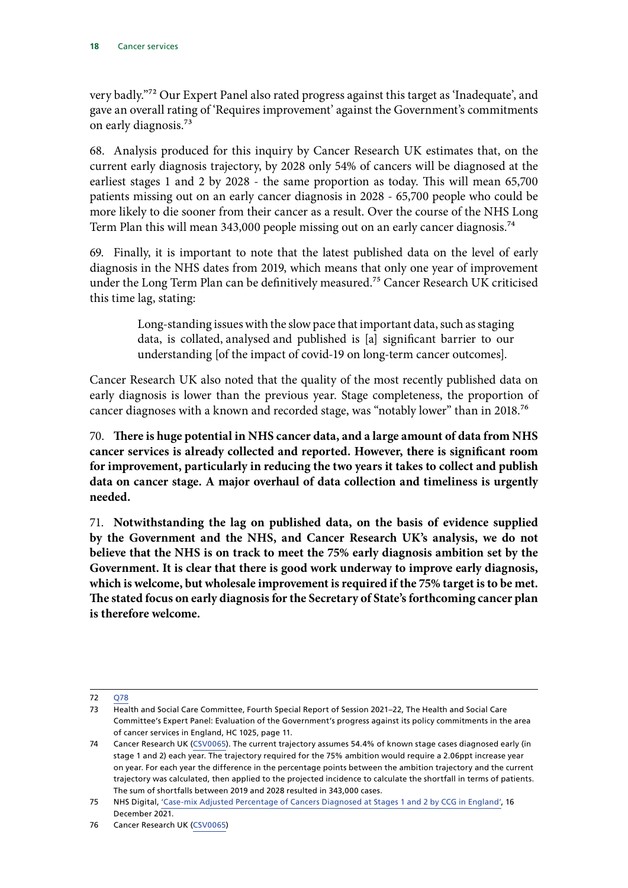very badly."[72] Our Expert Panel also rated progress against this target as 'Inadequate', and gave an overall rating of 'Requires improvement' against the Government's commitments on early diagnosis.[73]

68. Analysis produced for this inquiry by Cancer Research UK estimates that, on the current early diagnosis trajectory, by 2028 only 54% of cancers will be diagnosed at the earliest stages 1 and 2 by 2028 - the same proportion as today. This will mean 65,700 patients missing out on an early cancer diagnosis in 2028 - 65,700 people who could be more likely to die sooner from their cancer as a result. Over the course of the NHS Long Term Plan this will mean 343,000 people missing out on an early cancer diagnosis.[74]

69. Finally, it is important to note that the latest published data on the level of early diagnosis in the NHS dates from 2019, which means that only one year of improvement under the Long Term Plan can be definitively measured.[75] Cancer Research UK criticised this time lag, stating:

> Long-standing issues with the slow pace that important data, such as staging data, is collated, analysed and published is [a] significant barrier to our understanding [of the impact of covid-19 on long-term cancer outcomes].

Cancer Research UK also noted that the quality of the most recently published data on early diagnosis is lower than the previous year. Stage completeness, the proportion of cancer diagnoses with a known and recorded stage, was "notably lower" than in 2018.[76]

70. **There is huge potential in NHS cancer data, and a large amount of data from NHS cancer services is already collected and reported. However, there is significant room for improvement, particularly in reducing the two years it takes to collect and publish data on cancer stage. A major overhaul of data collection and timeliness is urgently needed.**

71. **Notwithstanding the lag on published data, on the basis of evidence supplied by the Government and the NHS, and Cancer Research UK's analysis, we do not believe that the NHS is on track to meet the 75% early diagnosis ambition set by the Government. It is clear that there is good work underway to improve early diagnosis, which is welcome, but wholesale improvement is required if the 75% target is to be met. The stated focus on early diagnosis for the Secretary of State's forthcoming cancer plan is therefore welcome.**

---

72 Q78

73 Health and Social Care Committee, Fourth Special Report of Session 2021–22, The Health and Social Care Committee's Expert Panel: Evaluation of the Government's progress against its policy commitments in the area of cancer services in England, HC 1025, page 11.

74 Cancer Research UK (CSV0065). The current trajectory assumes 54.4% of known stage cases diagnosed early (in stage 1 and 2) each year. The trajectory required for the 75% ambition would require a 2.06ppt increase year on year. For each year the difference in the percentage points between the ambition trajectory and the current trajectory was calculated, then applied to the projected incidence to calculate the shortfall in terms of patients. The sum of shortfalls between 2019 and 2028 resulted in 343,000 cases.

75 NHS Digital, 'Case-mix Adjusted Percentage of Cancers Diagnosed at Stages 1 and 2 by CCG in England', 16 December 2021.

76 Cancer Research UK (CSV0065)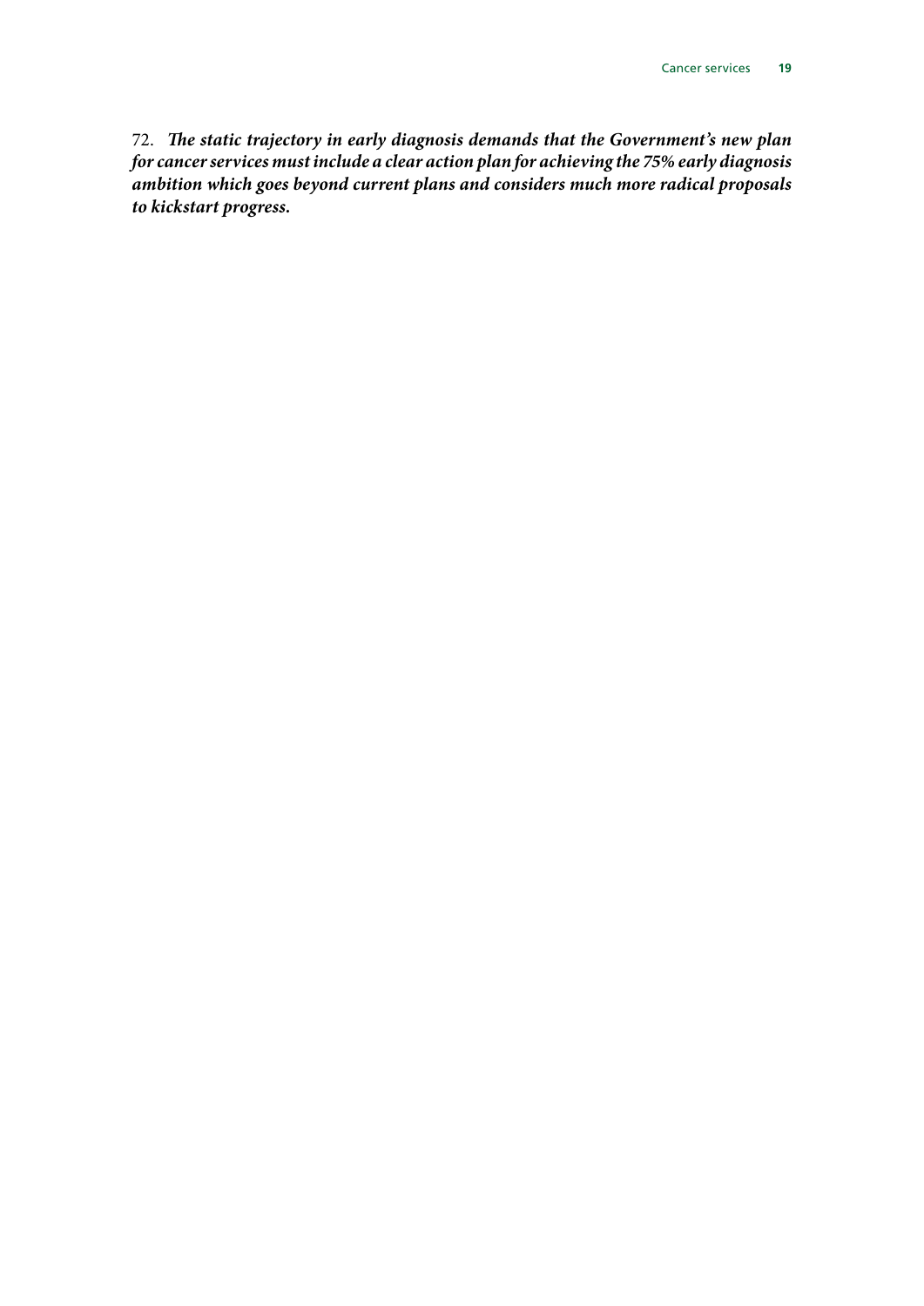72. ***The static trajectory in early diagnosis demands that the Government's new plan for cancer services must include a clear action plan for achieving the 75% early diagnosis ambition which goes beyond current plans and considers much more radical proposals to kickstart progress.***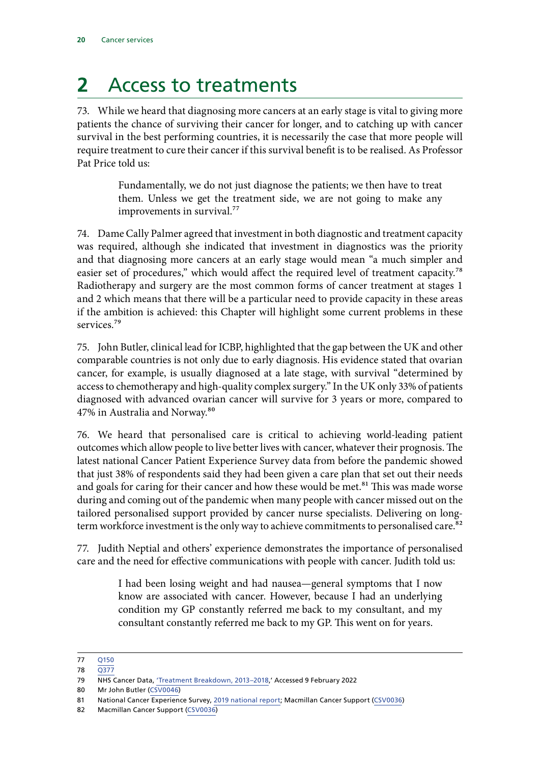# 2 Access to treatments

73. While we heard that diagnosing more cancers at an early stage is vital to giving more patients the chance of surviving their cancer for longer, and to catching up with cancer survival in the best performing countries, it is necessarily the case that more people will require treatment to cure their cancer if this survival benefit is to be realised. As Professor Pat Price told us:

> Fundamentally, we do not just diagnose the patients; we then have to treat them. Unless we get the treatment side, we are not going to make any improvements in survival.[77]

74. Dame Cally Palmer agreed that investment in both diagnostic and treatment capacity was required, although she indicated that investment in diagnostics was the priority and that diagnosing more cancers at an early stage would mean "a much simpler and easier set of procedures," which would affect the required level of treatment capacity.[78] Radiotherapy and surgery are the most common forms of cancer treatment at stages 1 and 2 which means that there will be a particular need to provide capacity in these areas if the ambition is achieved: this Chapter will highlight some current problems in these services.[79]

75. John Butler, clinical lead for ICBP, highlighted that the gap between the UK and other comparable countries is not only due to early diagnosis. His evidence stated that ovarian cancer, for example, is usually diagnosed at a late stage, with survival "determined by access to chemotherapy and high-quality complex surgery." In the UK only 33% of patients diagnosed with advanced ovarian cancer will survive for 3 years or more, compared to 47% in Australia and Norway.[80]

76. We heard that personalised care is critical to achieving world-leading patient outcomes which allow people to live better lives with cancer, whatever their prognosis. The latest national Cancer Patient Experience Survey data from before the pandemic showed that just 38% of respondents said they had been given a care plan that set out their needs and goals for caring for their cancer and how these would be met.[81] This was made worse during and coming out of the pandemic when many people with cancer missed out on the tailored personalised support provided by cancer nurse specialists. Delivering on long-term workforce investment is the only way to achieve commitments to personalised care.[82]

77. Judith Neptial and others' experience demonstrates the importance of personalised care and the need for effective communications with people with cancer. Judith told us:

> I had been losing weight and had nausea—general symptoms that I now know are associated with cancer. However, because I had an underlying condition my GP constantly referred me back to my consultant, and my consultant constantly referred me back to my GP. This went on for years.

---

77 Q150
78 Q377
79 NHS Cancer Data, 'Treatment Breakdown, 2013–2018,' Accessed 9 February 2022
80 Mr John Butler (CSV0046)
81 National Cancer Experience Survey, 2019 national report; Macmillan Cancer Support (CSV0036)
82 Macmillan Cancer Support (CSV0036)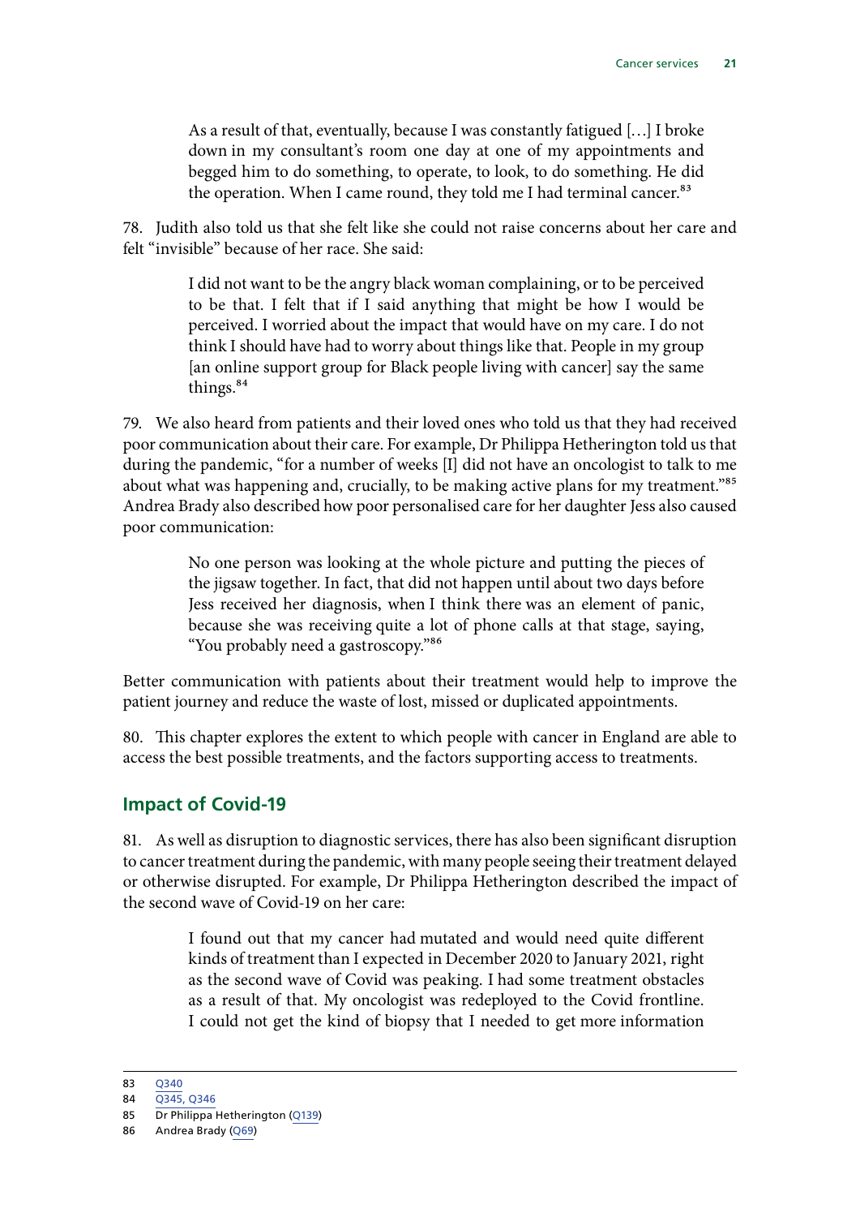> As a result of that, eventually, because I was constantly fatigued […] I broke down in my consultant's room one day at one of my appointments and begged him to do something, to operate, to look, to do something. He did the operation. When I came round, they told me I had terminal cancer.[83]

78. Judith also told us that she felt like she could not raise concerns about her care and felt "invisible" because of her race. She said:

> I did not want to be the angry black woman complaining, or to be perceived to be that. I felt that if I said anything that might be how I would be perceived. I worried about the impact that would have on my care. I do not think I should have had to worry about things like that. People in my group [an online support group for Black people living with cancer] say the same things.[84]

79. We also heard from patients and their loved ones who told us that they had received poor communication about their care. For example, Dr Philippa Hetherington told us that during the pandemic, "for a number of weeks [I] did not have an oncologist to talk to me about what was happening and, crucially, to be making active plans for my treatment."[85] Andrea Brady also described how poor personalised care for her daughter Jess also caused poor communication:

> No one person was looking at the whole picture and putting the pieces of the jigsaw together. In fact, that did not happen until about two days before Jess received her diagnosis, when I think there was an element of panic, because she was receiving quite a lot of phone calls at that stage, saying, "You probably need a gastroscopy."[86]

Better communication with patients about their treatment would help to improve the patient journey and reduce the waste of lost, missed or duplicated appointments.

80. This chapter explores the extent to which people with cancer in England are able to access the best possible treatments, and the factors supporting access to treatments.

## Impact of Covid-19

81. As well as disruption to diagnostic services, there has also been significant disruption to cancer treatment during the pandemic, with many people seeing their treatment delayed or otherwise disrupted. For example, Dr Philippa Hetherington described the impact of the second wave of Covid-19 on her care:

> I found out that my cancer had mutated and would need quite different kinds of treatment than I expected in December 2020 to January 2021, right as the second wave of Covid was peaking. I had some treatment obstacles as a result of that. My oncologist was redeployed to the Covid frontline. I could not get the kind of biopsy that I needed to get more information

83 Q340

84 Q345, Q346

85 Dr Philippa Hetherington (Q139)

86 Andrea Brady (Q69)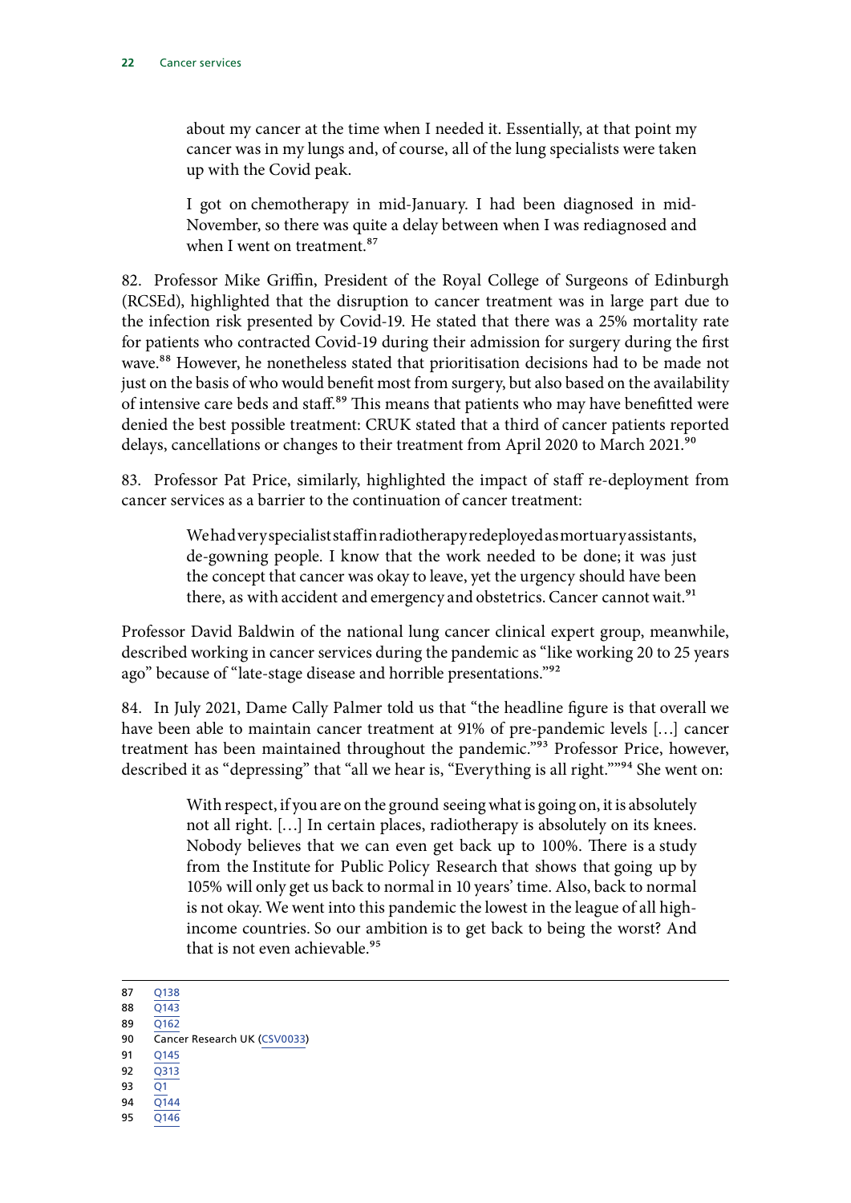> about my cancer at the time when I needed it. Essentially, at that point my cancer was in my lungs and, of course, all of the lung specialists were taken up with the Covid peak.
>
> I got on chemotherapy in mid-January. I had been diagnosed in mid-November, so there was quite a delay between when I was rediagnosed and when I went on treatment.[87]

82. Professor Mike Griffin, President of the Royal College of Surgeons of Edinburgh (RCSEd), highlighted that the disruption to cancer treatment was in large part due to the infection risk presented by Covid-19. He stated that there was a 25% mortality rate for patients who contracted Covid-19 during their admission for surgery during the first wave.[88] However, he nonetheless stated that prioritisation decisions had to be made not just on the basis of who would benefit most from surgery, but also based on the availability of intensive care beds and staff.[89] This means that patients who may have benefitted were denied the best possible treatment: CRUK stated that a third of cancer patients reported delays, cancellations or changes to their treatment from April 2020 to March 2021.[90]

83. Professor Pat Price, similarly, highlighted the impact of staff re-deployment from cancer services as a barrier to the continuation of cancer treatment:

> We had very specialist staff in radiotherapy redeployed as mortuary assistants, de-gowning people. I know that the work needed to be done; it was just the concept that cancer was okay to leave, yet the urgency should have been there, as with accident and emergency and obstetrics. Cancer cannot wait.[91]

Professor David Baldwin of the national lung cancer clinical expert group, meanwhile, described working in cancer services during the pandemic as "like working 20 to 25 years ago" because of "late-stage disease and horrible presentations."[92]

84. In July 2021, Dame Cally Palmer told us that "the headline figure is that overall we have been able to maintain cancer treatment at 91% of pre-pandemic levels […] cancer treatment has been maintained throughout the pandemic."[93] Professor Price, however, described it as "depressing" that "all we hear is, "Everything is all right.""[94] She went on:

> With respect, if you are on the ground seeing what is going on, it is absolutely not all right. […] In certain places, radiotherapy is absolutely on its knees. Nobody believes that we can even get back up to 100%. There is a study from the Institute for Public Policy Research that shows that going up by 105% will only get us back to normal in 10 years' time. Also, back to normal is not okay. We went into this pandemic the lowest in the league of all high-income countries. So our ambition is to get back to being the worst? And that is not even achievable.[95]

---

87 Q138
88 Q143
89 Q162
90 Cancer Research UK (CSV0033)
91 Q145
92 Q313
93 Q1
94 Q144
95 Q146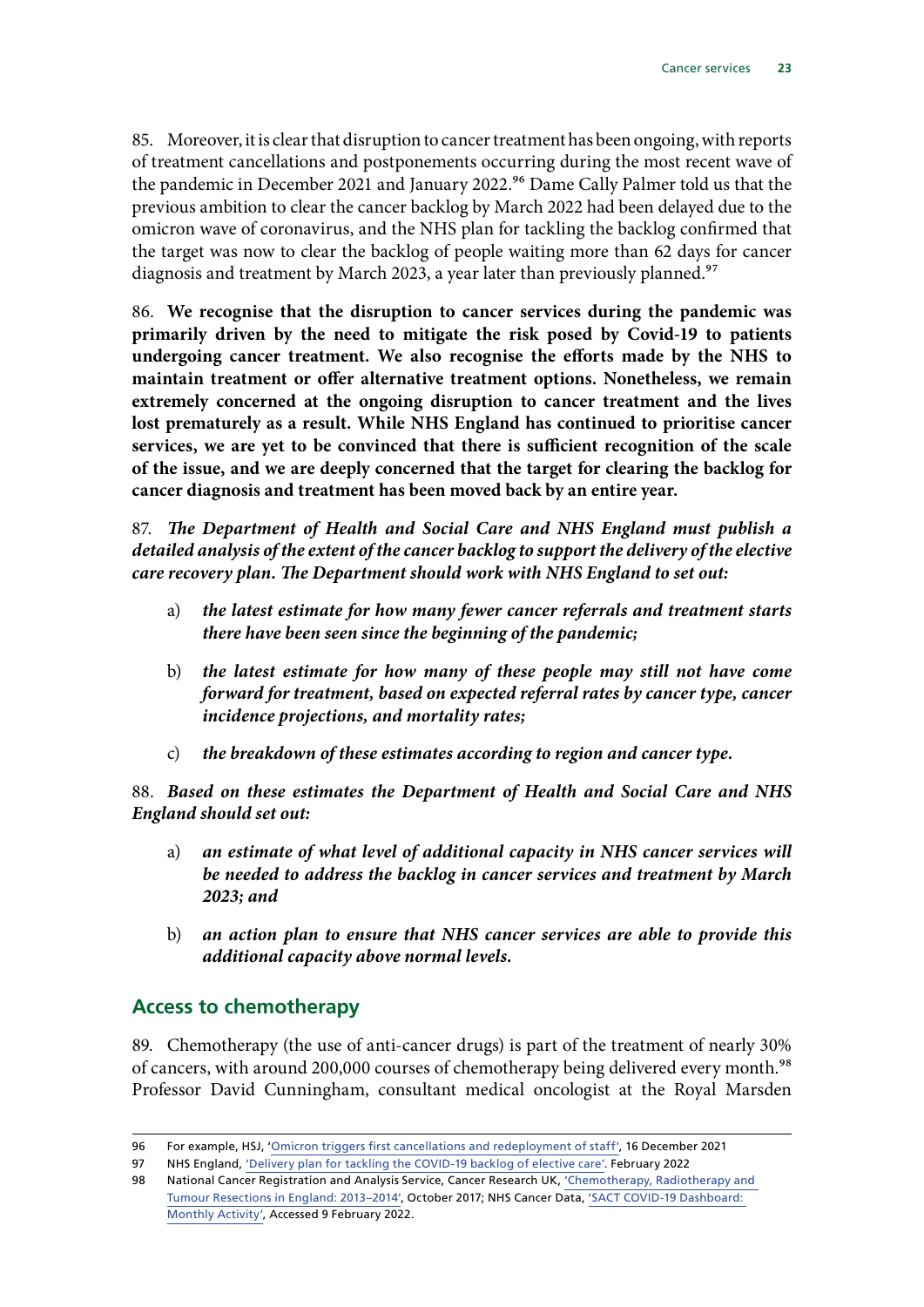85. Moreover, it is clear that disruption to cancer treatment has been ongoing, with reports of treatment cancellations and postponements occurring during the most recent wave of the pandemic in December 2021 and January 2022.[96] Dame Cally Palmer told us that the previous ambition to clear the cancer backlog by March 2022 had been delayed due to the omicron wave of coronavirus, and the NHS plan for tackling the backlog confirmed that the target was now to clear the backlog of people waiting more than 62 days for cancer diagnosis and treatment by March 2023, a year later than previously planned.[97]

86. **We recognise that the disruption to cancer services during the pandemic was primarily driven by the need to mitigate the risk posed by Covid-19 to patients undergoing cancer treatment. We also recognise the efforts made by the NHS to maintain treatment or offer alternative treatment options. Nonetheless, we remain extremely concerned at the ongoing disruption to cancer treatment and the lives lost prematurely as a result. While NHS England has continued to prioritise cancer services, we are yet to be convinced that there is sufficient recognition of the scale of the issue, and we are deeply concerned that the target for clearing the backlog for cancer diagnosis and treatment has been moved back by an entire year.**

87. ***The Department of Health and Social Care and NHS England must publish a detailed analysis of the extent of the cancer backlog to support the delivery of the elective care recovery plan. The Department should work with NHS England to set out:***

a) ***the latest estimate for how many fewer cancer referrals and treatment starts there have been seen since the beginning of the pandemic;***

b) ***the latest estimate for how many of these people may still not have come forward for treatment, based on expected referral rates by cancer type, cancer incidence projections, and mortality rates;***

c) ***the breakdown of these estimates according to region and cancer type.***

88. ***Based on these estimates the Department of Health and Social Care and NHS England should set out:***

a) ***an estimate of what level of additional capacity in NHS cancer services will be needed to address the backlog in cancer services and treatment by March 2023; and***

b) ***an action plan to ensure that NHS cancer services are able to provide this additional capacity above normal levels.***

## Access to chemotherapy

89. Chemotherapy (the use of anti-cancer drugs) is part of the treatment of nearly 30% of cancers, with around 200,000 courses of chemotherapy being delivered every month.[98] Professor David Cunningham, consultant medical oncologist at the Royal Marsden

---

96 For example, HSJ, 'Omicron triggers first cancellations and redeployment of staff', 16 December 2021

97 NHS England, 'Delivery plan for tackling the COVID-19 backlog of elective care'. February 2022

98 National Cancer Registration and Analysis Service, Cancer Research UK, 'Chemotherapy, Radiotherapy and Tumour Resections in England: 2013–2014', October 2017; NHS Cancer Data, 'SACT COVID-19 Dashboard: Monthly Activity', Accessed 9 February 2022.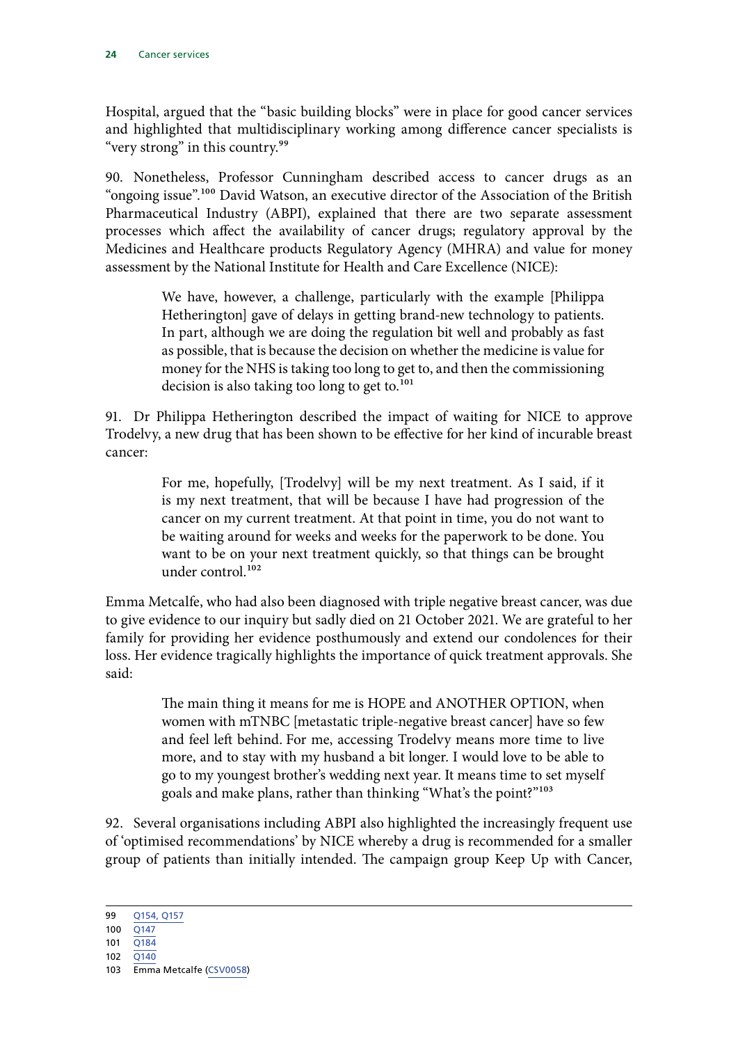Hospital, argued that the "basic building blocks" were in place for good cancer services and highlighted that multidisciplinary working among difference cancer specialists is "very strong" in this country.[99]

90. Nonetheless, Professor Cunningham described access to cancer drugs as an "ongoing issue".[100] David Watson, an executive director of the Association of the British Pharmaceutical Industry (ABPI), explained that there are two separate assessment processes which affect the availability of cancer drugs; regulatory approval by the Medicines and Healthcare products Regulatory Agency (MHRA) and value for money assessment by the National Institute for Health and Care Excellence (NICE):

> We have, however, a challenge, particularly with the example [Philippa Hetherington] gave of delays in getting brand-new technology to patients. In part, although we are doing the regulation bit well and probably as fast as possible, that is because the decision on whether the medicine is value for money for the NHS is taking too long to get to, and then the commissioning decision is also taking too long to get to.[101]

91. Dr Philippa Hetherington described the impact of waiting for NICE to approve Trodelvy, a new drug that has been shown to be effective for her kind of incurable breast cancer:

> For me, hopefully, [Trodelvy] will be my next treatment. As I said, if it is my next treatment, that will be because I have had progression of the cancer on my current treatment. At that point in time, you do not want to be waiting around for weeks and weeks for the paperwork to be done. You want to be on your next treatment quickly, so that things can be brought under control.[102]

Emma Metcalfe, who had also been diagnosed with triple negative breast cancer, was due to give evidence to our inquiry but sadly died on 21 October 2021. We are grateful to her family for providing her evidence posthumously and extend our condolences for their loss. Her evidence tragically highlights the importance of quick treatment approvals. She said:

> The main thing it means for me is HOPE and ANOTHER OPTION, when women with mTNBC [metastatic triple-negative breast cancer] have so few and feel left behind. For me, accessing Trodelvy means more time to live more, and to stay with my husband a bit longer. I would love to be able to go to my youngest brother's wedding next year. It means time to set myself goals and make plans, rather than thinking "What's the point?"[103]

92. Several organisations including ABPI also highlighted the increasingly frequent use of 'optimised recommendations' by NICE whereby a drug is recommended for a smaller group of patients than initially intended. The campaign group Keep Up with Cancer,

---

99 Q154, Q157

100 Q147

101 Q184

102 Q140

103 Emma Metcalfe (CSV0058)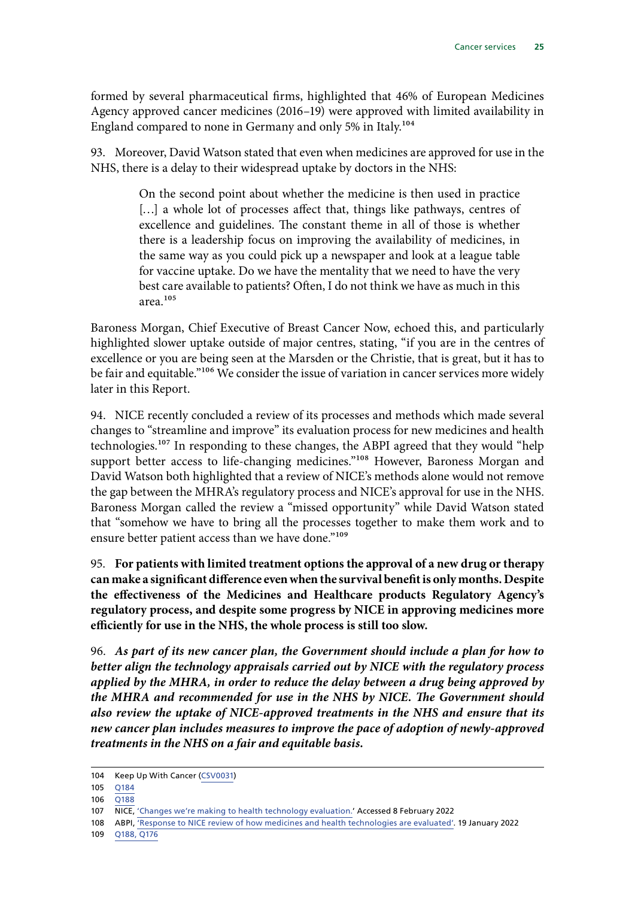formed by several pharmaceutical firms, highlighted that 46% of European Medicines Agency approved cancer medicines (2016–19) were approved with limited availability in England compared to none in Germany and only 5% in Italy.[104]

93. Moreover, David Watson stated that even when medicines are approved for use in the NHS, there is a delay to their widespread uptake by doctors in the NHS:

> On the second point about whether the medicine is then used in practice […] a whole lot of processes affect that, things like pathways, centres of excellence and guidelines. The constant theme in all of those is whether there is a leadership focus on improving the availability of medicines, in the same way as you could pick up a newspaper and look at a league table for vaccine uptake. Do we have the mentality that we need to have the very best care available to patients? Often, I do not think we have as much in this area.[105]

Baroness Morgan, Chief Executive of Breast Cancer Now, echoed this, and particularly highlighted slower uptake outside of major centres, stating, "if you are in the centres of excellence or you are being seen at the Marsden or the Christie, that is great, but it has to be fair and equitable."[106] We consider the issue of variation in cancer services more widely later in this Report.

94. NICE recently concluded a review of its processes and methods which made several changes to "streamline and improve" its evaluation process for new medicines and health technologies.[107] In responding to these changes, the ABPI agreed that they would "help support better access to life-changing medicines."[108] However, Baroness Morgan and David Watson both highlighted that a review of NICE's methods alone would not remove the gap between the MHRA's regulatory process and NICE's approval for use in the NHS. Baroness Morgan called the review a "missed opportunity" while David Watson stated that "somehow we have to bring all the processes together to make them work and to ensure better patient access than we have done."[109]

95. **For patients with limited treatment options the approval of a new drug or therapy can make a significant difference even when the survival benefit is only months. Despite the effectiveness of the Medicines and Healthcare products Regulatory Agency's regulatory process, and despite some progress by NICE in approving medicines more efficiently for use in the NHS, the whole process is still too slow.**

96. ***As part of its new cancer plan, the Government should include a plan for how to better align the technology appraisals carried out by NICE with the regulatory process applied by the MHRA, in order to reduce the delay between a drug being approved by the MHRA and recommended for use in the NHS by NICE. The Government should also review the uptake of NICE-approved treatments in the NHS and ensure that its new cancer plan includes measures to improve the pace of adoption of newly-approved treatments in the NHS on a fair and equitable basis.***

---

104 Keep Up With Cancer (CSV0031)

105 Q184

106 Q188

107 NICE, 'Changes we're making to health technology evaluation.' Accessed 8 February 2022

108 ABPI, 'Response to NICE review of how medicines and health technologies are evaluated'. 19 January 2022

109 Q188, Q176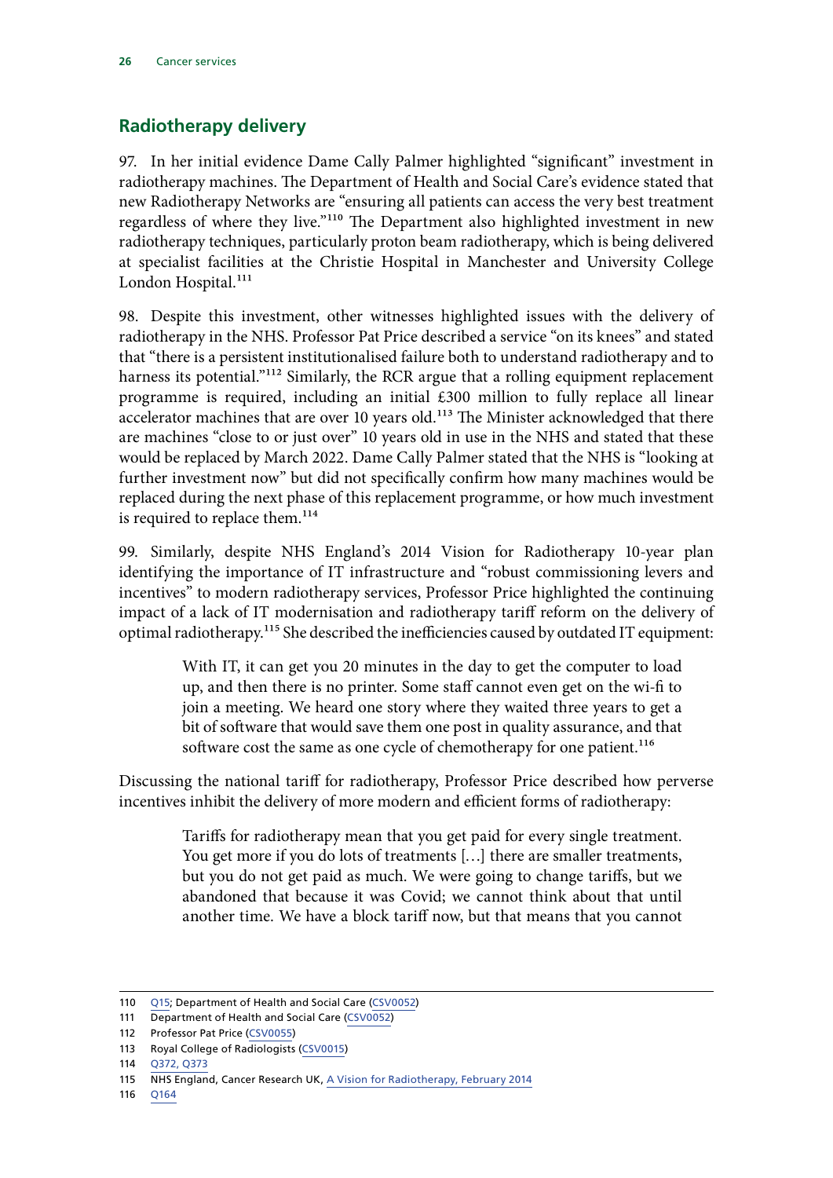## Radiotherapy delivery

97. In her initial evidence Dame Cally Palmer highlighted "significant" investment in radiotherapy machines. The Department of Health and Social Care's evidence stated that new Radiotherapy Networks are "ensuring all patients can access the very best treatment regardless of where they live."[110] The Department also highlighted investment in new radiotherapy techniques, particularly proton beam radiotherapy, which is being delivered at specialist facilities at the Christie Hospital in Manchester and University College London Hospital.[111]

98. Despite this investment, other witnesses highlighted issues with the delivery of radiotherapy in the NHS. Professor Pat Price described a service "on its knees" and stated that "there is a persistent institutionalised failure both to understand radiotherapy and to harness its potential."[112] Similarly, the RCR argue that a rolling equipment replacement programme is required, including an initial £300 million to fully replace all linear accelerator machines that are over 10 years old.[113] The Minister acknowledged that there are machines "close to or just over" 10 years old in use in the NHS and stated that these would be replaced by March 2022. Dame Cally Palmer stated that the NHS is "looking at further investment now" but did not specifically confirm how many machines would be replaced during the next phase of this replacement programme, or how much investment is required to replace them.[114]

99. Similarly, despite NHS England's 2014 Vision for Radiotherapy 10-year plan identifying the importance of IT infrastructure and "robust commissioning levers and incentives" to modern radiotherapy services, Professor Price highlighted the continuing impact of a lack of IT modernisation and radiotherapy tariff reform on the delivery of optimal radiotherapy.[115] She described the inefficiencies caused by outdated IT equipment:

> With IT, it can get you 20 minutes in the day to get the computer to load up, and then there is no printer. Some staff cannot even get on the wi-fi to join a meeting. We heard one story where they waited three years to get a bit of software that would save them one post in quality assurance, and that software cost the same as one cycle of chemotherapy for one patient.[116]

Discussing the national tariff for radiotherapy, Professor Price described how perverse incentives inhibit the delivery of more modern and efficient forms of radiotherapy:

> Tariffs for radiotherapy mean that you get paid for every single treatment. You get more if you do lots of treatments […] there are smaller treatments, but you do not get paid as much. We were going to change tariffs, but we abandoned that because it was Covid; we cannot think about that until another time. We have a block tariff now, but that means that you cannot

---

110 Q15; Department of Health and Social Care (CSV0052)

111 Department of Health and Social Care (CSV0052)

112 Professor Pat Price (CSV0055)

113 Royal College of Radiologists (CSV0015)

114 Q372, Q373

115 NHS England, Cancer Research UK, A Vision for Radiotherapy, February 2014

116 Q164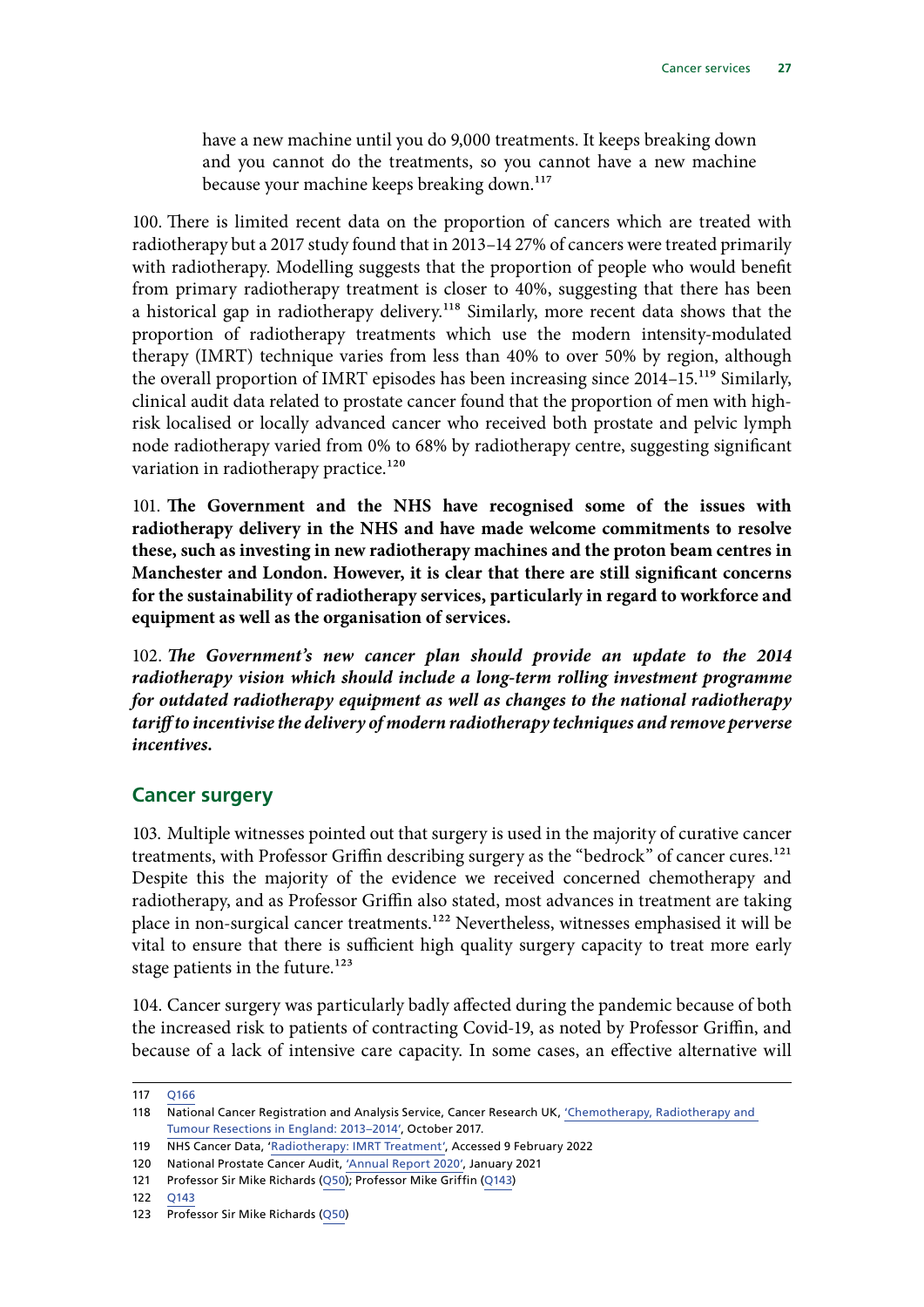> have a new machine until you do 9,000 treatments. It keeps breaking down and you cannot do the treatments, so you cannot have a new machine because your machine keeps breaking down.[117]

100. There is limited recent data on the proportion of cancers which are treated with radiotherapy but a 2017 study found that in 2013–14 27% of cancers were treated primarily with radiotherapy. Modelling suggests that the proportion of people who would benefit from primary radiotherapy treatment is closer to 40%, suggesting that there has been a historical gap in radiotherapy delivery.[118] Similarly, more recent data shows that the proportion of radiotherapy treatments which use the modern intensity-modulated therapy (IMRT) technique varies from less than 40% to over 50% by region, although the overall proportion of IMRT episodes has been increasing since 2014–15.[119] Similarly, clinical audit data related to prostate cancer found that the proportion of men with high-risk localised or locally advanced cancer who received both prostate and pelvic lymph node radiotherapy varied from 0% to 68% by radiotherapy centre, suggesting significant variation in radiotherapy practice.[120]

101. **The Government and the NHS have recognised some of the issues with radiotherapy delivery in the NHS and have made welcome commitments to resolve these, such as investing in new radiotherapy machines and the proton beam centres in Manchester and London. However, it is clear that there are still significant concerns for the sustainability of radiotherapy services, particularly in regard to workforce and equipment as well as the organisation of services.**

102. ***The Government's new cancer plan should provide an update to the 2014 radiotherapy vision which should include a long-term rolling investment programme for outdated radiotherapy equipment as well as changes to the national radiotherapy tariff to incentivise the delivery of modern radiotherapy techniques and remove perverse incentives.***

## Cancer surgery

103. Multiple witnesses pointed out that surgery is used in the majority of curative cancer treatments, with Professor Griffin describing surgery as the "bedrock" of cancer cures.[121] Despite this the majority of the evidence we received concerned chemotherapy and radiotherapy, and as Professor Griffin also stated, most advances in treatment are taking place in non-surgical cancer treatments.[122] Nevertheless, witnesses emphasised it will be vital to ensure that there is sufficient high quality surgery capacity to treat more early stage patients in the future.[123]

104. Cancer surgery was particularly badly affected during the pandemic because of both the increased risk to patients of contracting Covid-19, as noted by Professor Griffin, and because of a lack of intensive care capacity. In some cases, an effective alternative will

---

117 Q166

118 National Cancer Registration and Analysis Service, Cancer Research UK, 'Chemotherapy, Radiotherapy and Tumour Resections in England: 2013–2014', October 2017.

119 NHS Cancer Data, 'Radiotherapy: IMRT Treatment', Accessed 9 February 2022

120 National Prostate Cancer Audit, 'Annual Report 2020', January 2021

121 Professor Sir Mike Richards (Q50); Professor Mike Griffin (Q143)

122 Q143

123 Professor Sir Mike Richards (Q50)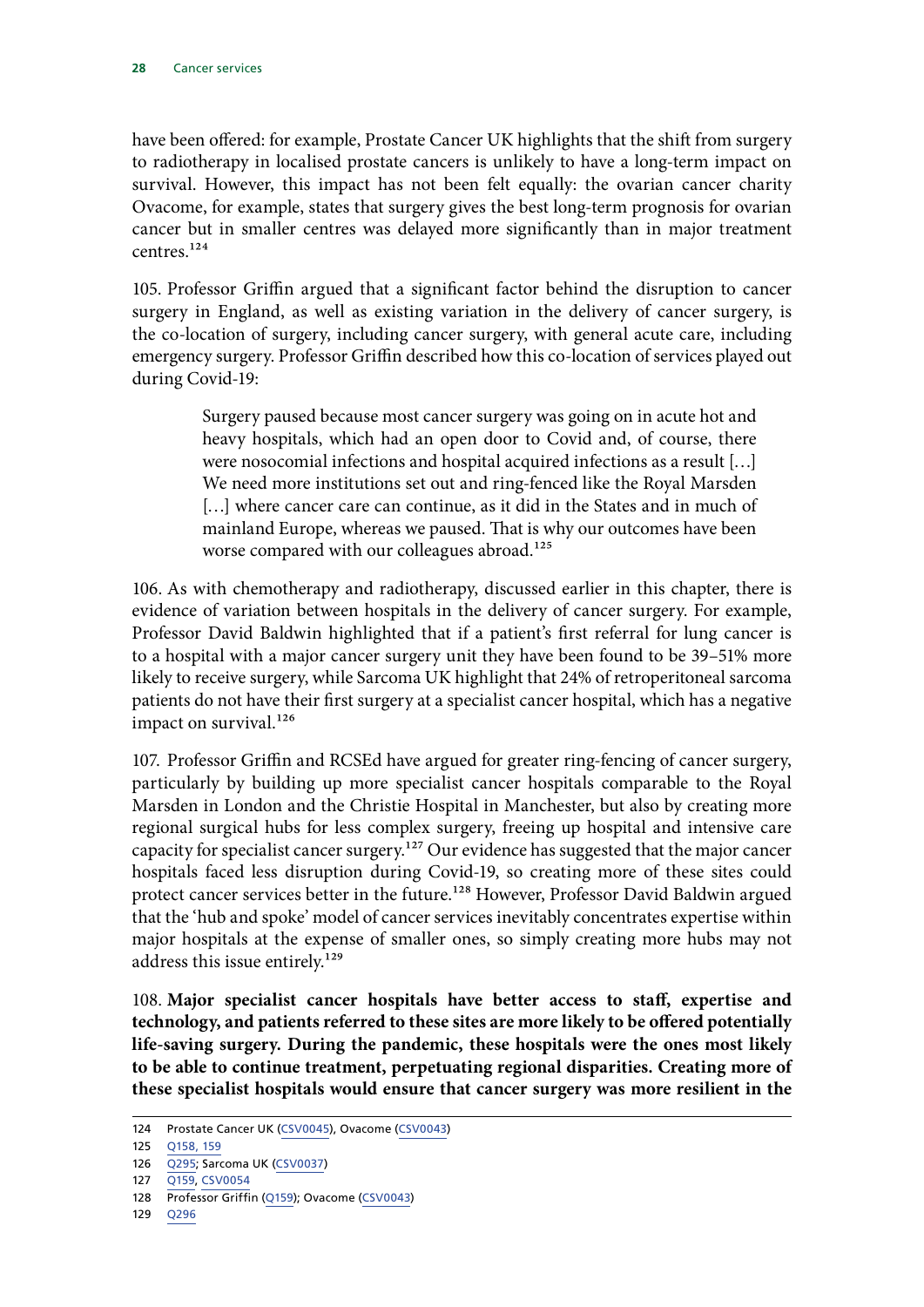have been offered: for example, Prostate Cancer UK highlights that the shift from surgery to radiotherapy in localised prostate cancers is unlikely to have a long-term impact on survival. However, this impact has not been felt equally: the ovarian cancer charity Ovacome, for example, states that surgery gives the best long-term prognosis for ovarian cancer but in smaller centres was delayed more significantly than in major treatment centres.[124]

105. Professor Griffin argued that a significant factor behind the disruption to cancer surgery in England, as well as existing variation in the delivery of cancer surgery, is the co-location of surgery, including cancer surgery, with general acute care, including emergency surgery. Professor Griffin described how this co-location of services played out during Covid-19:

> Surgery paused because most cancer surgery was going on in acute hot and heavy hospitals, which had an open door to Covid and, of course, there were nosocomial infections and hospital acquired infections as a result […] We need more institutions set out and ring-fenced like the Royal Marsden […] where cancer care can continue, as it did in the States and in much of mainland Europe, whereas we paused. That is why our outcomes have been worse compared with our colleagues abroad.[125]

106. As with chemotherapy and radiotherapy, discussed earlier in this chapter, there is evidence of variation between hospitals in the delivery of cancer surgery. For example, Professor David Baldwin highlighted that if a patient's first referral for lung cancer is to a hospital with a major cancer surgery unit they have been found to be 39–51% more likely to receive surgery, while Sarcoma UK highlight that 24% of retroperitoneal sarcoma patients do not have their first surgery at a specialist cancer hospital, which has a negative impact on survival.[126]

107. Professor Griffin and RCSEd have argued for greater ring-fencing of cancer surgery, particularly by building up more specialist cancer hospitals comparable to the Royal Marsden in London and the Christie Hospital in Manchester, but also by creating more regional surgical hubs for less complex surgery, freeing up hospital and intensive care capacity for specialist cancer surgery.[127] Our evidence has suggested that the major cancer hospitals faced less disruption during Covid-19, so creating more of these sites could protect cancer services better in the future.[128] However, Professor David Baldwin argued that the 'hub and spoke' model of cancer services inevitably concentrates expertise within major hospitals at the expense of smaller ones, so simply creating more hubs may not address this issue entirely.[129]

108. **Major specialist cancer hospitals have better access to staff, expertise and technology, and patients referred to these sites are more likely to be offered potentially life-saving surgery. During the pandemic, these hospitals were the ones most likely to be able to continue treatment, perpetuating regional disparities. Creating more of these specialist hospitals would ensure that cancer surgery was more resilient in the**

124 Prostate Cancer UK (CSV0045), Ovacome (CSV0043)
125 Q158, 159
126 Q295; Sarcoma UK (CSV0037)
127 Q159, CSV0054
128 Professor Griffin (Q159); Ovacome (CSV0043)
129 Q296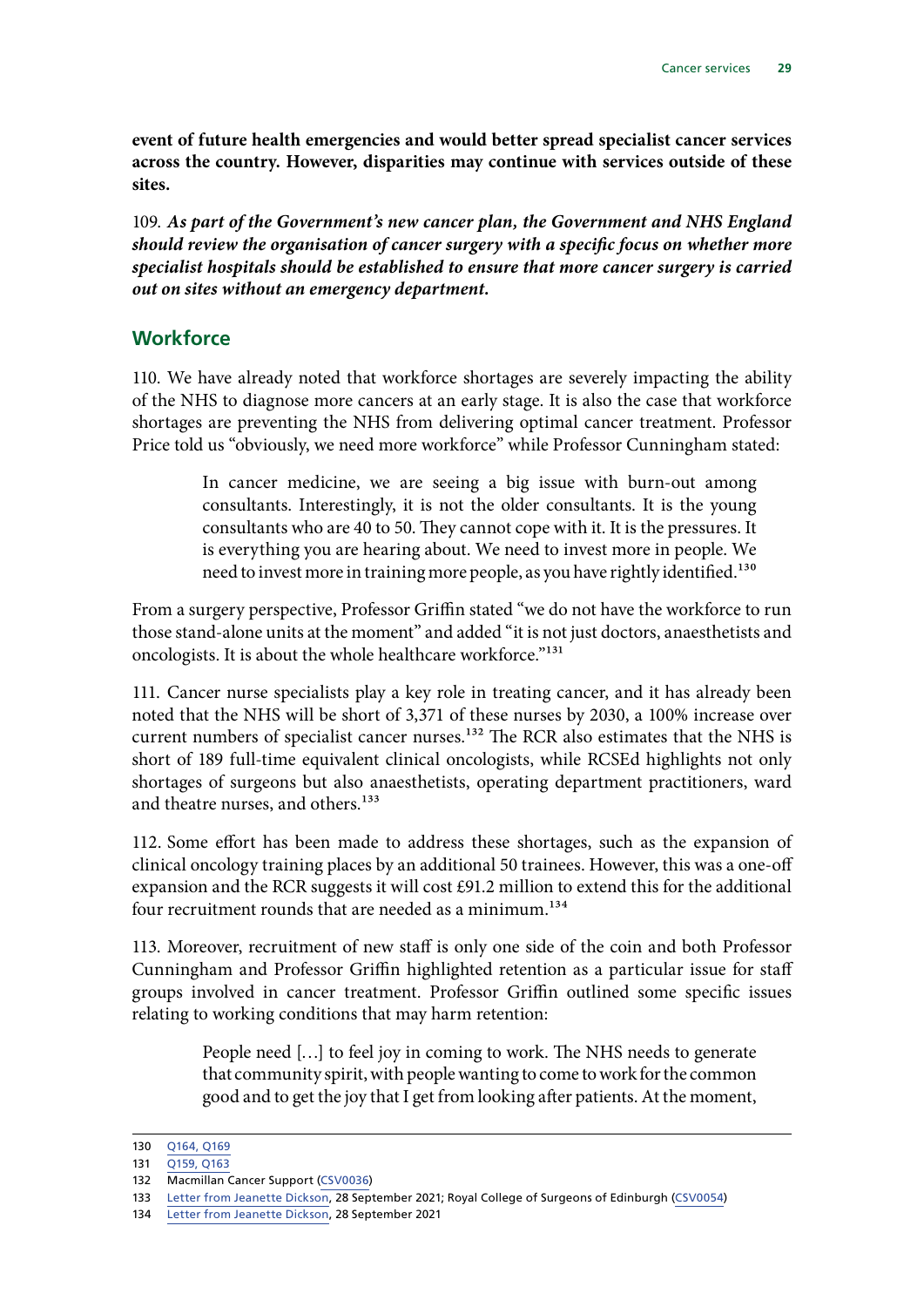**event of future health emergencies and would better spread specialist cancer services across the country. However, disparities may continue with services outside of these sites.**

109. ***As part of the Government's new cancer plan, the Government and NHS England should review the organisation of cancer surgery with a specific focus on whether more specialist hospitals should be established to ensure that more cancer surgery is carried out on sites without an emergency department.***

## Workforce

110. We have already noted that workforce shortages are severely impacting the ability of the NHS to diagnose more cancers at an early stage. It is also the case that workforce shortages are preventing the NHS from delivering optimal cancer treatment. Professor Price told us "obviously, we need more workforce" while Professor Cunningham stated:

> In cancer medicine, we are seeing a big issue with burn-out among consultants. Interestingly, it is not the older consultants. It is the young consultants who are 40 to 50. They cannot cope with it. It is the pressures. It is everything you are hearing about. We need to invest more in people. We need to invest more in training more people, as you have rightly identified.[130]

From a surgery perspective, Professor Griffin stated "we do not have the workforce to run those stand-alone units at the moment" and added "it is not just doctors, anaesthetists and oncologists. It is about the whole healthcare workforce."[131]

111. Cancer nurse specialists play a key role in treating cancer, and it has already been noted that the NHS will be short of 3,371 of these nurses by 2030, a 100% increase over current numbers of specialist cancer nurses.[132] The RCR also estimates that the NHS is short of 189 full-time equivalent clinical oncologists, while RCSEd highlights not only shortages of surgeons but also anaesthetists, operating department practitioners, ward and theatre nurses, and others.[133]

112. Some effort has been made to address these shortages, such as the expansion of clinical oncology training places by an additional 50 trainees. However, this was a one-off expansion and the RCR suggests it will cost £91.2 million to extend this for the additional four recruitment rounds that are needed as a minimum.[134]

113. Moreover, recruitment of new staff is only one side of the coin and both Professor Cunningham and Professor Griffin highlighted retention as a particular issue for staff groups involved in cancer treatment. Professor Griffin outlined some specific issues relating to working conditions that may harm retention:

> People need […] to feel joy in coming to work. The NHS needs to generate that community spirit, with people wanting to come to work for the common good and to get the joy that I get from looking after patients. At the moment,

---

130 Q164, Q169

131 Q159, Q163

132 Macmillan Cancer Support (CSV0036)

133 Letter from Jeanette Dickson, 28 September 2021; Royal College of Surgeons of Edinburgh (CSV0054)

134 Letter from Jeanette Dickson, 28 September 2021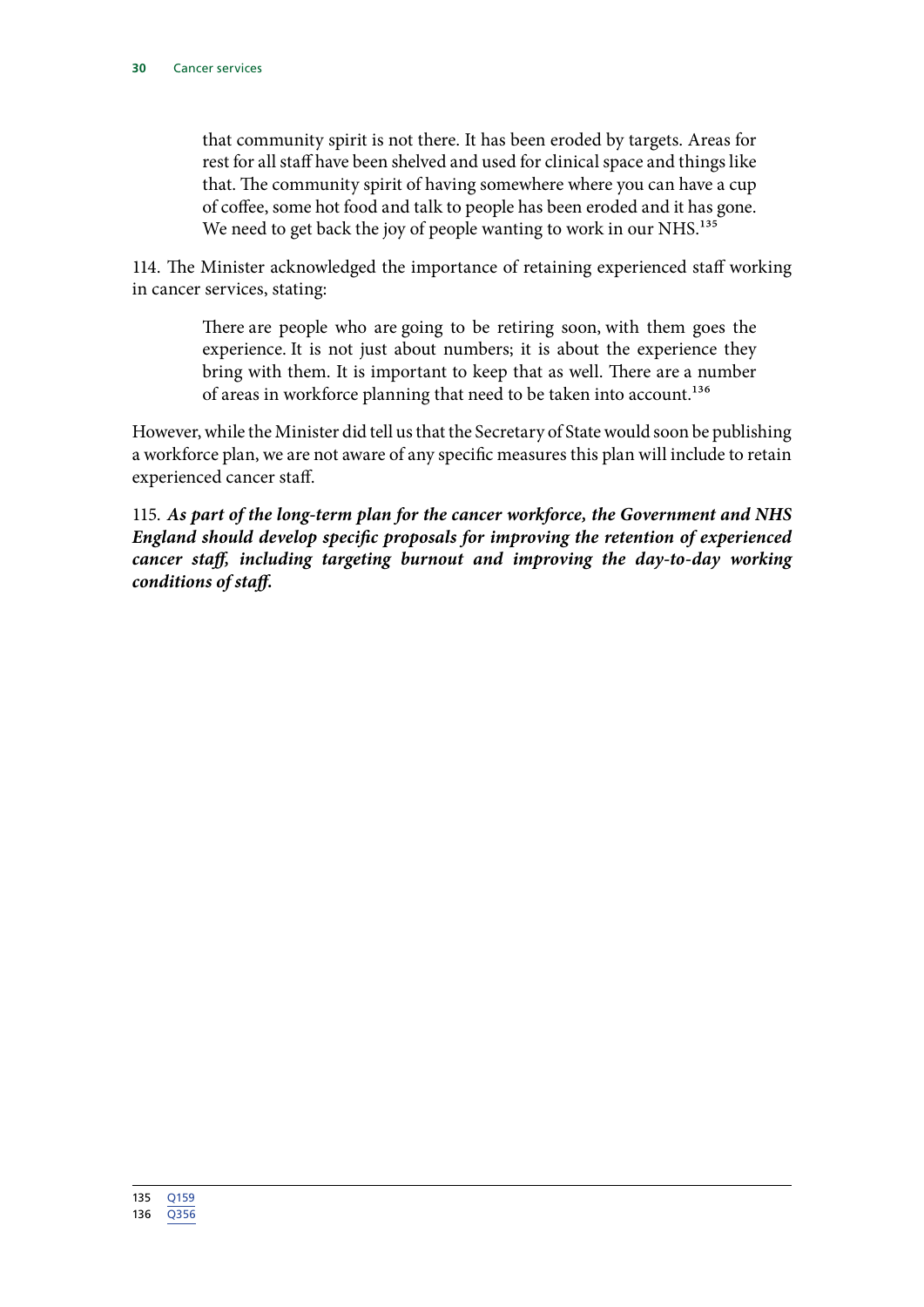> that community spirit is not there. It has been eroded by targets. Areas for rest for all staff have been shelved and used for clinical space and things like that. The community spirit of having somewhere where you can have a cup of coffee, some hot food and talk to people has been eroded and it has gone. We need to get back the joy of people wanting to work in our NHS.[135]

114. The Minister acknowledged the importance of retaining experienced staff working in cancer services, stating:

> There are people who are going to be retiring soon, with them goes the experience. It is not just about numbers; it is about the experience they bring with them. It is important to keep that as well. There are a number of areas in workforce planning that need to be taken into account.[136]

However, while the Minister did tell us that the Secretary of State would soon be publishing a workforce plan, we are not aware of any specific measures this plan will include to retain experienced cancer staff.

115. ***As part of the long-term plan for the cancer workforce, the Government and NHS England should develop specific proposals for improving the retention of experienced cancer staff, including targeting burnout and improving the day-to-day working conditions of staff.***

---

135 Q159
136 Q356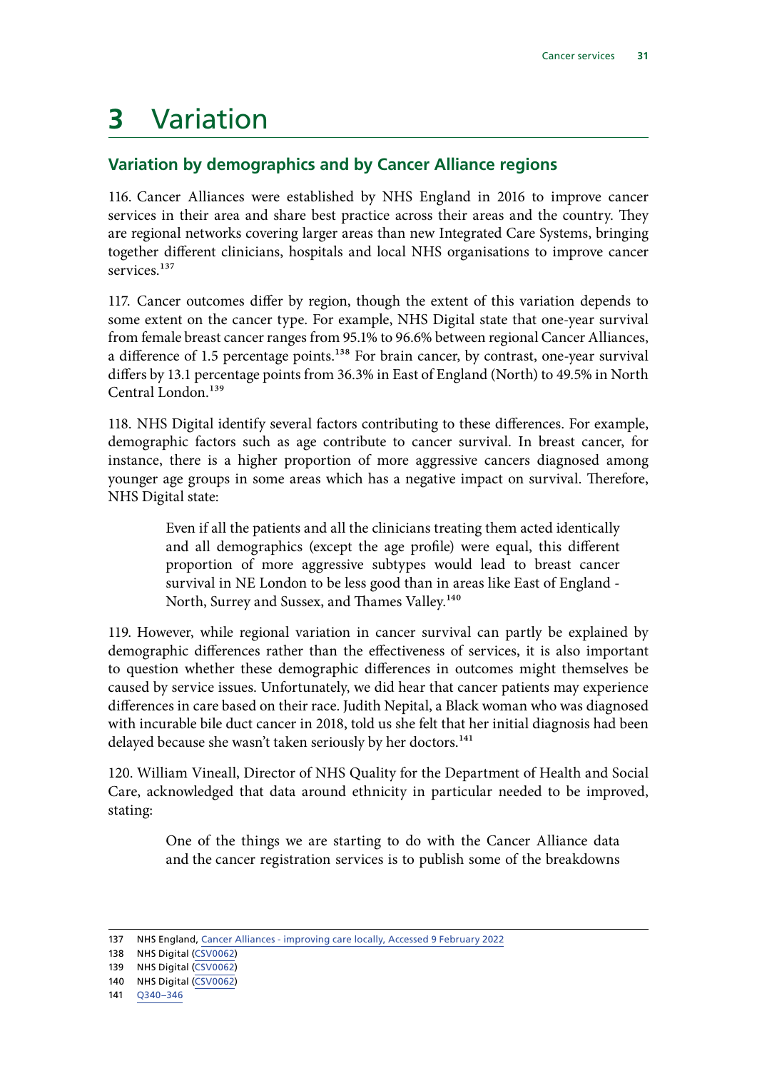# 3 Variation

## Variation by demographics and by Cancer Alliance regions

116. Cancer Alliances were established by NHS England in 2016 to improve cancer services in their area and share best practice across their areas and the country. They are regional networks covering larger areas than new Integrated Care Systems, bringing together different clinicians, hospitals and local NHS organisations to improve cancer services.[137]

117. Cancer outcomes differ by region, though the extent of this variation depends to some extent on the cancer type. For example, NHS Digital state that one-year survival from female breast cancer ranges from 95.1% to 96.6% between regional Cancer Alliances, a difference of 1.5 percentage points.[138] For brain cancer, by contrast, one-year survival differs by 13.1 percentage points from 36.3% in East of England (North) to 49.5% in North Central London.[139]

118. NHS Digital identify several factors contributing to these differences. For example, demographic factors such as age contribute to cancer survival. In breast cancer, for instance, there is a higher proportion of more aggressive cancers diagnosed among younger age groups in some areas which has a negative impact on survival. Therefore, NHS Digital state:

> Even if all the patients and all the clinicians treating them acted identically and all demographics (except the age profile) were equal, this different proportion of more aggressive subtypes would lead to breast cancer survival in NE London to be less good than in areas like East of England - North, Surrey and Sussex, and Thames Valley.[140]

119. However, while regional variation in cancer survival can partly be explained by demographic differences rather than the effectiveness of services, it is also important to question whether these demographic differences in outcomes might themselves be caused by service issues. Unfortunately, we did hear that cancer patients may experience differences in care based on their race. Judith Nepital, a Black woman who was diagnosed with incurable bile duct cancer in 2018, told us she felt that her initial diagnosis had been delayed because she wasn't taken seriously by her doctors.[141]

120. William Vineall, Director of NHS Quality for the Department of Health and Social Care, acknowledged that data around ethnicity in particular needed to be improved, stating:

> One of the things we are starting to do with the Cancer Alliance data and the cancer registration services is to publish some of the breakdowns

137 NHS England, Cancer Alliances - improving care locally, Accessed 9 February 2022
138 NHS Digital (CSV0062)
139 NHS Digital (CSV0062)
140 NHS Digital (CSV0062)
141 Q340–346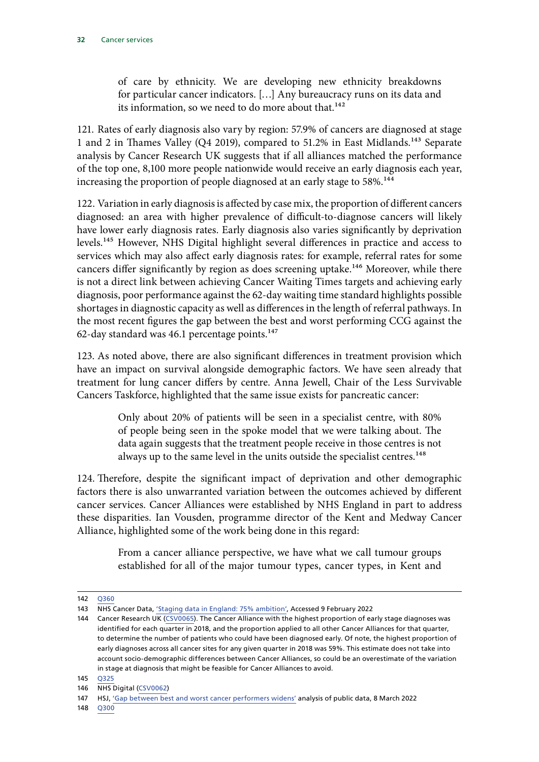> of care by ethnicity. We are developing new ethnicity breakdowns for particular cancer indicators. […] Any bureaucracy runs on its data and its information, so we need to do more about that.[142]

121. Rates of early diagnosis also vary by region: 57.9% of cancers are diagnosed at stage 1 and 2 in Thames Valley (Q4 2019), compared to 51.2% in East Midlands.[143] Separate analysis by Cancer Research UK suggests that if all alliances matched the performance of the top one, 8,100 more people nationwide would receive an early diagnosis each year, increasing the proportion of people diagnosed at an early stage to 58%.[144]

122. Variation in early diagnosis is affected by case mix, the proportion of different cancers diagnosed: an area with higher prevalence of difficult-to-diagnose cancers will likely have lower early diagnosis rates. Early diagnosis also varies significantly by deprivation levels.[145] However, NHS Digital highlight several differences in practice and access to services which may also affect early diagnosis rates: for example, referral rates for some cancers differ significantly by region as does screening uptake.[146] Moreover, while there is not a direct link between achieving Cancer Waiting Times targets and achieving early diagnosis, poor performance against the 62-day waiting time standard highlights possible shortages in diagnostic capacity as well as differences in the length of referral pathways. In the most recent figures the gap between the best and worst performing CCG against the 62-day standard was 46.1 percentage points.[147]

123. As noted above, there are also significant differences in treatment provision which have an impact on survival alongside demographic factors. We have seen already that treatment for lung cancer differs by centre. Anna Jewell, Chair of the Less Survivable Cancers Taskforce, highlighted that the same issue exists for pancreatic cancer:

> Only about 20% of patients will be seen in a specialist centre, with 80% of people being seen in the spoke model that we were talking about. The data again suggests that the treatment people receive in those centres is not always up to the same level in the units outside the specialist centres.[148]

124. Therefore, despite the significant impact of deprivation and other demographic factors there is also unwarranted variation between the outcomes achieved by different cancer services. Cancer Alliances were established by NHS England in part to address these disparities. Ian Vousden, programme director of the Kent and Medway Cancer Alliance, highlighted some of the work being done in this regard:

> From a cancer alliance perspective, we have what we call tumour groups established for all of the major tumour types, cancer types, in Kent and

---

142 Q360

143 NHS Cancer Data, 'Staging data in England: 75% ambition', Accessed 9 February 2022

144 Cancer Research UK (CSV0065). The Cancer Alliance with the highest proportion of early stage diagnoses was identified for each quarter in 2018, and the proportion applied to all other Cancer Alliances for that quarter, to determine the number of patients who could have been diagnosed early. Of note, the highest proportion of early diagnoses across all cancer sites for any given quarter in 2018 was 59%. This estimate does not take into account socio-demographic differences between Cancer Alliances, so could be an overestimate of the variation in stage at diagnosis that might be feasible for Cancer Alliances to avoid.

145 Q325

146 NHS Digital (CSV0062)

147 HSJ, 'Gap between best and worst cancer performers widens' analysis of public data, 8 March 2022

148 Q300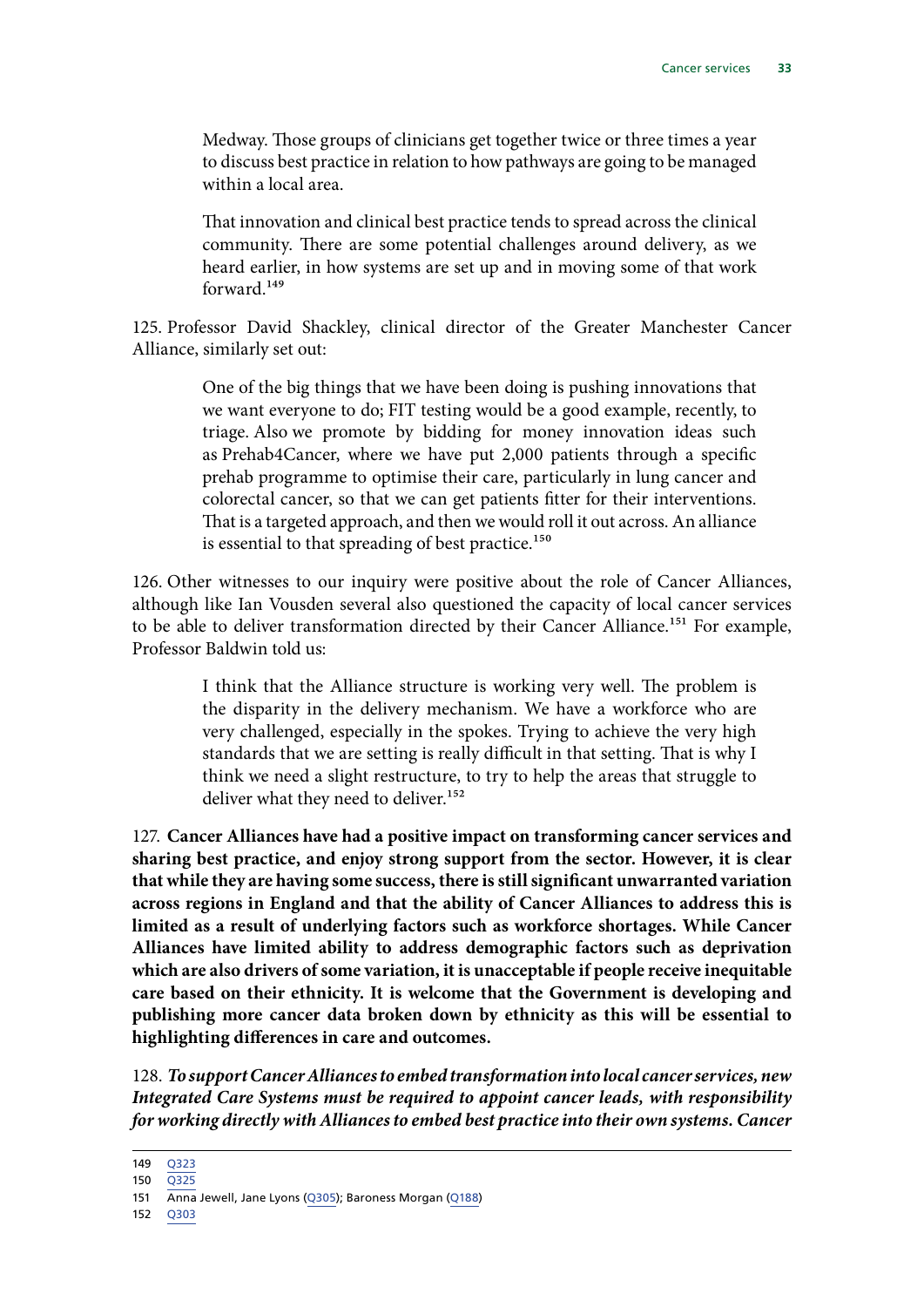> Medway. Those groups of clinicians get together twice or three times a year to discuss best practice in relation to how pathways are going to be managed within a local area.
>
> That innovation and clinical best practice tends to spread across the clinical community. There are some potential challenges around delivery, as we heard earlier, in how systems are set up and in moving some of that work forward.[149]

125. Professor David Shackley, clinical director of the Greater Manchester Cancer Alliance, similarly set out:

> One of the big things that we have been doing is pushing innovations that we want everyone to do; FIT testing would be a good example, recently, to triage. Also we promote by bidding for money innovation ideas such as Prehab4Cancer, where we have put 2,000 patients through a specific prehab programme to optimise their care, particularly in lung cancer and colorectal cancer, so that we can get patients fitter for their interventions. That is a targeted approach, and then we would roll it out across. An alliance is essential to that spreading of best practice.[150]

126. Other witnesses to our inquiry were positive about the role of Cancer Alliances, although like Ian Vousden several also questioned the capacity of local cancer services to be able to deliver transformation directed by their Cancer Alliance.[151] For example, Professor Baldwin told us:

> I think that the Alliance structure is working very well. The problem is the disparity in the delivery mechanism. We have a workforce who are very challenged, especially in the spokes. Trying to achieve the very high standards that we are setting is really difficult in that setting. That is why I think we need a slight restructure, to try to help the areas that struggle to deliver what they need to deliver.[152]

127. **Cancer Alliances have had a positive impact on transforming cancer services and sharing best practice, and enjoy strong support from the sector. However, it is clear that while they are having some success, there is still significant unwarranted variation across regions in England and that the ability of Cancer Alliances to address this is limited as a result of underlying factors such as workforce shortages. While Cancer Alliances have limited ability to address demographic factors such as deprivation which are also drivers of some variation, it is unacceptable if people receive inequitable care based on their ethnicity. It is welcome that the Government is developing and publishing more cancer data broken down by ethnicity as this will be essential to highlighting differences in care and outcomes.**

128. ***To support Cancer Alliances to embed transformation into local cancer services, new Integrated Care Systems must be required to appoint cancer leads, with responsibility for working directly with Alliances to embed best practice into their own systems. Cancer***

---

149 Q323

150 Q325

151 Anna Jewell, Jane Lyons (Q305); Baroness Morgan (Q188)

152 Q303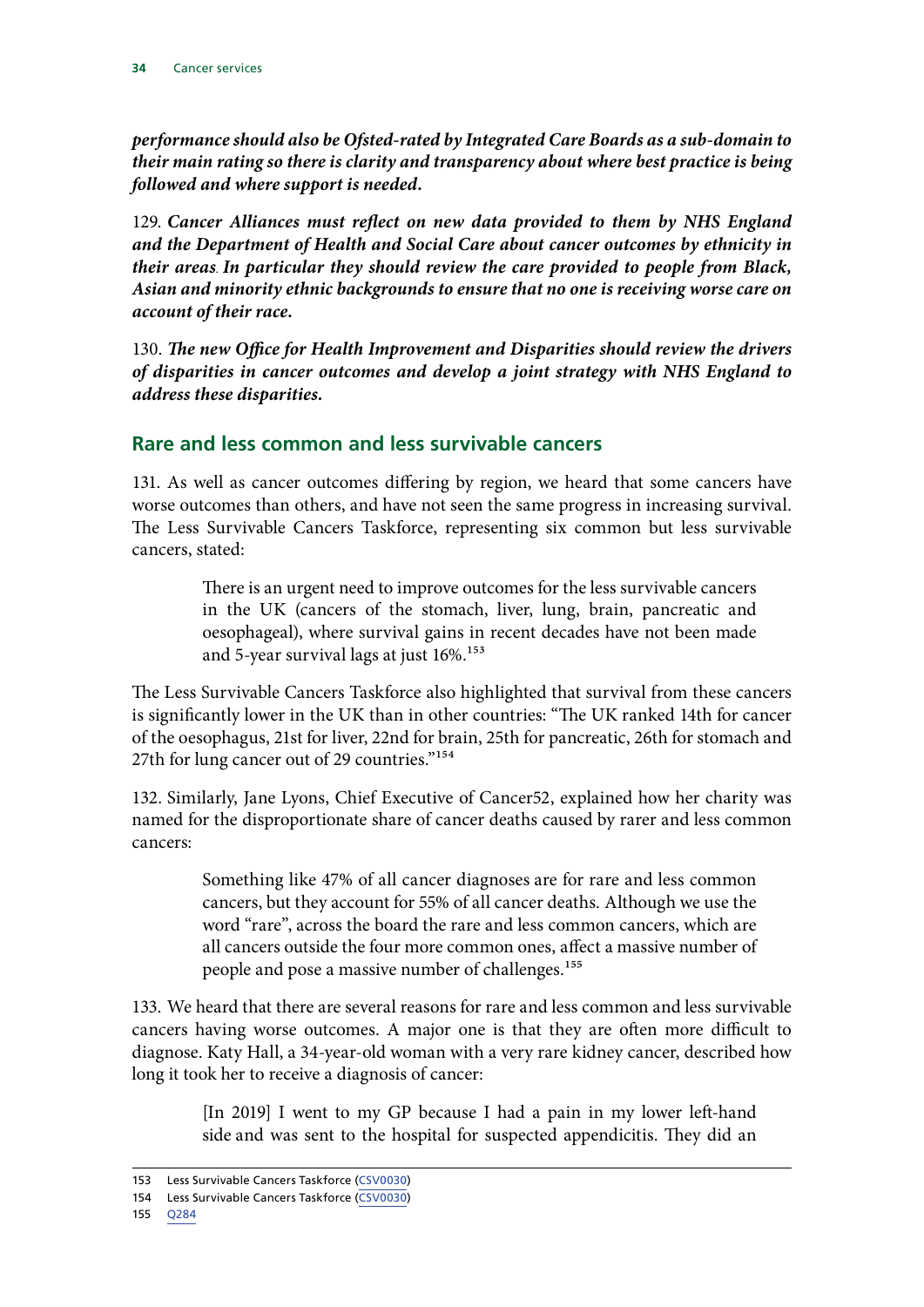***performance should also be Ofsted-rated by Integrated Care Boards as a sub-domain to their main rating so there is clarity and transparency about where best practice is being followed and where support is needed.***

129. ***Cancer Alliances must reflect on new data provided to them by NHS England and the Department of Health and Social Care about cancer outcomes by ethnicity in their areas. In particular they should review the care provided to people from Black, Asian and minority ethnic backgrounds to ensure that no one is receiving worse care on account of their race.***

130. ***The new Office for Health Improvement and Disparities should review the drivers of disparities in cancer outcomes and develop a joint strategy with NHS England to address these disparities.***

## Rare and less common and less survivable cancers

131. As well as cancer outcomes differing by region, we heard that some cancers have worse outcomes than others, and have not seen the same progress in increasing survival. The Less Survivable Cancers Taskforce, representing six common but less survivable cancers, stated:

> There is an urgent need to improve outcomes for the less survivable cancers in the UK (cancers of the stomach, liver, lung, brain, pancreatic and oesophageal), where survival gains in recent decades have not been made and 5-year survival lags at just 16%.[153]

The Less Survivable Cancers Taskforce also highlighted that survival from these cancers is significantly lower in the UK than in other countries: "The UK ranked 14th for cancer of the oesophagus, 21st for liver, 22nd for brain, 25th for pancreatic, 26th for stomach and 27th for lung cancer out of 29 countries."[154]

132. Similarly, Jane Lyons, Chief Executive of Cancer52, explained how her charity was named for the disproportionate share of cancer deaths caused by rarer and less common cancers:

> Something like 47% of all cancer diagnoses are for rare and less common cancers, but they account for 55% of all cancer deaths. Although we use the word "rare", across the board the rare and less common cancers, which are all cancers outside the four more common ones, affect a massive number of people and pose a massive number of challenges.[155]

133. We heard that there are several reasons for rare and less common and less survivable cancers having worse outcomes. A major one is that they are often more difficult to diagnose. Katy Hall, a 34-year-old woman with a very rare kidney cancer, described how long it took her to receive a diagnosis of cancer:

> [In 2019] I went to my GP because I had a pain in my lower left-hand side and was sent to the hospital for suspected appendicitis. They did an

153 Less Survivable Cancers Taskforce (CSV0030)
154 Less Survivable Cancers Taskforce (CSV0030)
155 Q284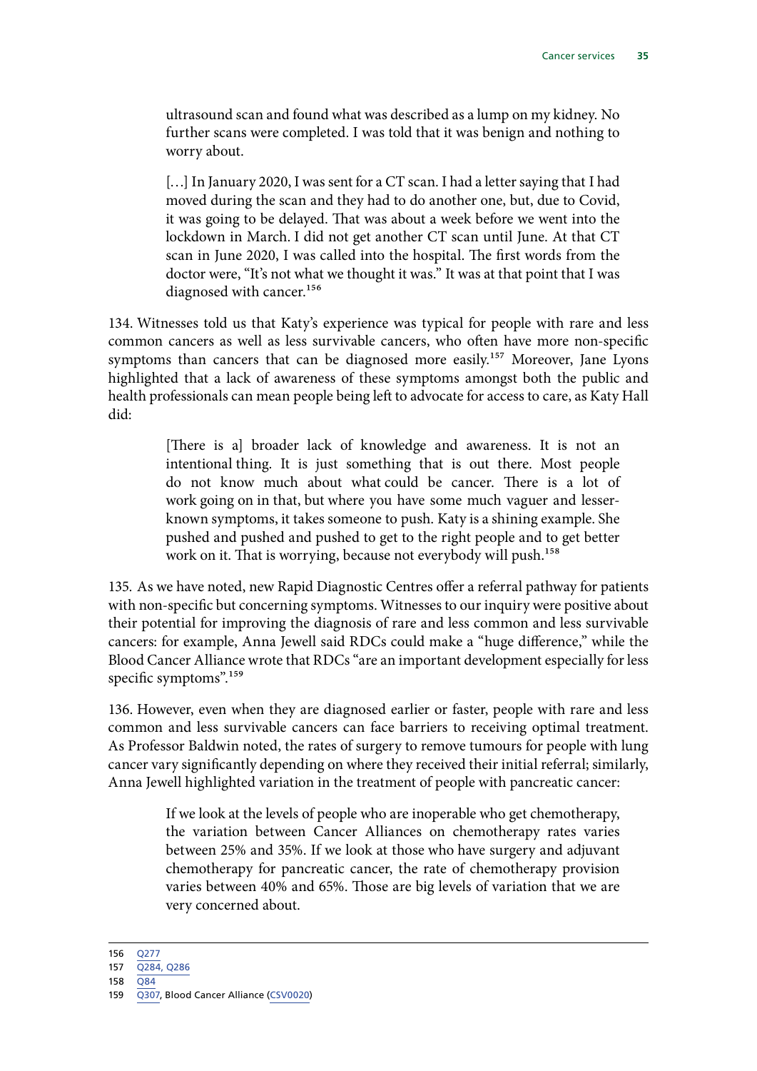> ultrasound scan and found what was described as a lump on my kidney. No further scans were completed. I was told that it was benign and nothing to worry about.
>
> […] In January 2020, I was sent for a CT scan. I had a letter saying that I had moved during the scan and they had to do another one, but, due to Covid, it was going to be delayed. That was about a week before we went into the lockdown in March. I did not get another CT scan until June. At that CT scan in June 2020, I was called into the hospital. The first words from the doctor were, "It's not what we thought it was." It was at that point that I was diagnosed with cancer.[156]

134. Witnesses told us that Katy's experience was typical for people with rare and less common cancers as well as less survivable cancers, who often have more non-specific symptoms than cancers that can be diagnosed more easily.[157] Moreover, Jane Lyons highlighted that a lack of awareness of these symptoms amongst both the public and health professionals can mean people being left to advocate for access to care, as Katy Hall did:

> [There is a] broader lack of knowledge and awareness. It is not an intentional thing. It is just something that is out there. Most people do not know much about what could be cancer. There is a lot of work going on in that, but where you have some much vaguer and lesser-known symptoms, it takes someone to push. Katy is a shining example. She pushed and pushed and pushed to get to the right people and to get better work on it. That is worrying, because not everybody will push.[158]

135. As we have noted, new Rapid Diagnostic Centres offer a referral pathway for patients with non-specific but concerning symptoms. Witnesses to our inquiry were positive about their potential for improving the diagnosis of rare and less common and less survivable cancers: for example, Anna Jewell said RDCs could make a "huge difference," while the Blood Cancer Alliance wrote that RDCs "are an important development especially for less specific symptoms".[159]

136. However, even when they are diagnosed earlier or faster, people with rare and less common and less survivable cancers can face barriers to receiving optimal treatment. As Professor Baldwin noted, the rates of surgery to remove tumours for people with lung cancer vary significantly depending on where they received their initial referral; similarly, Anna Jewell highlighted variation in the treatment of people with pancreatic cancer:

> If we look at the levels of people who are inoperable who get chemotherapy, the variation between Cancer Alliances on chemotherapy rates varies between 25% and 35%. If we look at those who have surgery and adjuvant chemotherapy for pancreatic cancer, the rate of chemotherapy provision varies between 40% and 65%. Those are big levels of variation that we are very concerned about.

156 Q277

157 Q284, Q286

158 Q84

159 Q307, Blood Cancer Alliance (CSV0020)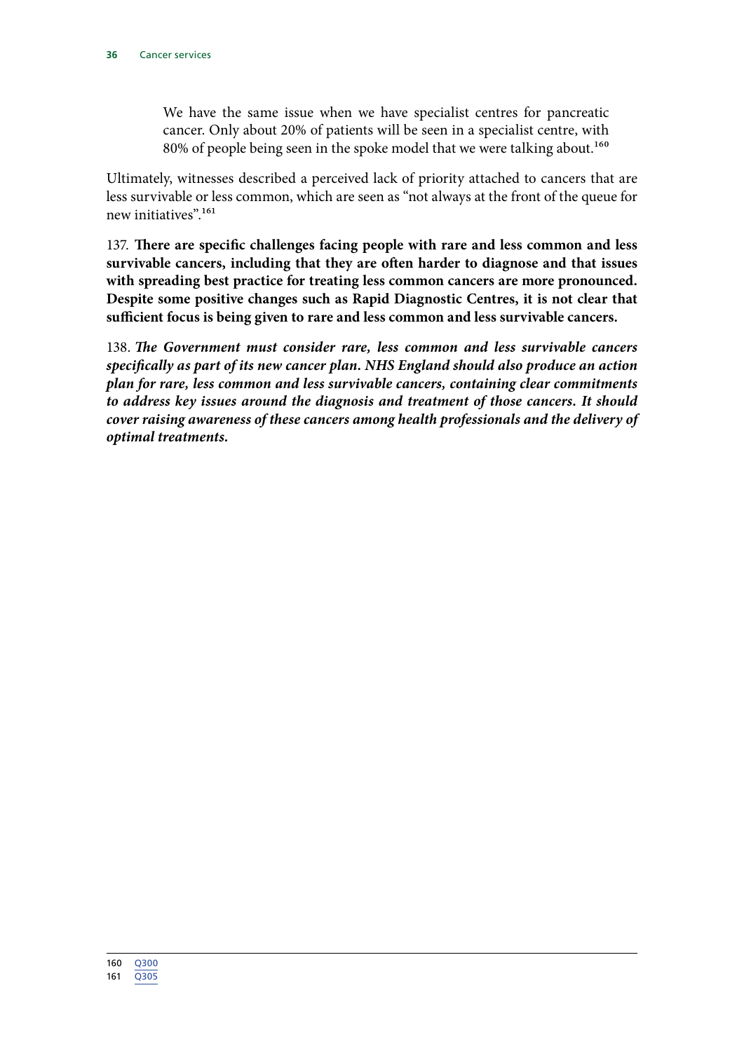> We have the same issue when we have specialist centres for pancreatic cancer. Only about 20% of patients will be seen in a specialist centre, with 80% of people being seen in the spoke model that we were talking about.[160]

Ultimately, witnesses described a perceived lack of priority attached to cancers that are less survivable or less common, which are seen as "not always at the front of the queue for new initiatives".[161]

137. **There are specific challenges facing people with rare and less common and less survivable cancers, including that they are often harder to diagnose and that issues with spreading best practice for treating less common cancers are more pronounced. Despite some positive changes such as Rapid Diagnostic Centres, it is not clear that sufficient focus is being given to rare and less common and less survivable cancers.**

138. ***The Government must consider rare, less common and less survivable cancers specifically as part of its new cancer plan. NHS England should also produce an action plan for rare, less common and less survivable cancers, containing clear commitments to address key issues around the diagnosis and treatment of those cancers. It should cover raising awareness of these cancers among health professionals and the delivery of optimal treatments.***

---

160 Q300
161 Q305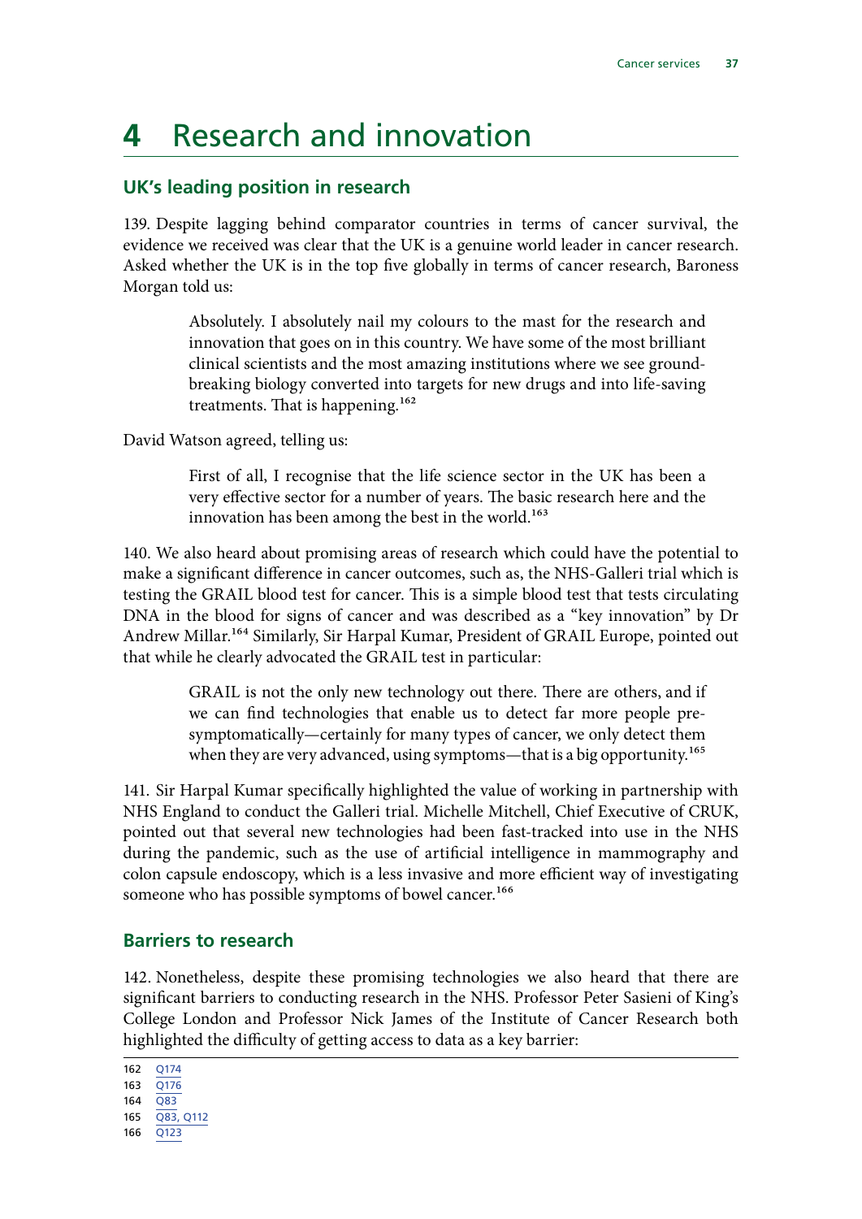# 4 Research and innovation

## UK's leading position in research

139. Despite lagging behind comparator countries in terms of cancer survival, the evidence we received was clear that the UK is a genuine world leader in cancer research. Asked whether the UK is in the top five globally in terms of cancer research, Baroness Morgan told us:

> Absolutely. I absolutely nail my colours to the mast for the research and innovation that goes on in this country. We have some of the most brilliant clinical scientists and the most amazing institutions where we see ground-breaking biology converted into targets for new drugs and into life-saving treatments. That is happening.[162]

David Watson agreed, telling us:

> First of all, I recognise that the life science sector in the UK has been a very effective sector for a number of years. The basic research here and the innovation has been among the best in the world.[163]

140. We also heard about promising areas of research which could have the potential to make a significant difference in cancer outcomes, such as, the NHS-Galleri trial which is testing the GRAIL blood test for cancer. This is a simple blood test that tests circulating DNA in the blood for signs of cancer and was described as a "key innovation" by Dr Andrew Millar.[164] Similarly, Sir Harpal Kumar, President of GRAIL Europe, pointed out that while he clearly advocated the GRAIL test in particular:

> GRAIL is not the only new technology out there. There are others, and if we can find technologies that enable us to detect far more people pre-symptomatically—certainly for many types of cancer, we only detect them when they are very advanced, using symptoms—that is a big opportunity.[165]

141. Sir Harpal Kumar specifically highlighted the value of working in partnership with NHS England to conduct the Galleri trial. Michelle Mitchell, Chief Executive of CRUK, pointed out that several new technologies had been fast-tracked into use in the NHS during the pandemic, such as the use of artificial intelligence in mammography and colon capsule endoscopy, which is a less invasive and more efficient way of investigating someone who has possible symptoms of bowel cancer.[166]

## Barriers to research

142. Nonetheless, despite these promising technologies we also heard that there are significant barriers to conducting research in the NHS. Professor Peter Sasieni of King's College London and Professor Nick James of the Institute of Cancer Research both highlighted the difficulty of getting access to data as a key barrier:

162 Q174
163 Q176
164 Q83
165 Q83, Q112
166 Q123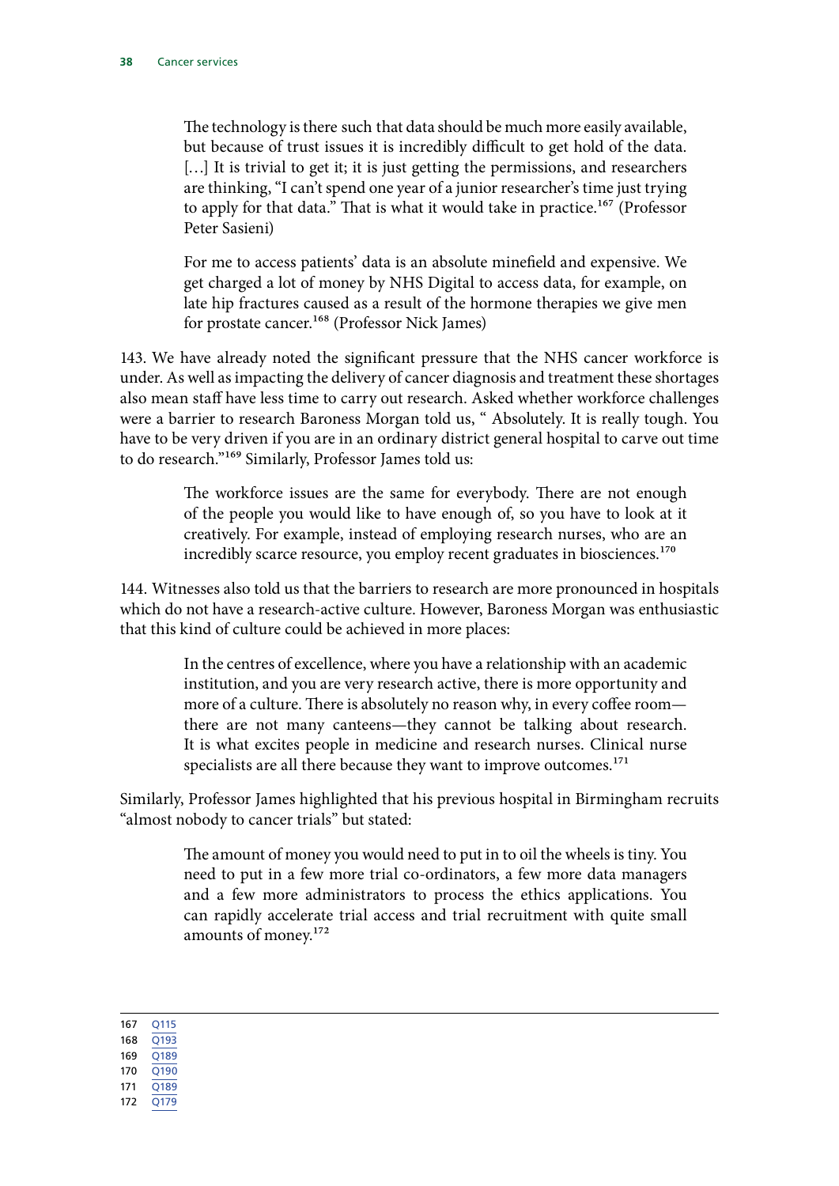> The technology is there such that data should be much more easily available, but because of trust issues it is incredibly difficult to get hold of the data. [...] It is trivial to get it; it is just getting the permissions, and researchers are thinking, "I can't spend one year of a junior researcher's time just trying to apply for that data." That is what it would take in practice.[167] (Professor Peter Sasieni)

> For me to access patients' data is an absolute minefield and expensive. We get charged a lot of money by NHS Digital to access data, for example, on late hip fractures caused as a result of the hormone therapies we give men for prostate cancer.[168] (Professor Nick James)

143. We have already noted the significant pressure that the NHS cancer workforce is under. As well as impacting the delivery of cancer diagnosis and treatment these shortages also mean staff have less time to carry out research. Asked whether workforce challenges were a barrier to research Baroness Morgan told us, " Absolutely. It is really tough. You have to be very driven if you are in an ordinary district general hospital to carve out time to do research."[169] Similarly, Professor James told us:

> The workforce issues are the same for everybody. There are not enough of the people you would like to have enough of, so you have to look at it creatively. For example, instead of employing research nurses, who are an incredibly scarce resource, you employ recent graduates in biosciences.[170]

144. Witnesses also told us that the barriers to research are more pronounced in hospitals which do not have a research-active culture. However, Baroness Morgan was enthusiastic that this kind of culture could be achieved in more places:

> In the centres of excellence, where you have a relationship with an academic institution, and you are very research active, there is more opportunity and more of a culture. There is absolutely no reason why, in every coffee room—there are not many canteens—they cannot be talking about research. It is what excites people in medicine and research nurses. Clinical nurse specialists are all there because they want to improve outcomes.[171]

Similarly, Professor James highlighted that his previous hospital in Birmingham recruits "almost nobody to cancer trials" but stated:

> The amount of money you would need to put in to oil the wheels is tiny. You need to put in a few more trial co-ordinators, a few more data managers and a few more administrators to process the ethics applications. You can rapidly accelerate trial access and trial recruitment with quite small amounts of money.[172]

---

167 Q115
168 Q193
169 Q189
170 Q190
171 Q189
172 Q179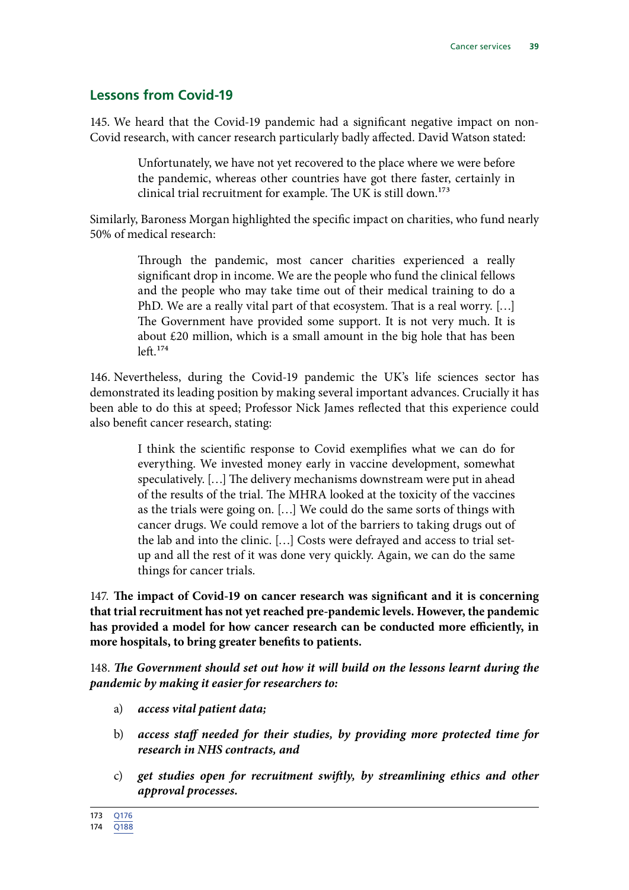## Lessons from Covid-19

145. We heard that the Covid-19 pandemic had a significant negative impact on non-Covid research, with cancer research particularly badly affected. David Watson stated:

> Unfortunately, we have not yet recovered to the place where we were before the pandemic, whereas other countries have got there faster, certainly in clinical trial recruitment for example. The UK is still down.[173]

Similarly, Baroness Morgan highlighted the specific impact on charities, who fund nearly 50% of medical research:

> Through the pandemic, most cancer charities experienced a really significant drop in income. We are the people who fund the clinical fellows and the people who may take time out of their medical training to do a PhD. We are a really vital part of that ecosystem. That is a real worry. […] The Government have provided some support. It is not very much. It is about £20 million, which is a small amount in the big hole that has been left.[174]

146. Nevertheless, during the Covid-19 pandemic the UK's life sciences sector has demonstrated its leading position by making several important advances. Crucially it has been able to do this at speed; Professor Nick James reflected that this experience could also benefit cancer research, stating:

> I think the scientific response to Covid exemplifies what we can do for everything. We invested money early in vaccine development, somewhat speculatively. […] The delivery mechanisms downstream were put in ahead of the results of the trial. The MHRA looked at the toxicity of the vaccines as the trials were going on. […] We could do the same sorts of things with cancer drugs. We could remove a lot of the barriers to taking drugs out of the lab and into the clinic. […] Costs were defrayed and access to trial set-up and all the rest of it was done very quickly. Again, we can do the same things for cancer trials.

147. **The impact of Covid-19 on cancer research was significant and it is concerning that trial recruitment has not yet reached pre-pandemic levels. However, the pandemic has provided a model for how cancer research can be conducted more efficiently, in more hospitals, to bring greater benefits to patients.**

148. ***The Government should set out how it will build on the lessons learnt during the pandemic by making it easier for researchers to:***

a) ***access vital patient data;***

b) ***access staff needed for their studies, by providing more protected time for research in NHS contracts, and***

c) ***get studies open for recruitment swiftly, by streamlining ethics and other approval processes.***

---

173 Q176
174 Q188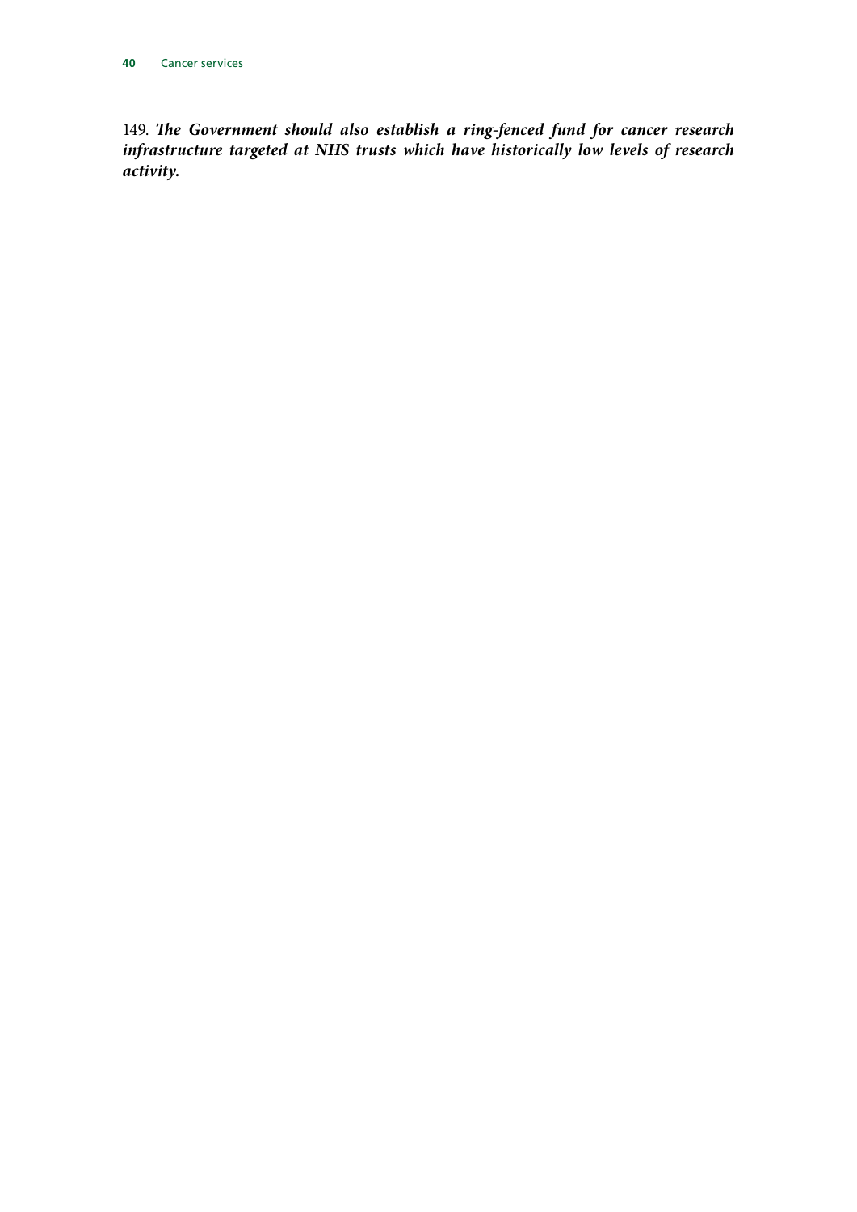149. ***The Government should also establish a ring-fenced fund for cancer research infrastructure targeted at NHS trusts which have historically low levels of research activity.***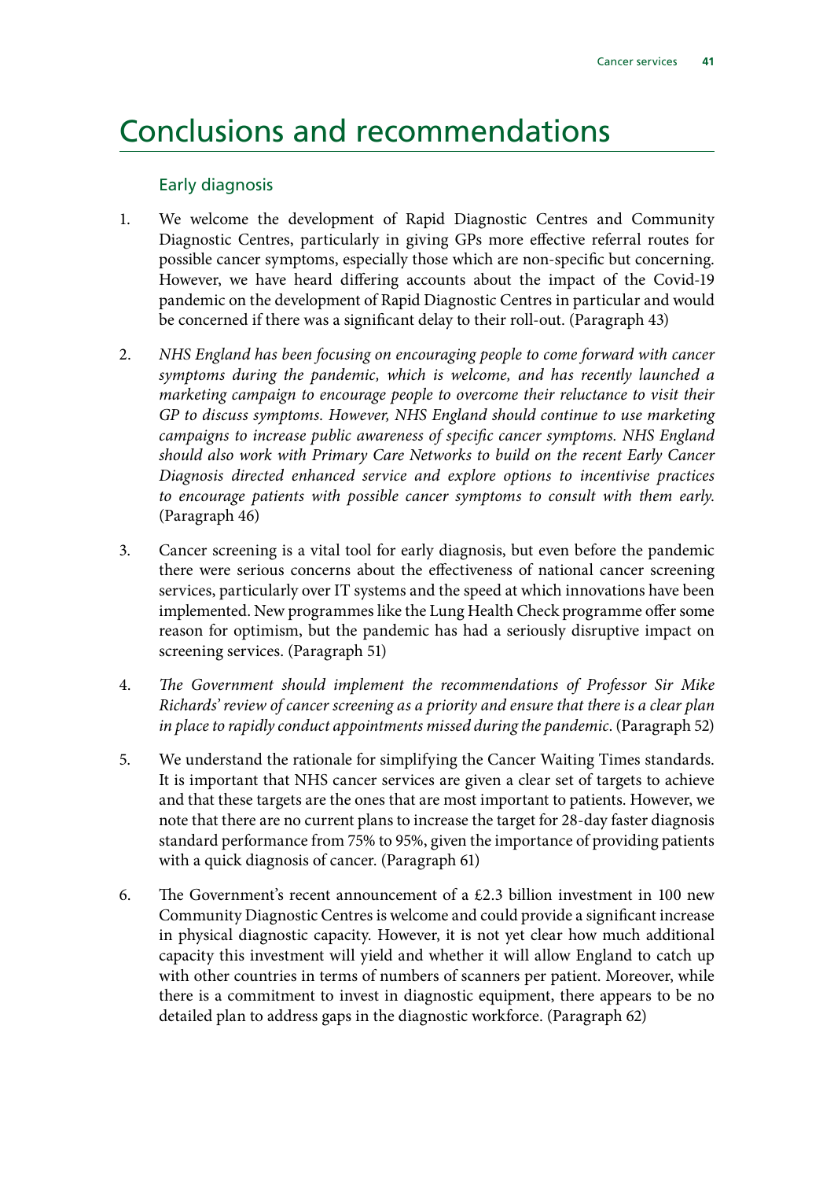# Conclusions and recommendations

## Early diagnosis

1. We welcome the development of Rapid Diagnostic Centres and Community Diagnostic Centres, particularly in giving GPs more effective referral routes for possible cancer symptoms, especially those which are non-specific but concerning. However, we have heard differing accounts about the impact of the Covid-19 pandemic on the development of Rapid Diagnostic Centres in particular and would be concerned if there was a significant delay to their roll-out. (Paragraph 43)

2. *NHS England has been focusing on encouraging people to come forward with cancer symptoms during the pandemic, which is welcome, and has recently launched a marketing campaign to encourage people to overcome their reluctance to visit their GP to discuss symptoms. However, NHS England should continue to use marketing campaigns to increase public awareness of specific cancer symptoms. NHS England should also work with Primary Care Networks to build on the recent Early Cancer Diagnosis directed enhanced service and explore options to incentivise practices to encourage patients with possible cancer symptoms to consult with them early.* (Paragraph 46)

3. Cancer screening is a vital tool for early diagnosis, but even before the pandemic there were serious concerns about the effectiveness of national cancer screening services, particularly over IT systems and the speed at which innovations have been implemented. New programmes like the Lung Health Check programme offer some reason for optimism, but the pandemic has had a seriously disruptive impact on screening services. (Paragraph 51)

4. *The Government should implement the recommendations of Professor Sir Mike Richards' review of cancer screening as a priority and ensure that there is a clear plan in place to rapidly conduct appointments missed during the pandemic*. (Paragraph 52)

5. We understand the rationale for simplifying the Cancer Waiting Times standards. It is important that NHS cancer services are given a clear set of targets to achieve and that these targets are the ones that are most important to patients. However, we note that there are no current plans to increase the target for 28-day faster diagnosis standard performance from 75% to 95%, given the importance of providing patients with a quick diagnosis of cancer. (Paragraph 61)

6. The Government's recent announcement of a £2.3 billion investment in 100 new Community Diagnostic Centres is welcome and could provide a significant increase in physical diagnostic capacity. However, it is not yet clear how much additional capacity this investment will yield and whether it will allow England to catch up with other countries in terms of numbers of scanners per patient. Moreover, while there is a commitment to invest in diagnostic equipment, there appears to be no detailed plan to address gaps in the diagnostic workforce. (Paragraph 62)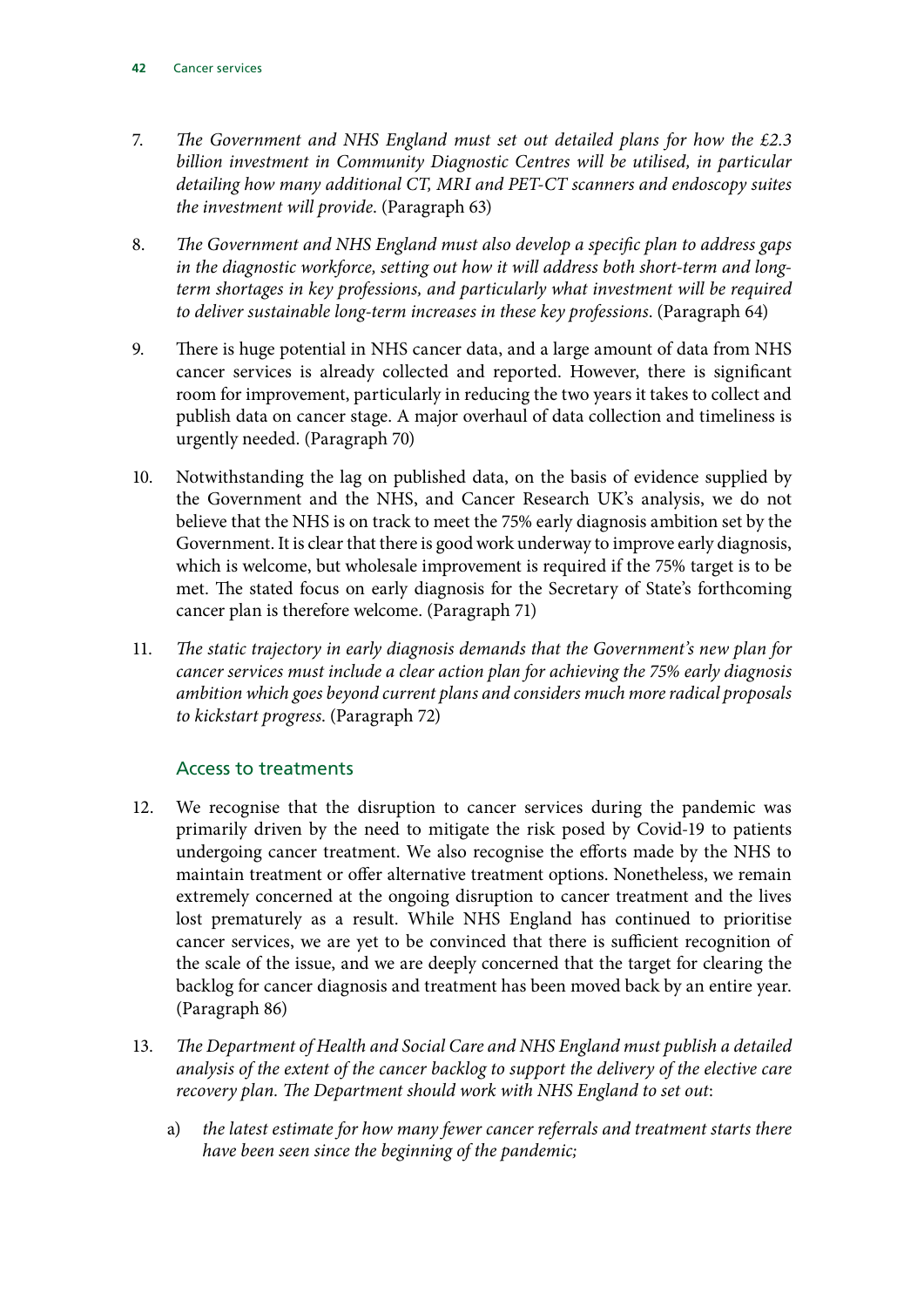7. *The Government and NHS England must set out detailed plans for how the £2.3 billion investment in Community Diagnostic Centres will be utilised, in particular detailing how many additional CT, MRI and PET-CT scanners and endoscopy suites the investment will provide.* (Paragraph 63)

8. *The Government and NHS England must also develop a specific plan to address gaps in the diagnostic workforce, setting out how it will address both short-term and long-term shortages in key professions, and particularly what investment will be required to deliver sustainable long-term increases in these key professions.* (Paragraph 64)

9. There is huge potential in NHS cancer data, and a large amount of data from NHS cancer services is already collected and reported. However, there is significant room for improvement, particularly in reducing the two years it takes to collect and publish data on cancer stage. A major overhaul of data collection and timeliness is urgently needed. (Paragraph 70)

10. Notwithstanding the lag on published data, on the basis of evidence supplied by the Government and the NHS, and Cancer Research UK's analysis, we do not believe that the NHS is on track to meet the 75% early diagnosis ambition set by the Government. It is clear that there is good work underway to improve early diagnosis, which is welcome, but wholesale improvement is required if the 75% target is to be met. The stated focus on early diagnosis for the Secretary of State's forthcoming cancer plan is therefore welcome. (Paragraph 71)

11. *The static trajectory in early diagnosis demands that the Government's new plan for cancer services must include a clear action plan for achieving the 75% early diagnosis ambition which goes beyond current plans and considers much more radical proposals to kickstart progress.* (Paragraph 72)

### Access to treatments

12. We recognise that the disruption to cancer services during the pandemic was primarily driven by the need to mitigate the risk posed by Covid-19 to patients undergoing cancer treatment. We also recognise the efforts made by the NHS to maintain treatment or offer alternative treatment options. Nonetheless, we remain extremely concerned at the ongoing disruption to cancer treatment and the lives lost prematurely as a result. While NHS England has continued to prioritise cancer services, we are yet to be convinced that there is sufficient recognition of the scale of the issue, and we are deeply concerned that the target for clearing the backlog for cancer diagnosis and treatment has been moved back by an entire year. (Paragraph 86)

13. *The Department of Health and Social Care and NHS England must publish a detailed analysis of the extent of the cancer backlog to support the delivery of the elective care recovery plan. The Department should work with NHS England to set out*:

    a) *the latest estimate for how many fewer cancer referrals and treatment starts there have been seen since the beginning of the pandemic;*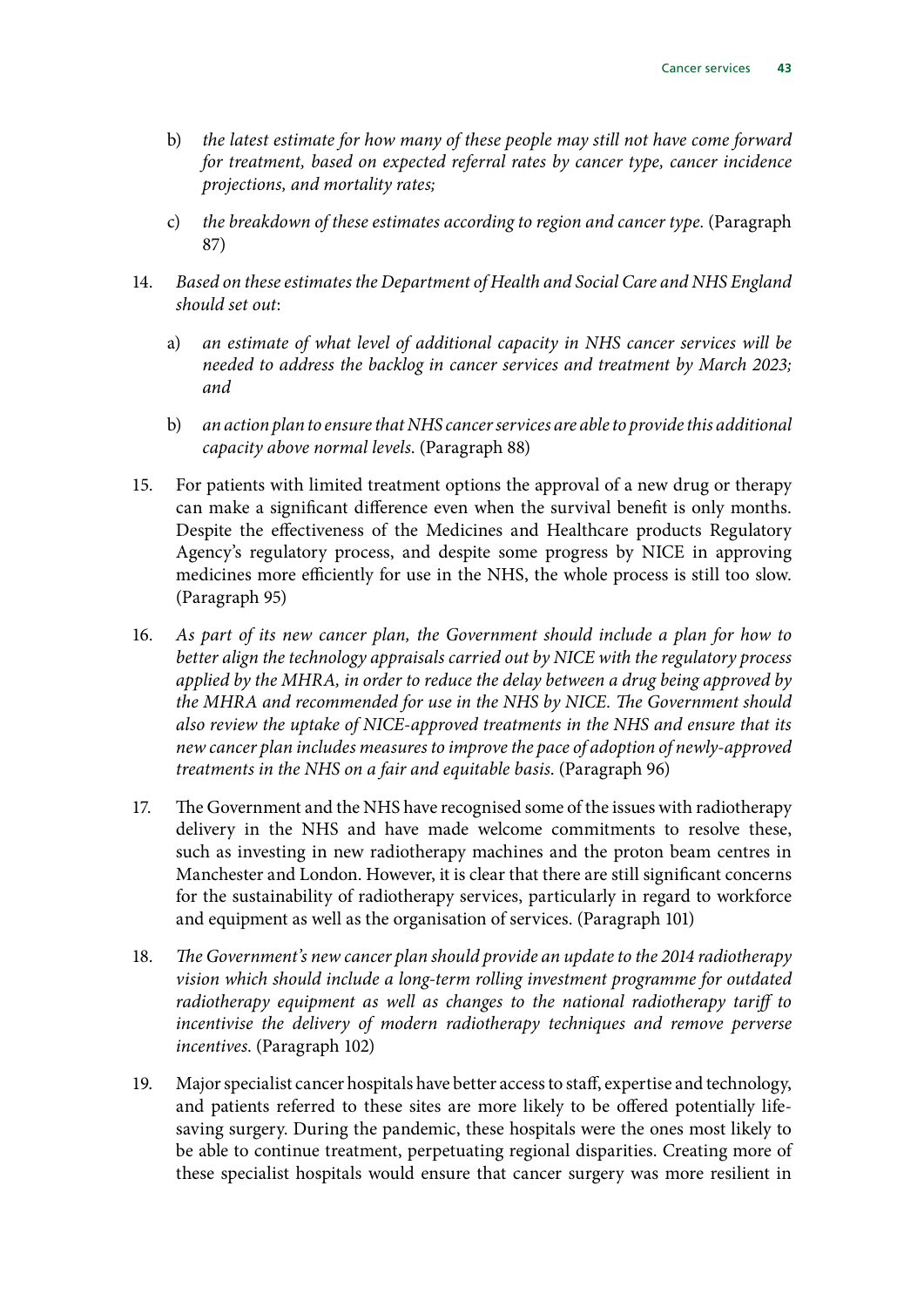b) *the latest estimate for how many of these people may still not have come forward for treatment, based on expected referral rates by cancer type, cancer incidence projections, and mortality rates;*

c) *the breakdown of these estimates according to region and cancer type.* (Paragraph 87)

14. *Based on these estimates the Department of Health and Social Care and NHS England should set out*:

    a) *an estimate of what level of additional capacity in NHS cancer services will be needed to address the backlog in cancer services and treatment by March 2023; and*

    b) *an action plan to ensure that NHS cancer services are able to provide this additional capacity above normal levels.* (Paragraph 88)

15. For patients with limited treatment options the approval of a new drug or therapy can make a significant difference even when the survival benefit is only months. Despite the effectiveness of the Medicines and Healthcare products Regulatory Agency's regulatory process, and despite some progress by NICE in approving medicines more efficiently for use in the NHS, the whole process is still too slow. (Paragraph 95)

16. *As part of its new cancer plan, the Government should include a plan for how to better align the technology appraisals carried out by NICE with the regulatory process applied by the MHRA, in order to reduce the delay between a drug being approved by the MHRA and recommended for use in the NHS by NICE. The Government should also review the uptake of NICE-approved treatments in the NHS and ensure that its new cancer plan includes measures to improve the pace of adoption of newly-approved treatments in the NHS on a fair and equitable basis.* (Paragraph 96)

17. The Government and the NHS have recognised some of the issues with radiotherapy delivery in the NHS and have made welcome commitments to resolve these, such as investing in new radiotherapy machines and the proton beam centres in Manchester and London. However, it is clear that there are still significant concerns for the sustainability of radiotherapy services, particularly in regard to workforce and equipment as well as the organisation of services. (Paragraph 101)

18. *The Government's new cancer plan should provide an update to the 2014 radiotherapy vision which should include a long-term rolling investment programme for outdated radiotherapy equipment as well as changes to the national radiotherapy tariff to incentivise the delivery of modern radiotherapy techniques and remove perverse incentives.* (Paragraph 102)

19. Major specialist cancer hospitals have better access to staff, expertise and technology, and patients referred to these sites are more likely to be offered potentially life-saving surgery. During the pandemic, these hospitals were the ones most likely to be able to continue treatment, perpetuating regional disparities. Creating more of these specialist hospitals would ensure that cancer surgery was more resilient in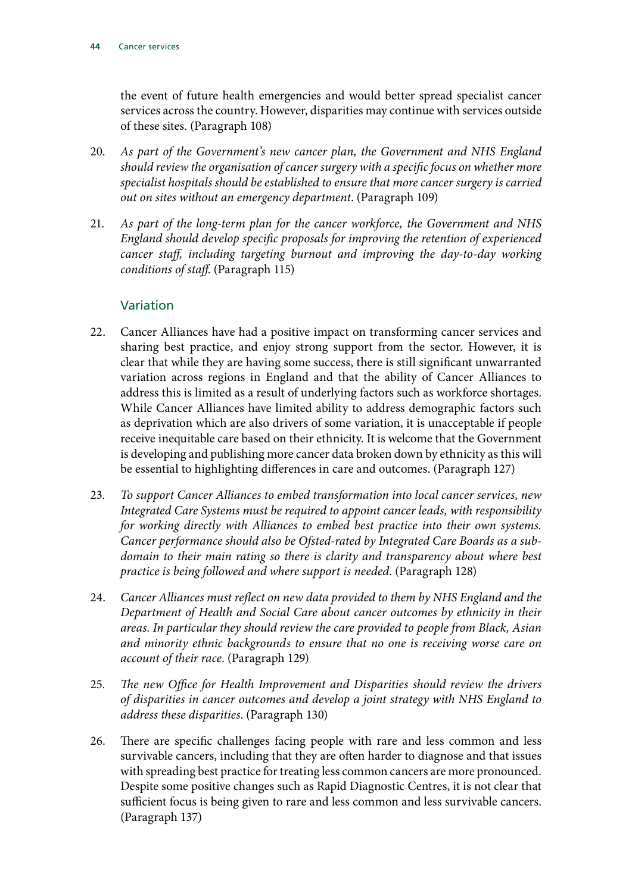the event of future health emergencies and would better spread specialist cancer services across the country. However, disparities may continue with services outside of these sites. (Paragraph 108)

20. *As part of the Government's new cancer plan, the Government and NHS England should review the organisation of cancer surgery with a specific focus on whether more specialist hospitals should be established to ensure that more cancer surgery is carried out on sites without an emergency department.* (Paragraph 109)

21. *As part of the long-term plan for the cancer workforce, the Government and NHS England should develop specific proposals for improving the retention of experienced cancer staff, including targeting burnout and improving the day-to-day working conditions of staff.* (Paragraph 115)

### Variation

22. Cancer Alliances have had a positive impact on transforming cancer services and sharing best practice, and enjoy strong support from the sector. However, it is clear that while they are having some success, there is still significant unwarranted variation across regions in England and that the ability of Cancer Alliances to address this is limited as a result of underlying factors such as workforce shortages. While Cancer Alliances have limited ability to address demographic factors such as deprivation which are also drivers of some variation, it is unacceptable if people receive inequitable care based on their ethnicity. It is welcome that the Government is developing and publishing more cancer data broken down by ethnicity as this will be essential to highlighting differences in care and outcomes. (Paragraph 127)

23. *To support Cancer Alliances to embed transformation into local cancer services, new Integrated Care Systems must be required to appoint cancer leads, with responsibility for working directly with Alliances to embed best practice into their own systems. Cancer performance should also be Ofsted-rated by Integrated Care Boards as a sub-domain to their main rating so there is clarity and transparency about where best practice is being followed and where support is needed.* (Paragraph 128)

24. *Cancer Alliances must reflect on new data provided to them by NHS England and the Department of Health and Social Care about cancer outcomes by ethnicity in their areas. In particular they should review the care provided to people from Black, Asian and minority ethnic backgrounds to ensure that no one is receiving worse care on account of their race.* (Paragraph 129)

25. *The new Office for Health Improvement and Disparities should review the drivers of disparities in cancer outcomes and develop a joint strategy with NHS England to address these disparities.* (Paragraph 130)

26. There are specific challenges facing people with rare and less common and less survivable cancers, including that they are often harder to diagnose and that issues with spreading best practice for treating less common cancers are more pronounced. Despite some positive changes such as Rapid Diagnostic Centres, it is not clear that sufficient focus is being given to rare and less common and less survivable cancers. (Paragraph 137)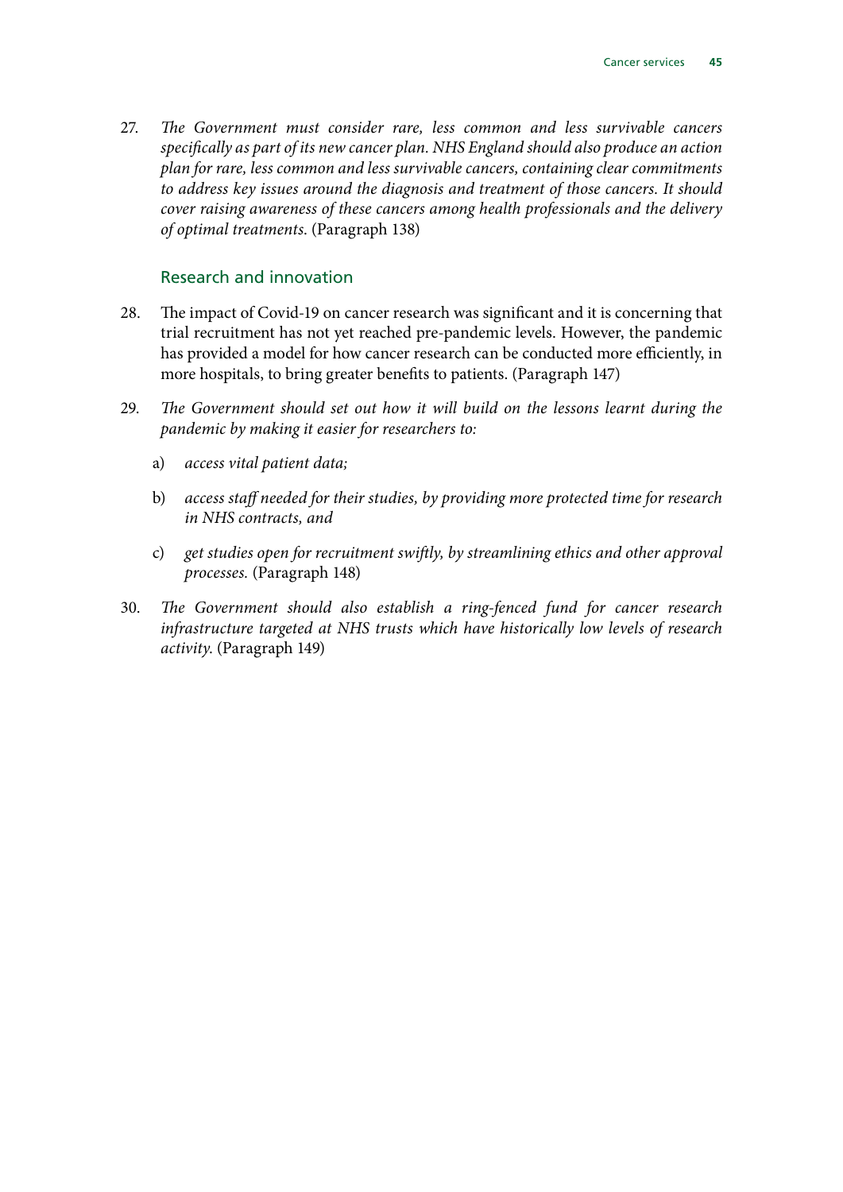27. *The Government must consider rare, less common and less survivable cancers specifically as part of its new cancer plan. NHS England should also produce an action plan for rare, less common and less survivable cancers, containing clear commitments to address key issues around the diagnosis and treatment of those cancers. It should cover raising awareness of these cancers among health professionals and the delivery of optimal treatments.* (Paragraph 138)

## Research and innovation

28. The impact of Covid-19 on cancer research was significant and it is concerning that trial recruitment has not yet reached pre-pandemic levels. However, the pandemic has provided a model for how cancer research can be conducted more efficiently, in more hospitals, to bring greater benefits to patients. (Paragraph 147)

29. *The Government should set out how it will build on the lessons learnt during the pandemic by making it easier for researchers to:*

    a) *access vital patient data;*

    b) *access staff needed for their studies, by providing more protected time for research in NHS contracts, and*

    c) *get studies open for recruitment swiftly, by streamlining ethics and other approval processes.* (Paragraph 148)

30. *The Government should also establish a ring-fenced fund for cancer research infrastructure targeted at NHS trusts which have historically low levels of research activity.* (Paragraph 149)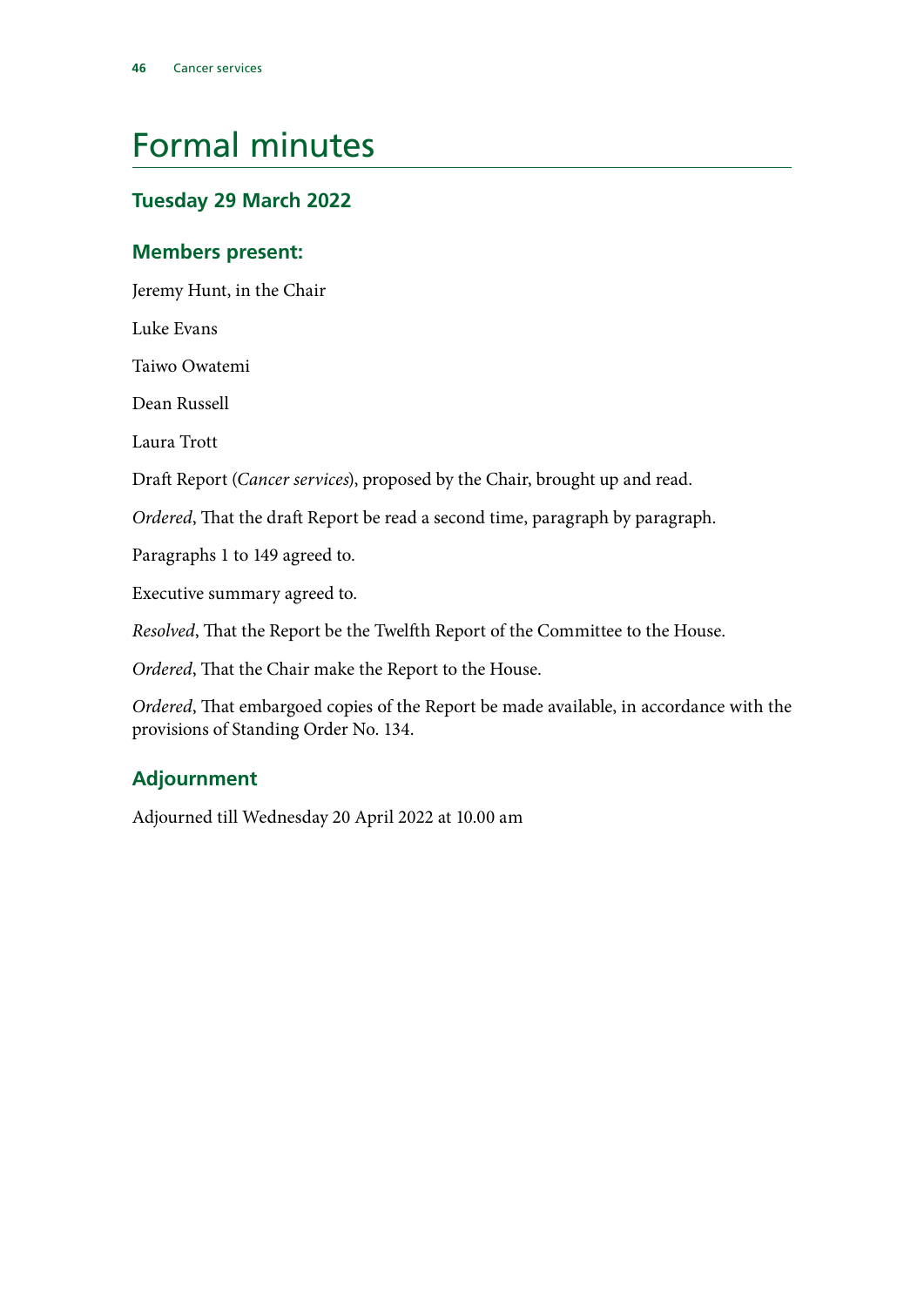# Formal minutes

## Tuesday 29 March 2022

### Members present:

Jeremy Hunt, in the Chair

Luke Evans

Taiwo Owatemi

Dean Russell

Laura Trott

Draft Report (*Cancer services*), proposed by the Chair, brought up and read.

*Ordered*, That the draft Report be read a second time, paragraph by paragraph.

Paragraphs 1 to 149 agreed to.

Executive summary agreed to.

*Resolved*, That the Report be the Twelfth Report of the Committee to the House.

*Ordered*, That the Chair make the Report to the House.

*Ordered*, That embargoed copies of the Report be made available, in accordance with the provisions of Standing Order No. 134.

### Adjournment

Adjourned till Wednesday 20 April 2022 at 10.00 am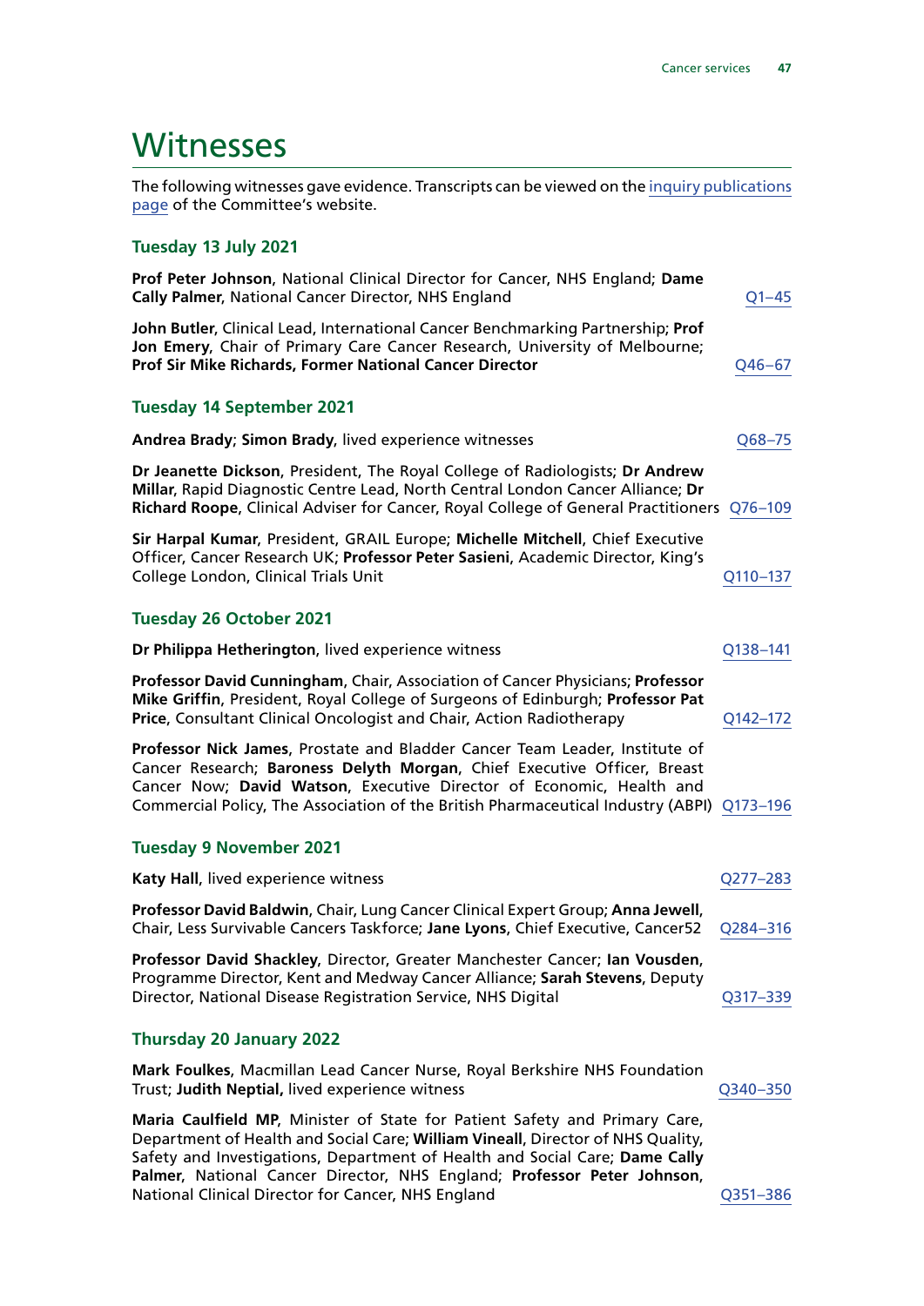# Witnesses

The following witnesses gave evidence. Transcripts can be viewed on the inquiry publications page of the Committee's website.

### Tuesday 13 July 2021

**Prof Peter Johnson**, National Clinical Director for Cancer, NHS England; **Dame Cally Palmer**, National Cancer Director, NHS England — Q1–45

**John Butler**, Clinical Lead, International Cancer Benchmarking Partnership; **Prof Jon Emery**, Chair of Primary Care Cancer Research, University of Melbourne; **Prof Sir Mike Richards, Former National Cancer Director** — Q46–67

### Tuesday 14 September 2021

**Andrea Brady**; **Simon Brady**, lived experience witnesses — Q68–75

**Dr Jeanette Dickson**, President, The Royal College of Radiologists; **Dr Andrew Millar**, Rapid Diagnostic Centre Lead, North Central London Cancer Alliance; **Dr Richard Roope**, Clinical Adviser for Cancer, Royal College of General Practitioners — Q76–109

**Sir Harpal Kumar**, President, GRAIL Europe; **Michelle Mitchell**, Chief Executive Officer, Cancer Research UK; **Professor Peter Sasieni**, Academic Director, King's College London, Clinical Trials Unit — Q110–137

### Tuesday 26 October 2021

**Dr Philippa Hetherington**, lived experience witness — Q138–141

**Professor David Cunningham**, Chair, Association of Cancer Physicians; **Professor Mike Griffin**, President, Royal College of Surgeons of Edinburgh; **Professor Pat Price**, Consultant Clinical Oncologist and Chair, Action Radiotherapy — Q142–172

**Professor Nick James**, Prostate and Bladder Cancer Team Leader, Institute of Cancer Research; **Baroness Delyth Morgan**, Chief Executive Officer, Breast Cancer Now; **David Watson**, Executive Director of Economic, Health and Commercial Policy, The Association of the British Pharmaceutical Industry (ABPI) — Q173–196

### Tuesday 9 November 2021

**Katy Hall**, lived experience witness — Q277–283

**Professor David Baldwin**, Chair, Lung Cancer Clinical Expert Group; **Anna Jewell**, Chair, Less Survivable Cancers Taskforce; **Jane Lyons**, Chief Executive, Cancer52 — Q284–316

**Professor David Shackley**, Director, Greater Manchester Cancer; **Ian Vousden**, Programme Director, Kent and Medway Cancer Alliance; **Sarah Stevens**, Deputy Director, National Disease Registration Service, NHS Digital — Q317–339

### Thursday 20 January 2022

**Mark Foulkes**, Macmillan Lead Cancer Nurse, Royal Berkshire NHS Foundation Trust; **Judith Neptial,** lived experience witness — Q340–350

**Maria Caulfield MP**, Minister of State for Patient Safety and Primary Care, Department of Health and Social Care; **William Vineall**, Director of NHS Quality, Safety and Investigations, Department of Health and Social Care; **Dame Cally Palmer**, National Cancer Director, NHS England; **Professor Peter Johnson**, National Clinical Director for Cancer, NHS England — Q351–386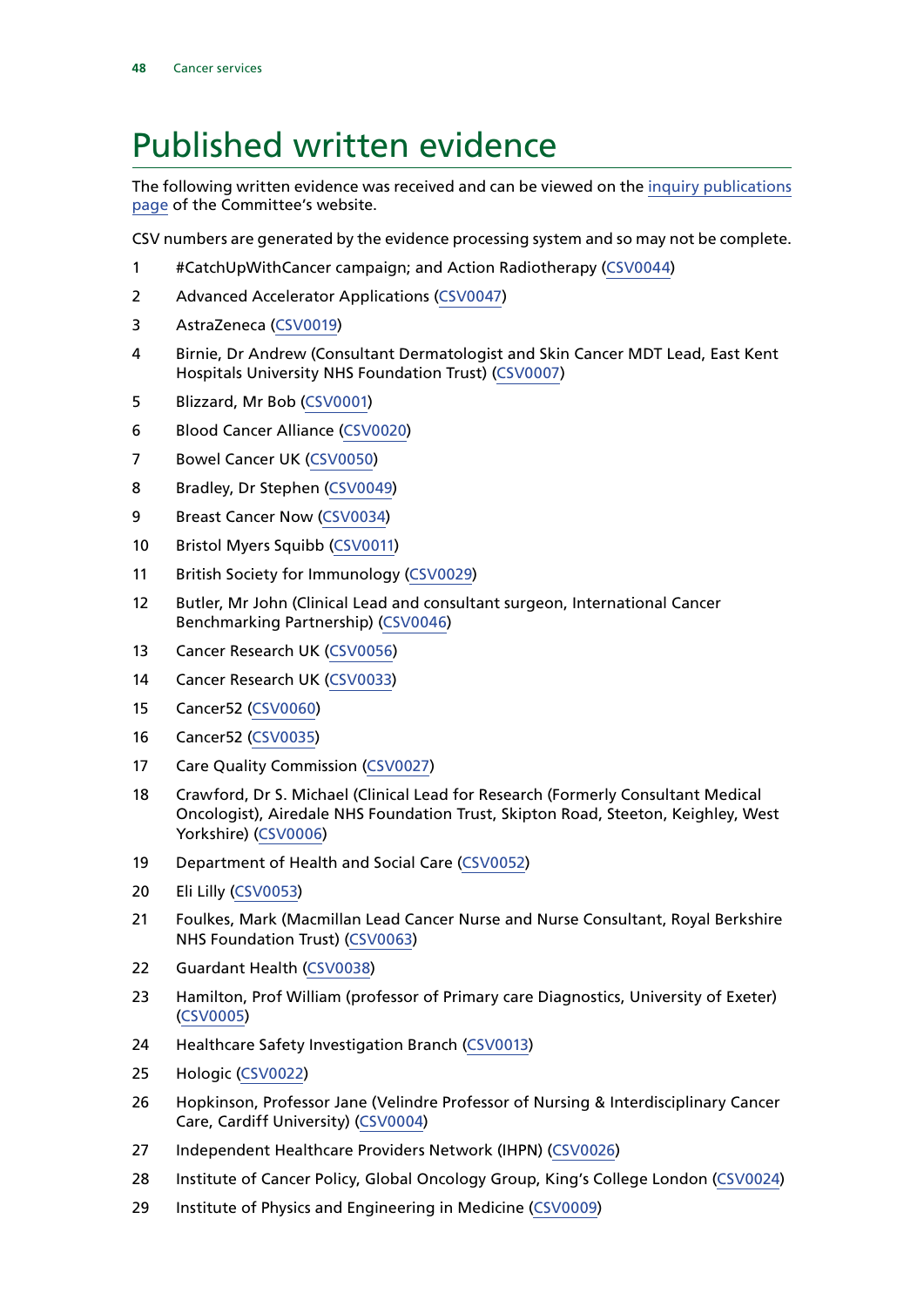# Published written evidence

The following written evidence was received and can be viewed on the inquiry publications page of the Committee's website.

CSV numbers are generated by the evidence processing system and so may not be complete.

1. #CatchUpWithCancer campaign; and Action Radiotherapy (CSV0044)
2. Advanced Accelerator Applications (CSV0047)
3. AstraZeneca (CSV0019)
4. Birnie, Dr Andrew (Consultant Dermatologist and Skin Cancer MDT Lead, East Kent Hospitals University NHS Foundation Trust) (CSV0007)
5. Blizzard, Mr Bob (CSV0001)
6. Blood Cancer Alliance (CSV0020)
7. Bowel Cancer UK (CSV0050)
8. Bradley, Dr Stephen (CSV0049)
9. Breast Cancer Now (CSV0034)
10. Bristol Myers Squibb (CSV0011)
11. British Society for Immunology (CSV0029)
12. Butler, Mr John (Clinical Lead and consultant surgeon, International Cancer Benchmarking Partnership) (CSV0046)
13. Cancer Research UK (CSV0056)
14. Cancer Research UK (CSV0033)
15. Cancer52 (CSV0060)
16. Cancer52 (CSV0035)
17. Care Quality Commission (CSV0027)
18. Crawford, Dr S. Michael (Clinical Lead for Research (Formerly Consultant Medical Oncologist), Airedale NHS Foundation Trust, Skipton Road, Steeton, Keighley, West Yorkshire) (CSV0006)
19. Department of Health and Social Care (CSV0052)
20. Eli Lilly (CSV0053)
21. Foulkes, Mark (Macmillan Lead Cancer Nurse and Nurse Consultant, Royal Berkshire NHS Foundation Trust) (CSV0063)
22. Guardant Health (CSV0038)
23. Hamilton, Prof William (professor of Primary care Diagnostics, University of Exeter) (CSV0005)
24. Healthcare Safety Investigation Branch (CSV0013)
25. Hologic (CSV0022)
26. Hopkinson, Professor Jane (Velindre Professor of Nursing & Interdisciplinary Cancer Care, Cardiff University) (CSV0004)
27. Independent Healthcare Providers Network (IHPN) (CSV0026)
28. Institute of Cancer Policy, Global Oncology Group, King's College London (CSV0024)
29. Institute of Physics and Engineering in Medicine (CSV0009)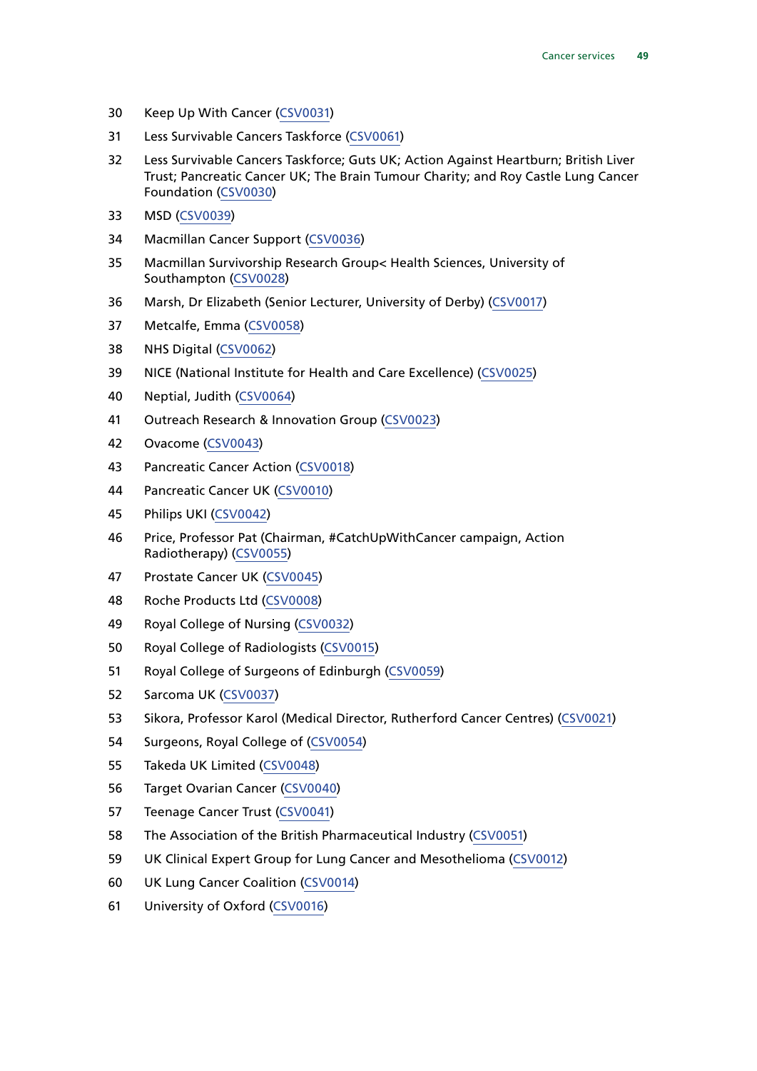30 Keep Up With Cancer (CSV0031)

31 Less Survivable Cancers Taskforce (CSV0061)

32 Less Survivable Cancers Taskforce; Guts UK; Action Against Heartburn; British Liver Trust; Pancreatic Cancer UK; The Brain Tumour Charity; and Roy Castle Lung Cancer Foundation (CSV0030)

33 MSD (CSV0039)

34 Macmillan Cancer Support (CSV0036)

35 Macmillan Survivorship Research Group< Health Sciences, University of Southampton (CSV0028)

36 Marsh, Dr Elizabeth (Senior Lecturer, University of Derby) (CSV0017)

37 Metcalfe, Emma (CSV0058)

38 NHS Digital (CSV0062)

39 NICE (National Institute for Health and Care Excellence) (CSV0025)

40 Neptial, Judith (CSV0064)

41 Outreach Research & Innovation Group (CSV0023)

42 Ovacome (CSV0043)

43 Pancreatic Cancer Action (CSV0018)

44 Pancreatic Cancer UK (CSV0010)

45 Philips UKI (CSV0042)

46 Price, Professor Pat (Chairman, #CatchUpWithCancer campaign, Action Radiotherapy) (CSV0055)

47 Prostate Cancer UK (CSV0045)

48 Roche Products Ltd (CSV0008)

49 Royal College of Nursing (CSV0032)

50 Royal College of Radiologists (CSV0015)

51 Royal College of Surgeons of Edinburgh (CSV0059)

52 Sarcoma UK (CSV0037)

53 Sikora, Professor Karol (Medical Director, Rutherford Cancer Centres) (CSV0021)

54 Surgeons, Royal College of (CSV0054)

55 Takeda UK Limited (CSV0048)

56 Target Ovarian Cancer (CSV0040)

57 Teenage Cancer Trust (CSV0041)

58 The Association of the British Pharmaceutical Industry (CSV0051)

59 UK Clinical Expert Group for Lung Cancer and Mesothelioma (CSV0012)

60 UK Lung Cancer Coalition (CSV0014)

61 University of Oxford (CSV0016)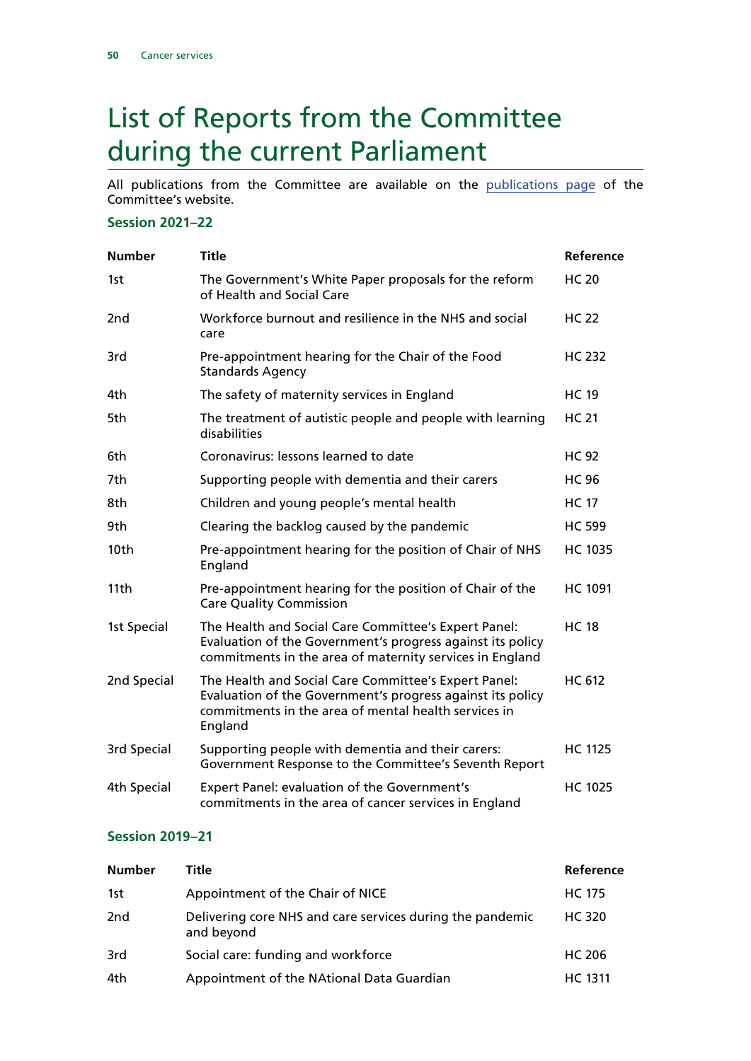# List of Reports from the Committee during the current Parliament

All publications from the Committee are available on the publications page of the Committee's website.

### Session 2021–22

| Number | Title | Reference |
|---|---|---|
| 1st | The Government's White Paper proposals for the reform of Health and Social Care | HC 20 |
| 2nd | Workforce burnout and resilience in the NHS and social care | HC 22 |
| 3rd | Pre-appointment hearing for the Chair of the Food Standards Agency | HC 232 |
| 4th | The safety of maternity services in England | HC 19 |
| 5th | The treatment of autistic people and people with learning disabilities | HC 21 |
| 6th | Coronavirus: lessons learned to date | HC 92 |
| 7th | Supporting people with dementia and their carers | HC 96 |
| 8th | Children and young people's mental health | HC 17 |
| 9th | Clearing the backlog caused by the pandemic | HC 599 |
| 10th | Pre-appointment hearing for the position of Chair of NHS England | HC 1035 |
| 11th | Pre-appointment hearing for the position of Chair of the Care Quality Commission | HC 1091 |
| 1st Special | The Health and Social Care Committee's Expert Panel: Evaluation of the Government's progress against its policy commitments in the area of maternity services in England | HC 18 |
| 2nd Special | The Health and Social Care Committee's Expert Panel: Evaluation of the Government's progress against its policy commitments in the area of mental health services in England | HC 612 |
| 3rd Special | Supporting people with dementia and their carers: Government Response to the Committee's Seventh Report | HC 1125 |
| 4th Special | Expert Panel: evaluation of the Government's commitments in the area of cancer services in England | HC 1025 |

### Session 2019–21

| Number | Title | Reference |
|---|---|---|
| 1st | Appointment of the Chair of NICE | HC 175 |
| 2nd | Delivering core NHS and care services during the pandemic and beyond | HC 320 |
| 3rd | Social care: funding and workforce | HC 206 |
| 4th | Appointment of the NAtional Data Guardian | HC 1311 |